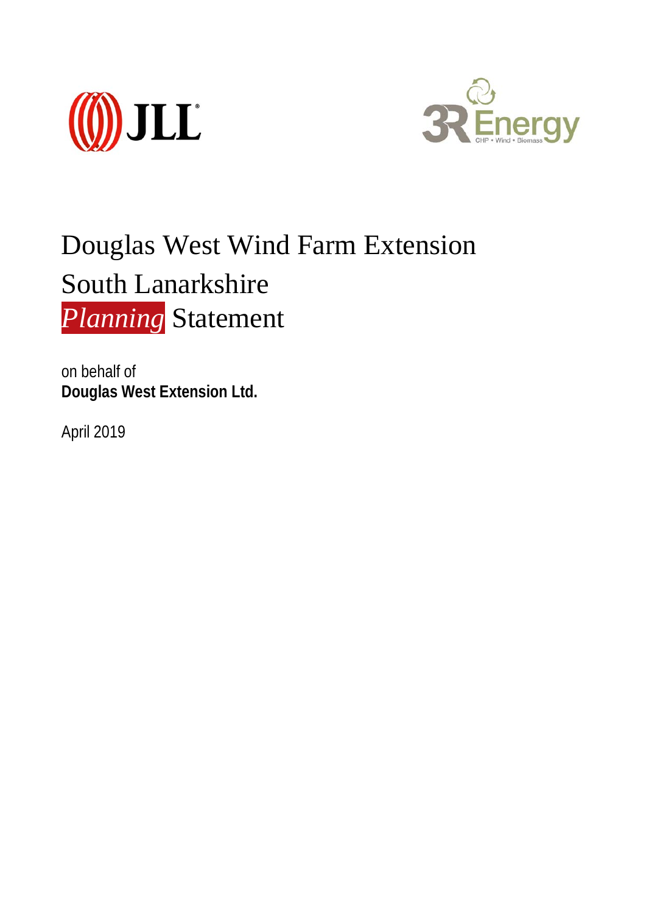JLL

3R Energy
CHP • Wind • Biomass

# Douglas West Wind Farm Extension
# South Lanarkshire
# *Planning* Statement

on behalf of
**Douglas West Extension Ltd.**

April 2019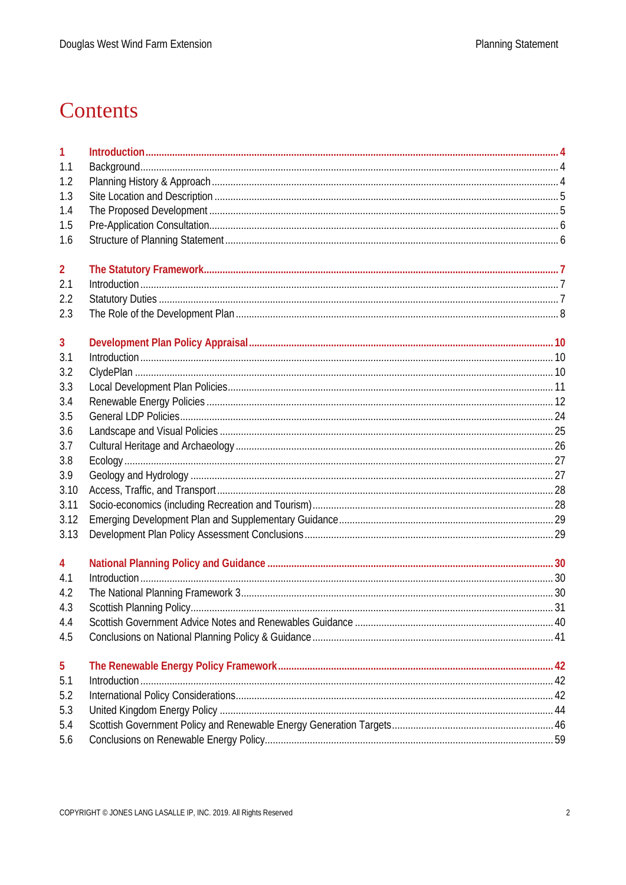# Contents

| | | |
|---|---|---|
| **1** | **Introduction** | **4** |
| 1.1 | Background | 4 |
| 1.2 | Planning History & Approach | 4 |
| 1.3 | Site Location and Description | 5 |
| 1.4 | The Proposed Development | 5 |
| 1.5 | Pre-Application Consultation | 6 |
| 1.6 | Structure of Planning Statement | 6 |
| **2** | **The Statutory Framework** | **7** |
| 2.1 | Introduction | 7 |
| 2.2 | Statutory Duties | 7 |
| 2.3 | The Role of the Development Plan | 8 |
| **3** | **Development Plan Policy Appraisal** | **10** |
| 3.1 | Introduction | 10 |
| 3.2 | ClydePlan | 10 |
| 3.3 | Local Development Plan Policies | 11 |
| 3.4 | Renewable Energy Policies | 12 |
| 3.5 | General LDP Policies | 24 |
| 3.6 | Landscape and Visual Policies | 25 |
| 3.7 | Cultural Heritage and Archaeology | 26 |
| 3.8 | Ecology | 27 |
| 3.9 | Geology and Hydrology | 27 |
| 3.10 | Access, Traffic, and Transport | 28 |
| 3.11 | Socio-economics (including Recreation and Tourism) | 28 |
| 3.12 | Emerging Development Plan and Supplementary Guidance | 29 |
| 3.13 | Development Plan Policy Assessment Conclusions | 29 |
| **4** | **National Planning Policy and Guidance** | **30** |
| 4.1 | Introduction | 30 |
| 4.2 | The National Planning Framework 3 | 30 |
| 4.3 | Scottish Planning Policy | 31 |
| 4.4 | Scottish Government Advice Notes and Renewables Guidance | 40 |
| 4.5 | Conclusions on National Planning Policy & Guidance | 41 |
| **5** | **The Renewable Energy Policy Framework** | **42** |
| 5.1 | Introduction | 42 |
| 5.2 | International Policy Considerations | 42 |
| 5.3 | United Kingdom Energy Policy | 44 |
| 5.4 | Scottish Government Policy and Renewable Energy Generation Targets | 46 |
| 5.6 | Conclusions on Renewable Energy Policy | 59 |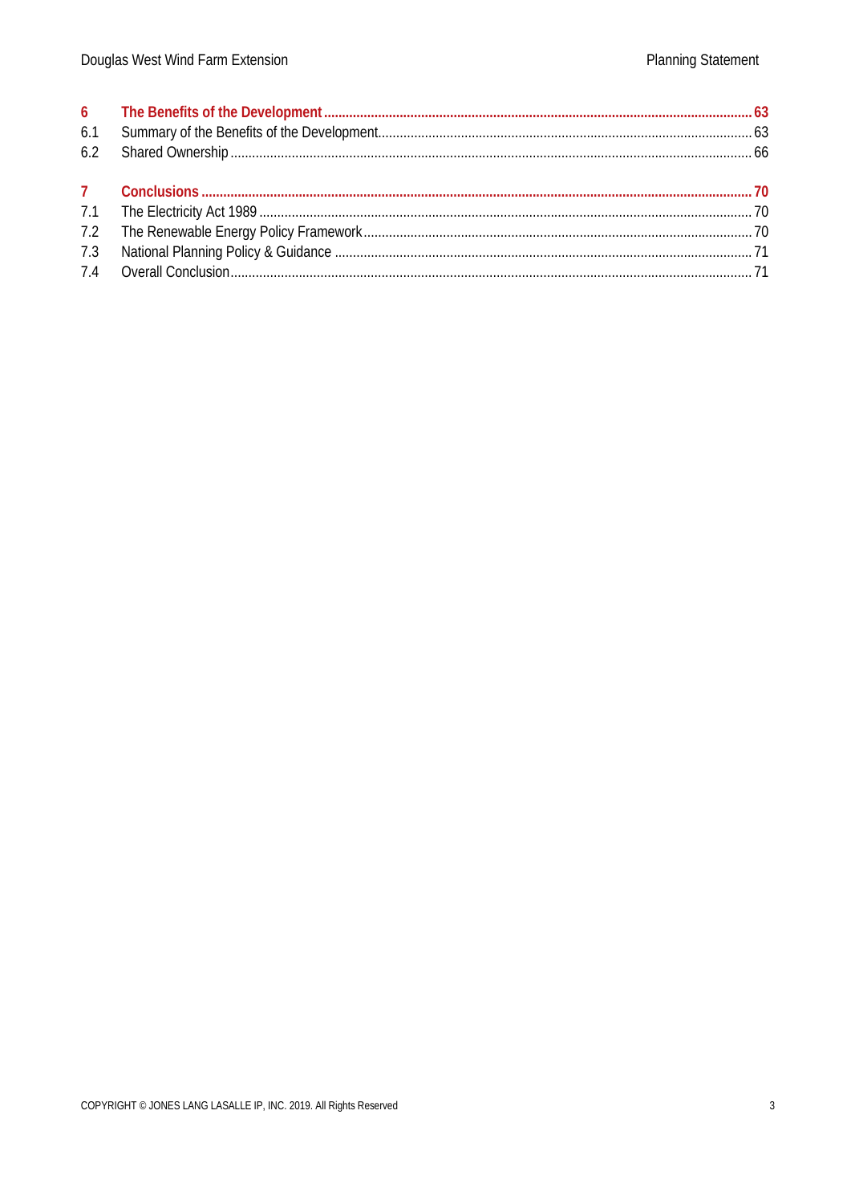| | | |
|---|---|---|
| **6** | **The Benefits of the Development** | **63** |
| 6.1 | Summary of the Benefits of the Development | 63 |
| 6.2 | Shared Ownership | 66 |
| **7** | **Conclusions** | **70** |
| 7.1 | The Electricity Act 1989 | 70 |
| 7.2 | The Renewable Energy Policy Framework | 70 |
| 7.3 | National Planning Policy & Guidance | 71 |
| 7.4 | Overall Conclusion | 71 |

COPYRIGHT © JONES LANG LASALLE IP, INC. 2019. All Rights Reserved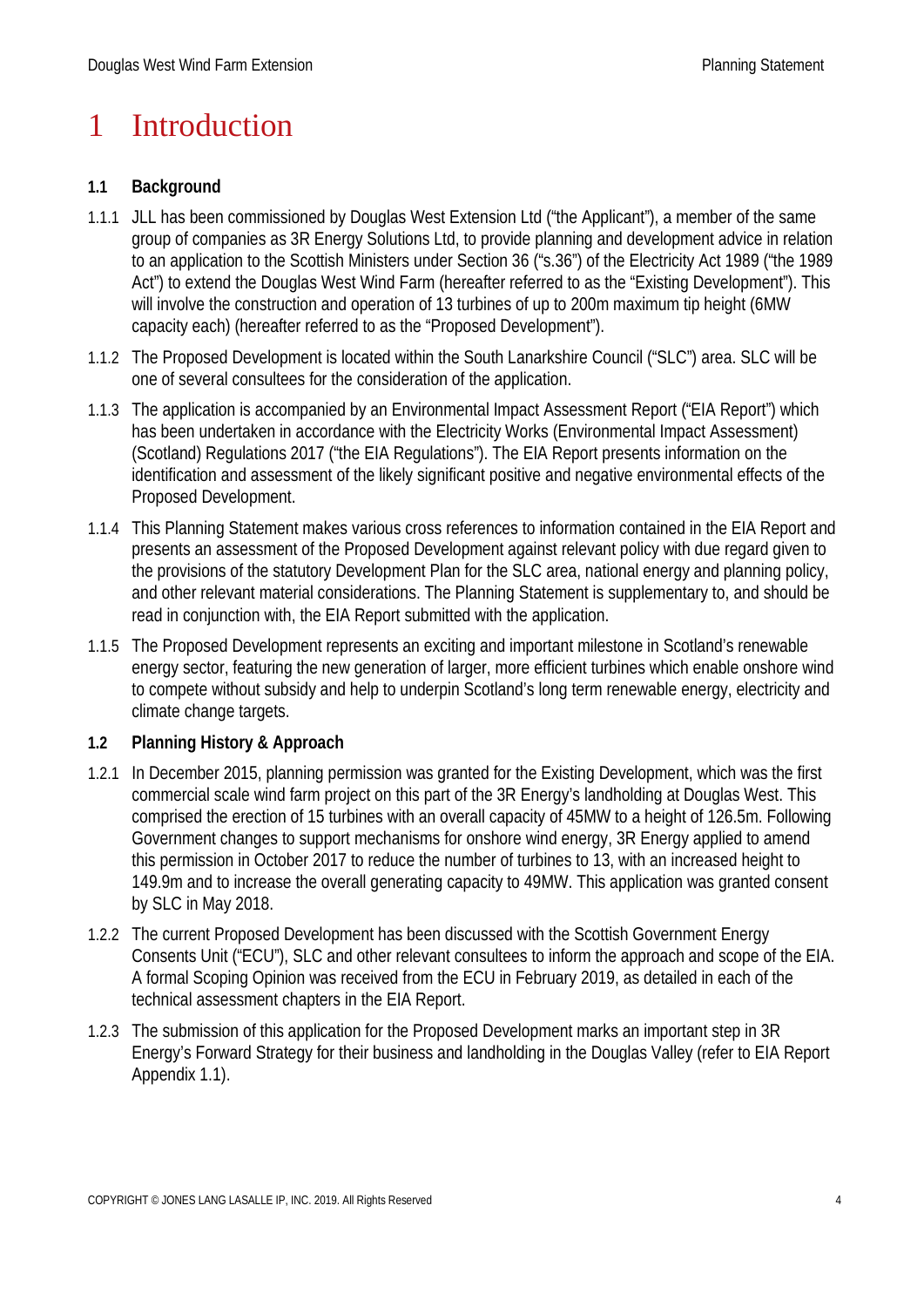# 1 Introduction

### 1.1 Background

1.1.1 JLL has been commissioned by Douglas West Extension Ltd ("the Applicant"), a member of the same group of companies as 3R Energy Solutions Ltd, to provide planning and development advice in relation to an application to the Scottish Ministers under Section 36 ("s.36") of the Electricity Act 1989 ("the 1989 Act") to extend the Douglas West Wind Farm (hereafter referred to as the "Existing Development"). This will involve the construction and operation of 13 turbines of up to 200m maximum tip height (6MW capacity each) (hereafter referred to as the "Proposed Development").

1.1.2 The Proposed Development is located within the South Lanarkshire Council ("SLC") area. SLC will be one of several consultees for the consideration of the application.

1.1.3 The application is accompanied by an Environmental Impact Assessment Report ("EIA Report") which has been undertaken in accordance with the Electricity Works (Environmental Impact Assessment) (Scotland) Regulations 2017 ("the EIA Regulations"). The EIA Report presents information on the identification and assessment of the likely significant positive and negative environmental effects of the Proposed Development.

1.1.4 This Planning Statement makes various cross references to information contained in the EIA Report and presents an assessment of the Proposed Development against relevant policy with due regard given to the provisions of the statutory Development Plan for the SLC area, national energy and planning policy, and other relevant material considerations. The Planning Statement is supplementary to, and should be read in conjunction with, the EIA Report submitted with the application.

1.1.5 The Proposed Development represents an exciting and important milestone in Scotland's renewable energy sector, featuring the new generation of larger, more efficient turbines which enable onshore wind to compete without subsidy and help to underpin Scotland's long term renewable energy, electricity and climate change targets.

### 1.2 Planning History & Approach

1.2.1 In December 2015, planning permission was granted for the Existing Development, which was the first commercial scale wind farm project on this part of the 3R Energy's landholding at Douglas West. This comprised the erection of 15 turbines with an overall capacity of 45MW to a height of 126.5m. Following Government changes to support mechanisms for onshore wind energy, 3R Energy applied to amend this permission in October 2017 to reduce the number of turbines to 13, with an increased height to 149.9m and to increase the overall generating capacity to 49MW. This application was granted consent by SLC in May 2018.

1.2.2 The current Proposed Development has been discussed with the Scottish Government Energy Consents Unit ("ECU"), SLC and other relevant consultees to inform the approach and scope of the EIA. A formal Scoping Opinion was received from the ECU in February 2019, as detailed in each of the technical assessment chapters in the EIA Report.

1.2.3 The submission of this application for the Proposed Development marks an important step in 3R Energy's Forward Strategy for their business and landholding in the Douglas Valley (refer to EIA Report Appendix 1.1).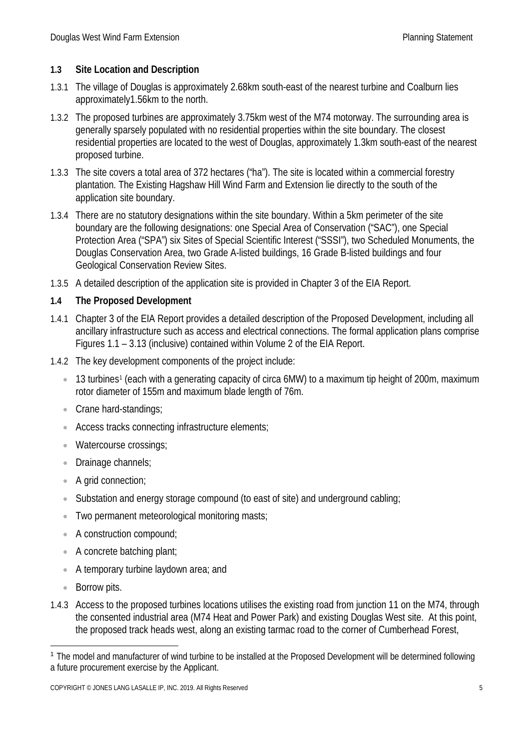## 1.3 Site Location and Description

1.3.1 The village of Douglas is approximately 2.68km south-east of the nearest turbine and Coalburn lies approximately1.56km to the north.

1.3.2 The proposed turbines are approximately 3.75km west of the M74 motorway. The surrounding area is generally sparsely populated with no residential properties within the site boundary. The closest residential properties are located to the west of Douglas, approximately 1.3km south-east of the nearest proposed turbine.

1.3.3 The site covers a total area of 372 hectares ("ha"). The site is located within a commercial forestry plantation. The Existing Hagshaw Hill Wind Farm and Extension lie directly to the south of the application site boundary.

1.3.4 There are no statutory designations within the site boundary. Within a 5km perimeter of the site boundary are the following designations: one Special Area of Conservation ("SAC"), one Special Protection Area ("SPA") six Sites of Special Scientific Interest ("SSSI"), two Scheduled Monuments, the Douglas Conservation Area, two Grade A-listed buildings, 16 Grade B-listed buildings and four Geological Conservation Review Sites.

1.3.5 A detailed description of the application site is provided in Chapter 3 of the EIA Report.

## 1.4 The Proposed Development

1.4.1 Chapter 3 of the EIA Report provides a detailed description of the Proposed Development, including all ancillary infrastructure such as access and electrical connections. The formal application plans comprise Figures 1.1 – 3.13 (inclusive) contained within Volume 2 of the EIA Report.

1.4.2 The key development components of the project include:

- 13 turbines[1] (each with a generating capacity of circa 6MW) to a maximum tip height of 200m, maximum rotor diameter of 155m and maximum blade length of 76m.
- Crane hard-standings;
- Access tracks connecting infrastructure elements;
- Watercourse crossings;
- Drainage channels;
- A grid connection;
- Substation and energy storage compound (to east of site) and underground cabling;
- Two permanent meteorological monitoring masts;
- A construction compound;
- A concrete batching plant;
- A temporary turbine laydown area; and
- Borrow pits.

1.4.3 Access to the proposed turbines locations utilises the existing road from junction 11 on the M74, through the consented industrial area (M74 Heat and Power Park) and existing Douglas West site. At this point, the proposed track heads west, along an existing tarmac road to the corner of Cumberhead Forest,

[1] The model and manufacturer of wind turbine to be installed at the Proposed Development will be determined following a future procurement exercise by the Applicant.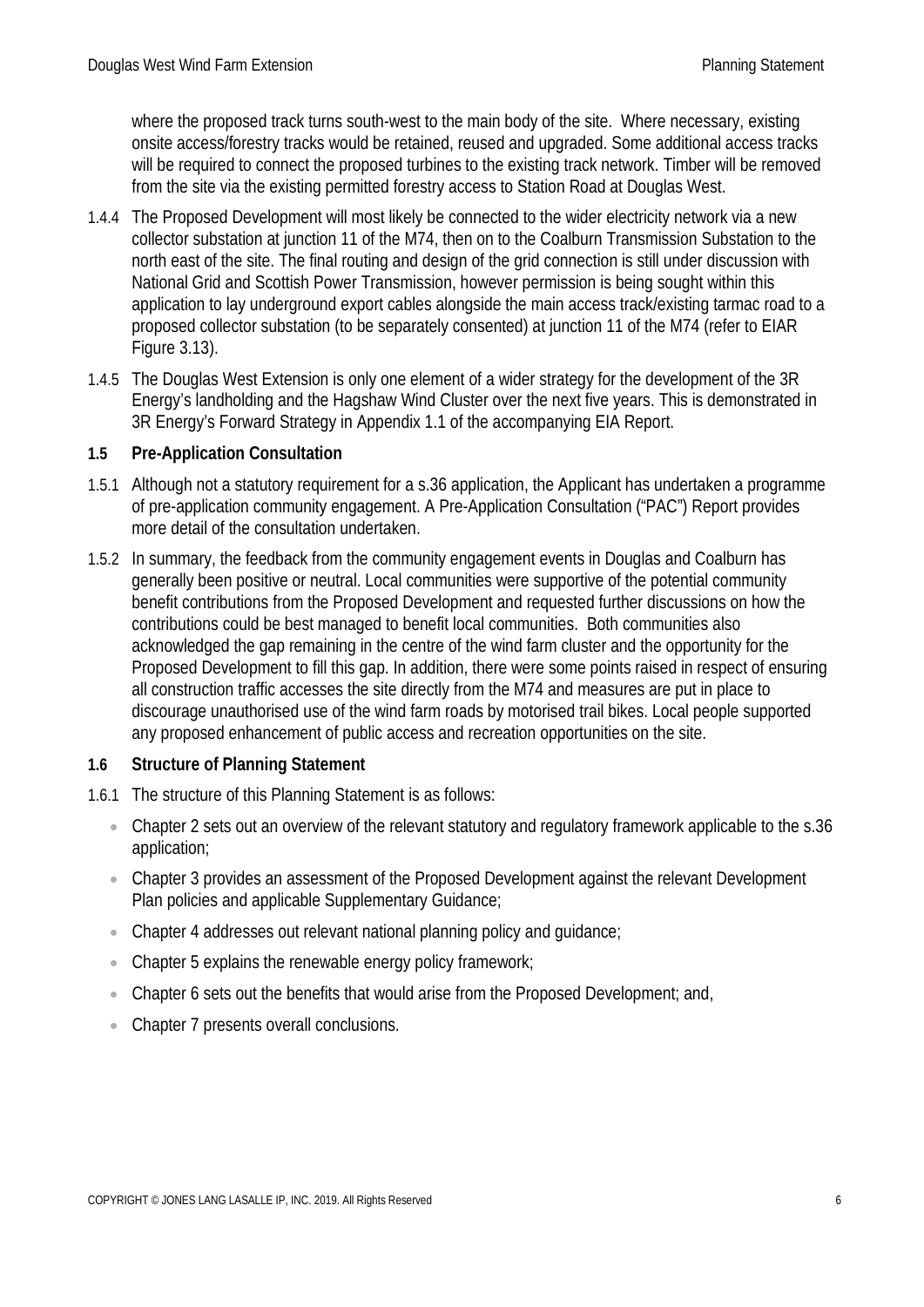where the proposed track turns south-west to the main body of the site. Where necessary, existing onsite access/forestry tracks would be retained, reused and upgraded. Some additional access tracks will be required to connect the proposed turbines to the existing track network. Timber will be removed from the site via the existing permitted forestry access to Station Road at Douglas West.

1.4.4 The Proposed Development will most likely be connected to the wider electricity network via a new collector substation at junction 11 of the M74, then on to the Coalburn Transmission Substation to the north east of the site. The final routing and design of the grid connection is still under discussion with National Grid and Scottish Power Transmission, however permission is being sought within this application to lay underground export cables alongside the main access track/existing tarmac road to a proposed collector substation (to be separately consented) at junction 11 of the M74 (refer to EIAR Figure 3.13).

1.4.5 The Douglas West Extension is only one element of a wider strategy for the development of the 3R Energy's landholding and the Hagshaw Wind Cluster over the next five years. This is demonstrated in 3R Energy's Forward Strategy in Appendix 1.1 of the accompanying EIA Report.

### 1.5 Pre-Application Consultation

1.5.1 Although not a statutory requirement for a s.36 application, the Applicant has undertaken a programme of pre-application community engagement. A Pre-Application Consultation ("PAC") Report provides more detail of the consultation undertaken.

1.5.2 In summary, the feedback from the community engagement events in Douglas and Coalburn has generally been positive or neutral. Local communities were supportive of the potential community benefit contributions from the Proposed Development and requested further discussions on how the contributions could be best managed to benefit local communities. Both communities also acknowledged the gap remaining in the centre of the wind farm cluster and the opportunity for the Proposed Development to fill this gap. In addition, there were some points raised in respect of ensuring all construction traffic accesses the site directly from the M74 and measures are put in place to discourage unauthorised use of the wind farm roads by motorised trail bikes. Local people supported any proposed enhancement of public access and recreation opportunities on the site.

### 1.6 Structure of Planning Statement

1.6.1 The structure of this Planning Statement is as follows:

- Chapter 2 sets out an overview of the relevant statutory and regulatory framework applicable to the s.36 application;
- Chapter 3 provides an assessment of the Proposed Development against the relevant Development Plan policies and applicable Supplementary Guidance;
- Chapter 4 addresses out relevant national planning policy and guidance;
- Chapter 5 explains the renewable energy policy framework;
- Chapter 6 sets out the benefits that would arise from the Proposed Development; and,
- Chapter 7 presents overall conclusions.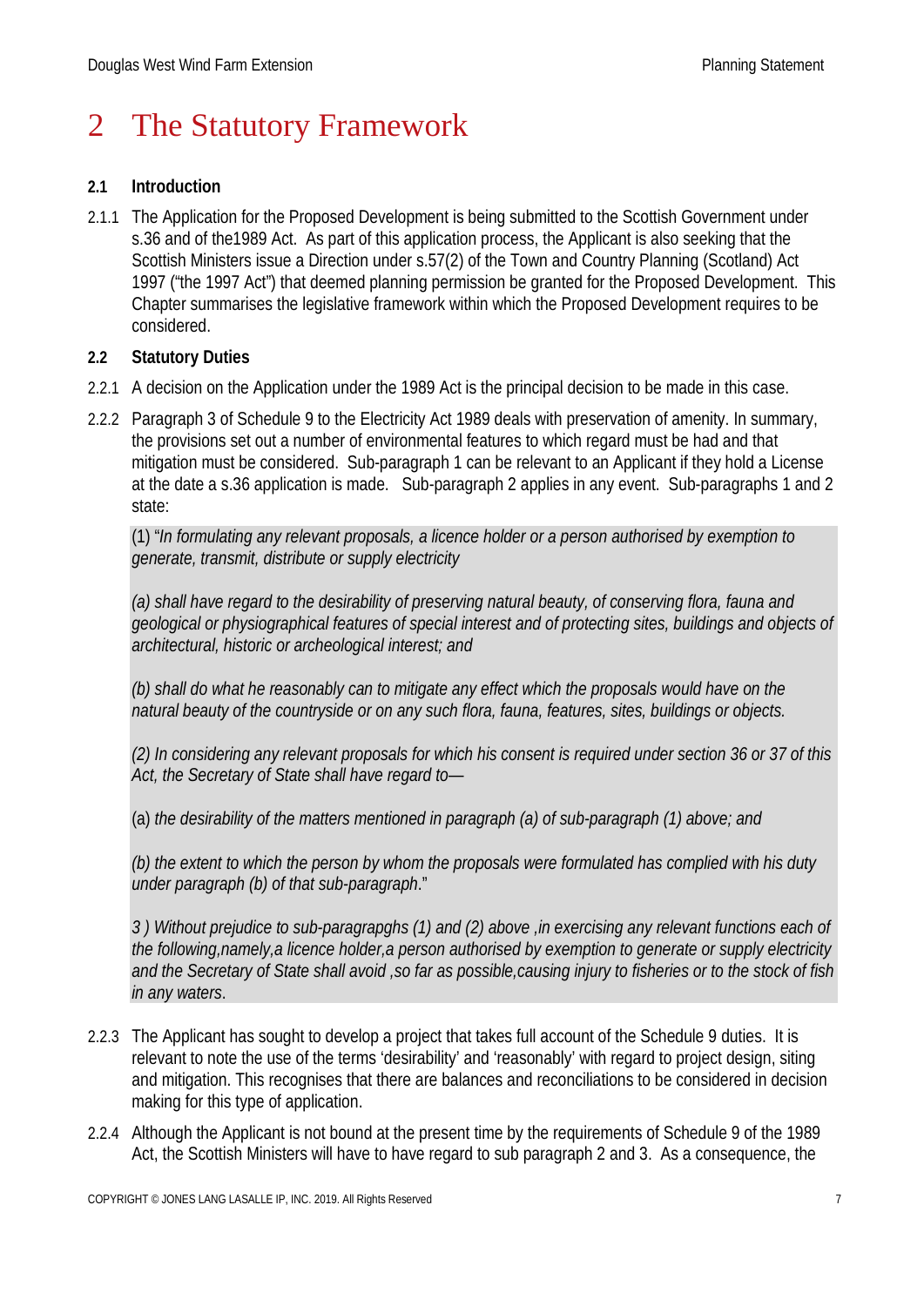# 2 The Statutory Framework

## 2.1 Introduction

2.1.1 The Application for the Proposed Development is being submitted to the Scottish Government under s.36 and of the1989 Act. As part of this application process, the Applicant is also seeking that the Scottish Ministers issue a Direction under s.57(2) of the Town and Country Planning (Scotland) Act 1997 ("the 1997 Act") that deemed planning permission be granted for the Proposed Development. This Chapter summarises the legislative framework within which the Proposed Development requires to be considered.

## 2.2 Statutory Duties

2.2.1 A decision on the Application under the 1989 Act is the principal decision to be made in this case.

2.2.2 Paragraph 3 of Schedule 9 to the Electricity Act 1989 deals with preservation of amenity. In summary, the provisions set out a number of environmental features to which regard must be had and that mitigation must be considered. Sub-paragraph 1 can be relevant to an Applicant if they hold a License at the date a s.36 application is made. Sub-paragraph 2 applies in any event. Sub-paragraphs 1 and 2 state:

> (1) "*In formulating any relevant proposals, a licence holder or a person authorised by exemption to generate, transmit, distribute or supply electricity*
>
> *(a) shall have regard to the desirability of preserving natural beauty, of conserving flora, fauna and geological or physiographical features of special interest and of protecting sites, buildings and objects of architectural, historic or archeological interest; and*
>
> *(b) shall do what he reasonably can to mitigate any effect which the proposals would have on the natural beauty of the countryside or on any such flora, fauna, features, sites, buildings or objects.*
>
> *(2) In considering any relevant proposals for which his consent is required under section 36 or 37 of this Act, the Secretary of State shall have regard to—*
>
> (a) *the desirability of the matters mentioned in paragraph (a) of sub-paragraph (1) above; and*
>
> *(b) the extent to which the person by whom the proposals were formulated has complied with his duty under paragraph (b) of that sub-paragraph*."
>
> *3 ) Without prejudice to sub-paragrapghs (1) and (2) above ,in exercising any relevant functions each of the following,namely,a licence holder,a person authorised by exemption to generate or supply electricity and the Secretary of State shall avoid ,so far as possible,causing injury to fisheries or to the stock of fish in any waters*.

2.2.3 The Applicant has sought to develop a project that takes full account of the Schedule 9 duties. It is relevant to note the use of the terms 'desirability' and 'reasonably' with regard to project design, siting and mitigation. This recognises that there are balances and reconciliations to be considered in decision making for this type of application.

2.2.4 Although the Applicant is not bound at the present time by the requirements of Schedule 9 of the 1989 Act, the Scottish Ministers will have to have regard to sub paragraph 2 and 3. As a consequence, the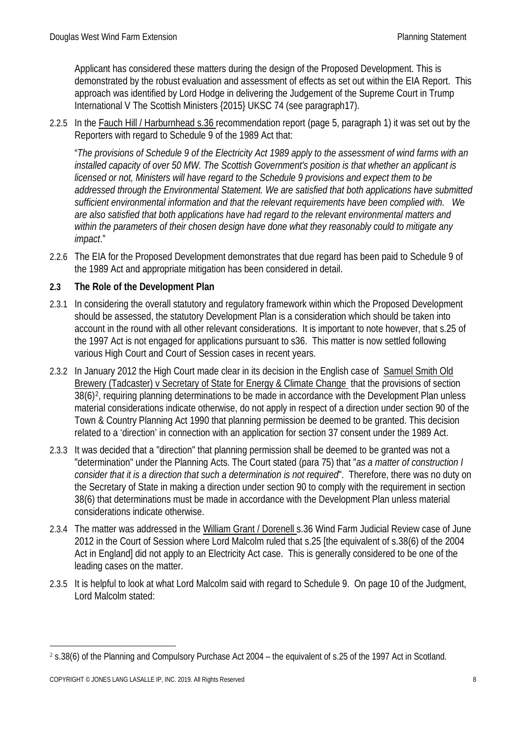Applicant has considered these matters during the design of the Proposed Development. This is demonstrated by the robust evaluation and assessment of effects as set out within the EIA Report. This approach was identified by Lord Hodge in delivering the Judgement of the Supreme Court in Trump International V The Scottish Ministers {2015} UKSC 74 (see paragraph17).

2.2.5 In the Fauch Hill / Harburnhead s.36 recommendation report (page 5, paragraph 1) it was set out by the Reporters with regard to Schedule 9 of the 1989 Act that:

"*The provisions of Schedule 9 of the Electricity Act 1989 apply to the assessment of wind farms with an installed capacity of over 50 MW. The Scottish Government's position is that whether an applicant is licensed or not, Ministers will have regard to the Schedule 9 provisions and expect them to be addressed through the Environmental Statement. We are satisfied that both applications have submitted sufficient environmental information and that the relevant requirements have been complied with. We are also satisfied that both applications have had regard to the relevant environmental matters and within the parameters of their chosen design have done what they reasonably could to mitigate any impact*."

2.2.6 The EIA for the Proposed Development demonstrates that due regard has been paid to Schedule 9 of the 1989 Act and appropriate mitigation has been considered in detail.

## 2.3 The Role of the Development Plan

2.3.1 In considering the overall statutory and regulatory framework within which the Proposed Development should be assessed, the statutory Development Plan is a consideration which should be taken into account in the round with all other relevant considerations. It is important to note however, that s.25 of the 1997 Act is not engaged for applications pursuant to s36. This matter is now settled following various High Court and Court of Session cases in recent years.

2.3.2 In January 2012 the High Court made clear in its decision in the English case of Samuel Smith Old Brewery (Tadcaster) v Secretary of State for Energy & Climate Change that the provisions of section 38(6)[2], requiring planning determinations to be made in accordance with the Development Plan unless material considerations indicate otherwise, do not apply in respect of a direction under section 90 of the Town & Country Planning Act 1990 that planning permission be deemed to be granted. This decision related to a 'direction' in connection with an application for section 37 consent under the 1989 Act.

2.3.3 It was decided that a "direction" that planning permission shall be deemed to be granted was not a "determination" under the Planning Acts. The Court stated (para 75) that "*as a matter of construction I consider that it is a direction that such a determination is not required*". Therefore, there was no duty on the Secretary of State in making a direction under section 90 to comply with the requirement in section 38(6) that determinations must be made in accordance with the Development Plan unless material considerations indicate otherwise.

2.3.4 The matter was addressed in the William Grant / Dorenell s.36 Wind Farm Judicial Review case of June 2012 in the Court of Session where Lord Malcolm ruled that s.25 [the equivalent of s.38(6) of the 2004 Act in England] did not apply to an Electricity Act case. This is generally considered to be one of the leading cases on the matter.

2.3.5 It is helpful to look at what Lord Malcolm said with regard to Schedule 9. On page 10 of the Judgment, Lord Malcolm stated:

[2] s.38(6) of the Planning and Compulsory Purchase Act 2004 – the equivalent of s.25 of the 1997 Act in Scotland.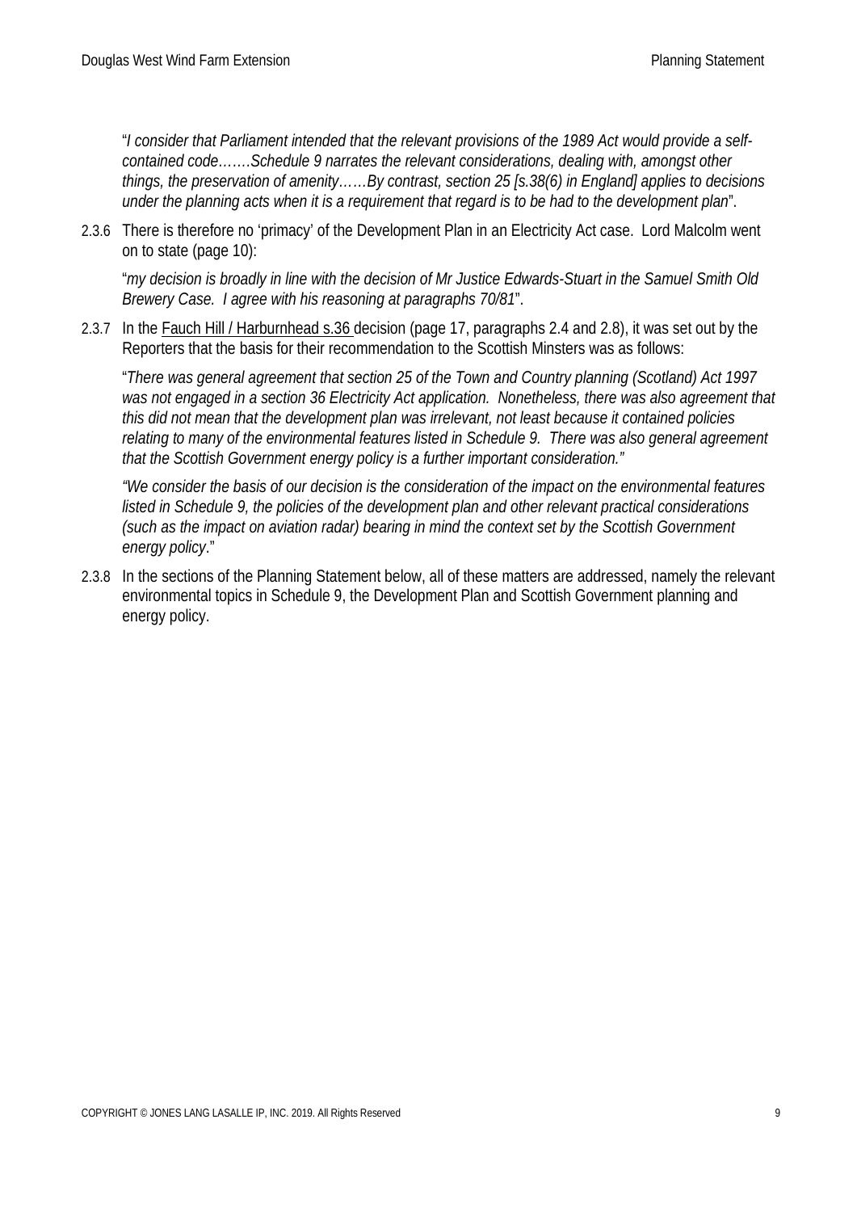"*I consider that Parliament intended that the relevant provisions of the 1989 Act would provide a self-contained code……Schedule 9 narrates the relevant considerations, dealing with, amongst other things, the preservation of amenity……By contrast, section 25 [s.38(6) in England] applies to decisions under the planning acts when it is a requirement that regard is to be had to the development plan*".

2.3.6 There is therefore no 'primacy' of the Development Plan in an Electricity Act case. Lord Malcolm went on to state (page 10):

"*my decision is broadly in line with the decision of Mr Justice Edwards-Stuart in the Samuel Smith Old Brewery Case. I agree with his reasoning at paragraphs 70/81*".

2.3.7 In the <u>Fauch Hill / Harburnhead s.36</u> decision (page 17, paragraphs 2.4 and 2.8), it was set out by the Reporters that the basis for their recommendation to the Scottish Minsters was as follows:

"*There was general agreement that section 25 of the Town and Country planning (Scotland) Act 1997 was not engaged in a section 36 Electricity Act application. Nonetheless, there was also agreement that this did not mean that the development plan was irrelevant, not least because it contained policies relating to many of the environmental features listed in Schedule 9. There was also general agreement that the Scottish Government energy policy is a further important consideration."*

*"We consider the basis of our decision is the consideration of the impact on the environmental features listed in Schedule 9, the policies of the development plan and other relevant practical considerations (such as the impact on aviation radar) bearing in mind the context set by the Scottish Government energy policy*."

2.3.8 In the sections of the Planning Statement below, all of these matters are addressed, namely the relevant environmental topics in Schedule 9, the Development Plan and Scottish Government planning and energy policy.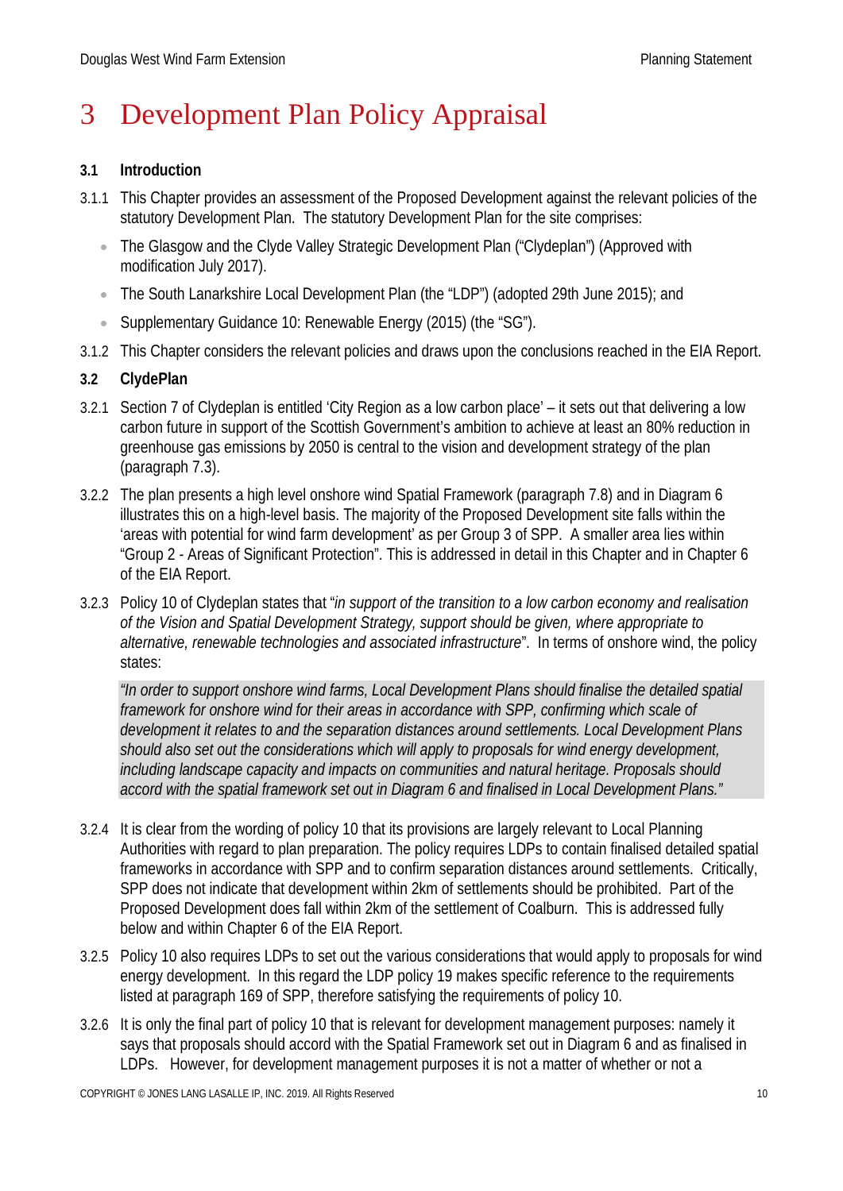# 3 Development Plan Policy Appraisal

### 3.1 Introduction

3.1.1 This Chapter provides an assessment of the Proposed Development against the relevant policies of the statutory Development Plan. The statutory Development Plan for the site comprises:

- The Glasgow and the Clyde Valley Strategic Development Plan ("Clydeplan") (Approved with modification July 2017).
- The South Lanarkshire Local Development Plan (the "LDP") (adopted 29th June 2015); and
- Supplementary Guidance 10: Renewable Energy (2015) (the "SG").

3.1.2 This Chapter considers the relevant policies and draws upon the conclusions reached in the EIA Report.

### 3.2 ClydePlan

3.2.1 Section 7 of Clydeplan is entitled 'City Region as a low carbon place' – it sets out that delivering a low carbon future in support of the Scottish Government's ambition to achieve at least an 80% reduction in greenhouse gas emissions by 2050 is central to the vision and development strategy of the plan (paragraph 7.3).

3.2.2 The plan presents a high level onshore wind Spatial Framework (paragraph 7.8) and in Diagram 6 illustrates this on a high-level basis. The majority of the Proposed Development site falls within the 'areas with potential for wind farm development' as per Group 3 of SPP. A smaller area lies within "Group 2 - Areas of Significant Protection". This is addressed in detail in this Chapter and in Chapter 6 of the EIA Report.

3.2.3 Policy 10 of Clydeplan states that "*in support of the transition to a low carbon economy and realisation of the Vision and Spatial Development Strategy, support should be given, where appropriate to alternative, renewable technologies and associated infrastructure*". In terms of onshore wind, the policy states:

> *"In order to support onshore wind farms, Local Development Plans should finalise the detailed spatial framework for onshore wind for their areas in accordance with SPP, confirming which scale of development it relates to and the separation distances around settlements. Local Development Plans should also set out the considerations which will apply to proposals for wind energy development, including landscape capacity and impacts on communities and natural heritage. Proposals should accord with the spatial framework set out in Diagram 6 and finalised in Local Development Plans."*

3.2.4 It is clear from the wording of policy 10 that its provisions are largely relevant to Local Planning Authorities with regard to plan preparation. The policy requires LDPs to contain finalised detailed spatial frameworks in accordance with SPP and to confirm separation distances around settlements. Critically, SPP does not indicate that development within 2km of settlements should be prohibited. Part of the Proposed Development does fall within 2km of the settlement of Coalburn. This is addressed fully below and within Chapter 6 of the EIA Report.

3.2.5 Policy 10 also requires LDPs to set out the various considerations that would apply to proposals for wind energy development. In this regard the LDP policy 19 makes specific reference to the requirements listed at paragraph 169 of SPP, therefore satisfying the requirements of policy 10.

3.2.6 It is only the final part of policy 10 that is relevant for development management purposes: namely it says that proposals should accord with the Spatial Framework set out in Diagram 6 and as finalised in LDPs. However, for development management purposes it is not a matter of whether or not a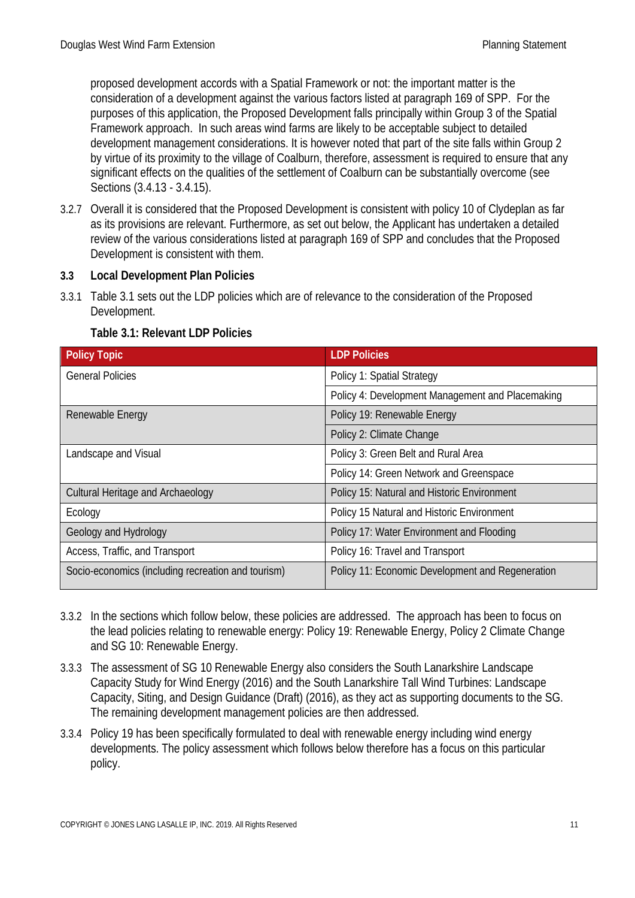proposed development accords with a Spatial Framework or not: the important matter is the consideration of a development against the various factors listed at paragraph 169 of SPP. For the purposes of this application, the Proposed Development falls principally within Group 3 of the Spatial Framework approach. In such areas wind farms are likely to be acceptable subject to detailed development management considerations. It is however noted that part of the site falls within Group 2 by virtue of its proximity to the village of Coalburn, therefore, assessment is required to ensure that any significant effects on the qualities of the settlement of Coalburn can be substantially overcome (see Sections (3.4.13 - 3.4.15).

3.2.7 Overall it is considered that the Proposed Development is consistent with policy 10 of Clydeplan as far as its provisions are relevant. Furthermore, as set out below, the Applicant has undertaken a detailed review of the various considerations listed at paragraph 169 of SPP and concludes that the Proposed Development is consistent with them.

## 3.3 Local Development Plan Policies

3.3.1 Table 3.1 sets out the LDP policies which are of relevance to the consideration of the Proposed Development.

**Table 3.1: Relevant LDP Policies**

| Policy Topic | LDP Policies |
|---|---|
| General Policies | Policy 1: Spatial Strategy |
| | Policy 4: Development Management and Placemaking |
| Renewable Energy | Policy 19: Renewable Energy |
| | Policy 2: Climate Change |
| Landscape and Visual | Policy 3: Green Belt and Rural Area |
| | Policy 14: Green Network and Greenspace |
| Cultural Heritage and Archaeology | Policy 15: Natural and Historic Environment |
| Ecology | Policy 15 Natural and Historic Environment |
| Geology and Hydrology | Policy 17: Water Environment and Flooding |
| Access, Traffic, and Transport | Policy 16: Travel and Transport |
| Socio-economics (including recreation and tourism) | Policy 11: Economic Development and Regeneration |

3.3.2 In the sections which follow below, these policies are addressed. The approach has been to focus on the lead policies relating to renewable energy: Policy 19: Renewable Energy, Policy 2 Climate Change and SG 10: Renewable Energy.

3.3.3 The assessment of SG 10 Renewable Energy also considers the South Lanarkshire Landscape Capacity Study for Wind Energy (2016) and the South Lanarkshire Tall Wind Turbines: Landscape Capacity, Siting, and Design Guidance (Draft) (2016), as they act as supporting documents to the SG. The remaining development management policies are then addressed.

3.3.4 Policy 19 has been specifically formulated to deal with renewable energy including wind energy developments. The policy assessment which follows below therefore has a focus on this particular policy.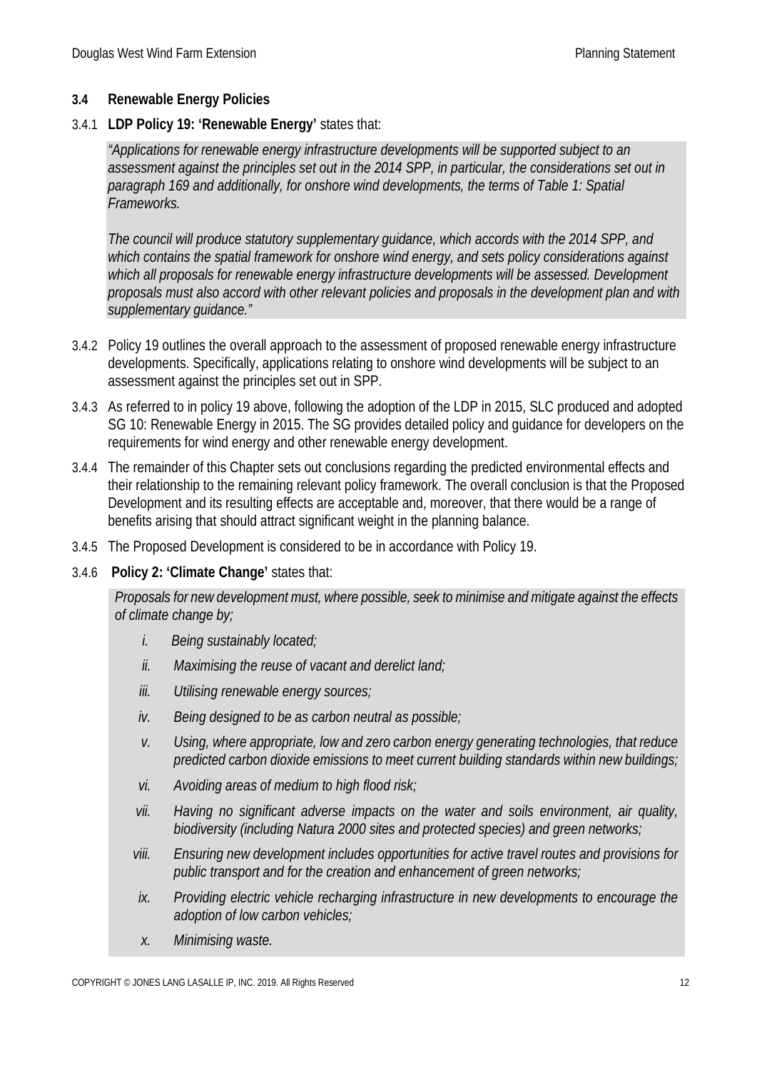### 3.4 Renewable Energy Policies

3.4.1 **LDP Policy 19: 'Renewable Energy'** states that:

> *"Applications for renewable energy infrastructure developments will be supported subject to an assessment against the principles set out in the 2014 SPP, in particular, the considerations set out in paragraph 169 and additionally, for onshore wind developments, the terms of Table 1: Spatial Frameworks.*
>
> *The council will produce statutory supplementary guidance, which accords with the 2014 SPP, and which contains the spatial framework for onshore wind energy, and sets policy considerations against which all proposals for renewable energy infrastructure developments will be assessed. Development proposals must also accord with other relevant policies and proposals in the development plan and with supplementary guidance."*

3.4.2 Policy 19 outlines the overall approach to the assessment of proposed renewable energy infrastructure developments. Specifically, applications relating to onshore wind developments will be subject to an assessment against the principles set out in SPP.

3.4.3 As referred to in policy 19 above, following the adoption of the LDP in 2015, SLC produced and adopted SG 10: Renewable Energy in 2015. The SG provides detailed policy and guidance for developers on the requirements for wind energy and other renewable energy development.

3.4.4 The remainder of this Chapter sets out conclusions regarding the predicted environmental effects and their relationship to the remaining relevant policy framework. The overall conclusion is that the Proposed Development and its resulting effects are acceptable and, moreover, that there would be a range of benefits arising that should attract significant weight in the planning balance.

3.4.5 The Proposed Development is considered to be in accordance with Policy 19.

3.4.6 **Policy 2: 'Climate Change'** states that:

> *Proposals for new development must, where possible, seek to minimise and mitigate against the effects of climate change by;*
>
> *i. Being sustainably located;*
>
> *ii. Maximising the reuse of vacant and derelict land;*
>
> *iii. Utilising renewable energy sources;*
>
> *iv. Being designed to be as carbon neutral as possible;*
>
> *v. Using, where appropriate, low and zero carbon energy generating technologies, that reduce predicted carbon dioxide emissions to meet current building standards within new buildings;*
>
> *vi. Avoiding areas of medium to high flood risk;*
>
> *vii. Having no significant adverse impacts on the water and soils environment, air quality, biodiversity (including Natura 2000 sites and protected species) and green networks;*
>
> *viii. Ensuring new development includes opportunities for active travel routes and provisions for public transport and for the creation and enhancement of green networks;*
>
> *ix. Providing electric vehicle recharging infrastructure in new developments to encourage the adoption of low carbon vehicles;*
>
> *x. Minimising waste.*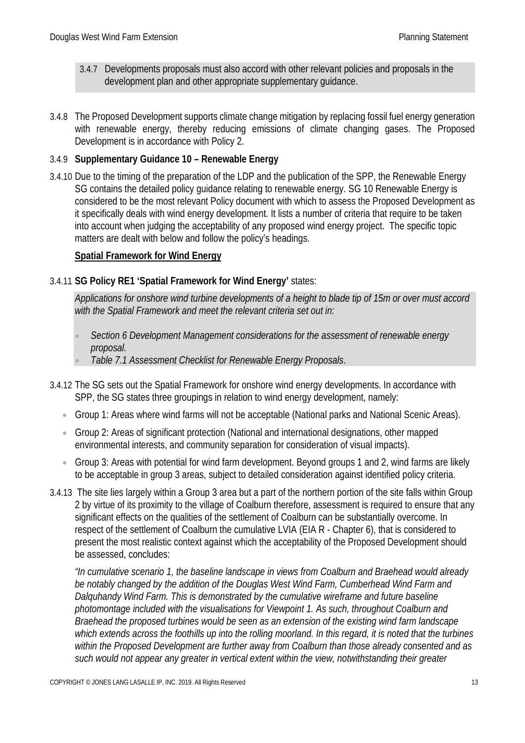3.4.7 Developments proposals must also accord with other relevant policies and proposals in the development plan and other appropriate supplementary guidance.

3.4.8 The Proposed Development supports climate change mitigation by replacing fossil fuel energy generation with renewable energy, thereby reducing emissions of climate changing gases. The Proposed Development is in accordance with Policy 2.

3.4.9 **Supplementary Guidance 10 – Renewable Energy**

3.4.10 Due to the timing of the preparation of the LDP and the publication of the SPP, the Renewable Energy SG contains the detailed policy guidance relating to renewable energy. SG 10 Renewable Energy is considered to be the most relevant Policy document with which to assess the Proposed Development as it specifically deals with wind energy development. It lists a number of criteria that require to be taken into account when judging the acceptability of any proposed wind energy project. The specific topic matters are dealt with below and follow the policy's headings.

**Spatial Framework for Wind Energy**

3.4.11 **SG Policy RE1 'Spatial Framework for Wind Energy'** states:

*Applications for onshore wind turbine developments of a height to blade tip of 15m or over must accord with the Spatial Framework and meet the relevant criteria set out in:*

- *Section 6 Development Management considerations for the assessment of renewable energy proposal.*
- *Table 7.1 Assessment Checklist for Renewable Energy Proposals*.

3.4.12 The SG sets out the Spatial Framework for onshore wind energy developments. In accordance with SPP, the SG states three groupings in relation to wind energy development, namely:

- Group 1: Areas where wind farms will not be acceptable (National parks and National Scenic Areas).
- Group 2: Areas of significant protection (National and international designations, other mapped environmental interests, and community separation for consideration of visual impacts).
- Group 3: Areas with potential for wind farm development. Beyond groups 1 and 2, wind farms are likely to be acceptable in group 3 areas, subject to detailed consideration against identified policy criteria.

3.4.13 The site lies largely within a Group 3 area but a part of the northern portion of the site falls within Group 2 by virtue of its proximity to the village of Coalburn therefore, assessment is required to ensure that any significant effects on the qualities of the settlement of Coalburn can be substantially overcome. In respect of the settlement of Coalburn the cumulative LVIA (EIA R - Chapter 6), that is considered to present the most realistic context against which the acceptability of the Proposed Development should be assessed, concludes:

*"In cumulative scenario 1, the baseline landscape in views from Coalburn and Braehead would already be notably changed by the addition of the Douglas West Wind Farm, Cumberhead Wind Farm and Dalquhandy Wind Farm. This is demonstrated by the cumulative wireframe and future baseline photomontage included with the visualisations for Viewpoint 1. As such, throughout Coalburn and Braehead the proposed turbines would be seen as an extension of the existing wind farm landscape which extends across the foothills up into the rolling moorland. In this regard, it is noted that the turbines within the Proposed Development are further away from Coalburn than those already consented and as such would not appear any greater in vertical extent within the view, notwithstanding their greater*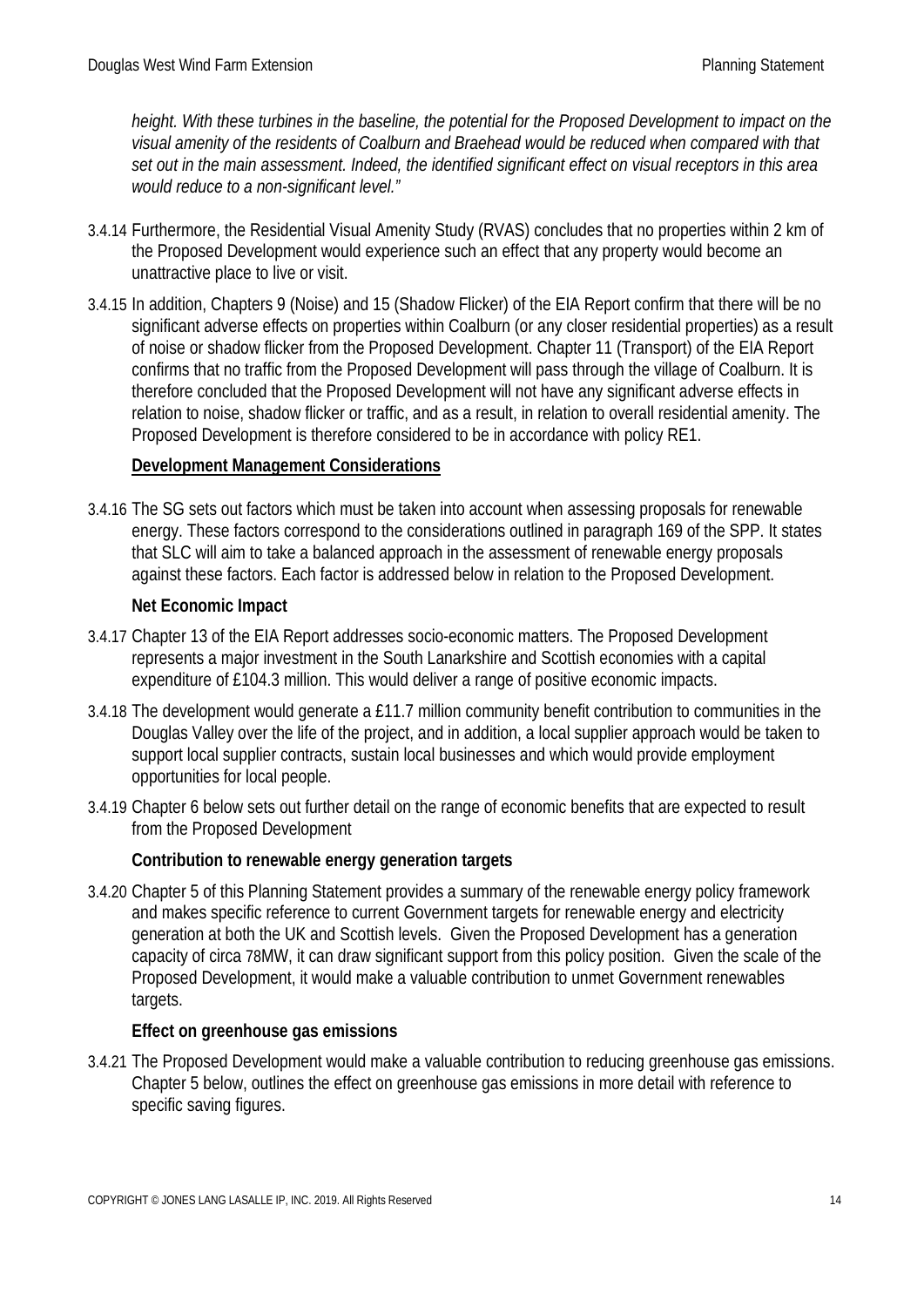*height. With these turbines in the baseline, the potential for the Proposed Development to impact on the visual amenity of the residents of Coalburn and Braehead would be reduced when compared with that set out in the main assessment. Indeed, the identified significant effect on visual receptors in this area would reduce to a non-significant level."*

3.4.14 Furthermore, the Residential Visual Amenity Study (RVAS) concludes that no properties within 2 km of the Proposed Development would experience such an effect that any property would become an unattractive place to live or visit.

3.4.15 In addition, Chapters 9 (Noise) and 15 (Shadow Flicker) of the EIA Report confirm that there will be no significant adverse effects on properties within Coalburn (or any closer residential properties) as a result of noise or shadow flicker from the Proposed Development. Chapter 11 (Transport) of the EIA Report confirms that no traffic from the Proposed Development will pass through the village of Coalburn. It is therefore concluded that the Proposed Development will not have any significant adverse effects in relation to noise, shadow flicker or traffic, and as a result, in relation to overall residential amenity. The Proposed Development is therefore considered to be in accordance with policy RE1.

**Development Management Considerations**

3.4.16 The SG sets out factors which must be taken into account when assessing proposals for renewable energy. These factors correspond to the considerations outlined in paragraph 169 of the SPP. It states that SLC will aim to take a balanced approach in the assessment of renewable energy proposals against these factors. Each factor is addressed below in relation to the Proposed Development.

**Net Economic Impact**

3.4.17 Chapter 13 of the EIA Report addresses socio-economic matters. The Proposed Development represents a major investment in the South Lanarkshire and Scottish economies with a capital expenditure of £104.3 million. This would deliver a range of positive economic impacts.

3.4.18 The development would generate a £11.7 million community benefit contribution to communities in the Douglas Valley over the life of the project, and in addition, a local supplier approach would be taken to support local supplier contracts, sustain local businesses and which would provide employment opportunities for local people.

3.4.19 Chapter 6 below sets out further detail on the range of economic benefits that are expected to result from the Proposed Development

**Contribution to renewable energy generation targets**

3.4.20 Chapter 5 of this Planning Statement provides a summary of the renewable energy policy framework and makes specific reference to current Government targets for renewable energy and electricity generation at both the UK and Scottish levels. Given the Proposed Development has a generation capacity of circa 78MW, it can draw significant support from this policy position. Given the scale of the Proposed Development, it would make a valuable contribution to unmet Government renewables targets.

**Effect on greenhouse gas emissions**

3.4.21 The Proposed Development would make a valuable contribution to reducing greenhouse gas emissions. Chapter 5 below, outlines the effect on greenhouse gas emissions in more detail with reference to specific saving figures.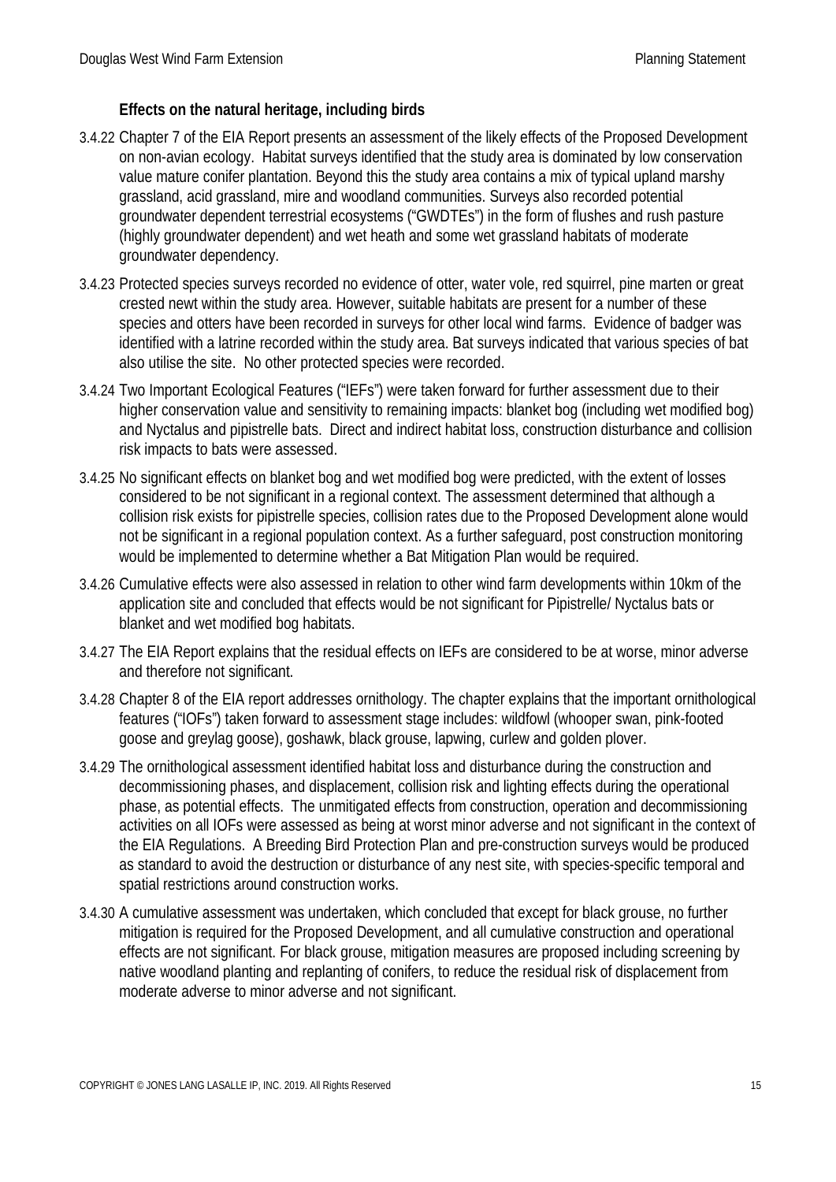### Effects on the natural heritage, including birds

3.4.22 Chapter 7 of the EIA Report presents an assessment of the likely effects of the Proposed Development on non-avian ecology. Habitat surveys identified that the study area is dominated by low conservation value mature conifer plantation. Beyond this the study area contains a mix of typical upland marshy grassland, acid grassland, mire and woodland communities. Surveys also recorded potential groundwater dependent terrestrial ecosystems ("GWDTEs") in the form of flushes and rush pasture (highly groundwater dependent) and wet heath and some wet grassland habitats of moderate groundwater dependency.

3.4.23 Protected species surveys recorded no evidence of otter, water vole, red squirrel, pine marten or great crested newt within the study area. However, suitable habitats are present for a number of these species and otters have been recorded in surveys for other local wind farms. Evidence of badger was identified with a latrine recorded within the study area. Bat surveys indicated that various species of bat also utilise the site. No other protected species were recorded.

3.4.24 Two Important Ecological Features ("IEFs") were taken forward for further assessment due to their higher conservation value and sensitivity to remaining impacts: blanket bog (including wet modified bog) and Nyctalus and pipistrelle bats. Direct and indirect habitat loss, construction disturbance and collision risk impacts to bats were assessed.

3.4.25 No significant effects on blanket bog and wet modified bog were predicted, with the extent of losses considered to be not significant in a regional context. The assessment determined that although a collision risk exists for pipistrelle species, collision rates due to the Proposed Development alone would not be significant in a regional population context. As a further safeguard, post construction monitoring would be implemented to determine whether a Bat Mitigation Plan would be required.

3.4.26 Cumulative effects were also assessed in relation to other wind farm developments within 10km of the application site and concluded that effects would be not significant for Pipistrelle/ Nyctalus bats or blanket and wet modified bog habitats.

3.4.27 The EIA Report explains that the residual effects on IEFs are considered to be at worse, minor adverse and therefore not significant.

3.4.28 Chapter 8 of the EIA report addresses ornithology. The chapter explains that the important ornithological features ("IOFs") taken forward to assessment stage includes: wildfowl (whooper swan, pink-footed goose and greylag goose), goshawk, black grouse, lapwing, curlew and golden plover.

3.4.29 The ornithological assessment identified habitat loss and disturbance during the construction and decommissioning phases, and displacement, collision risk and lighting effects during the operational phase, as potential effects. The unmitigated effects from construction, operation and decommissioning activities on all IOFs were assessed as being at worst minor adverse and not significant in the context of the EIA Regulations. A Breeding Bird Protection Plan and pre-construction surveys would be produced as standard to avoid the destruction or disturbance of any nest site, with species-specific temporal and spatial restrictions around construction works.

3.4.30 A cumulative assessment was undertaken, which concluded that except for black grouse, no further mitigation is required for the Proposed Development, and all cumulative construction and operational effects are not significant. For black grouse, mitigation measures are proposed including screening by native woodland planting and replanting of conifers, to reduce the residual risk of displacement from moderate adverse to minor adverse and not significant.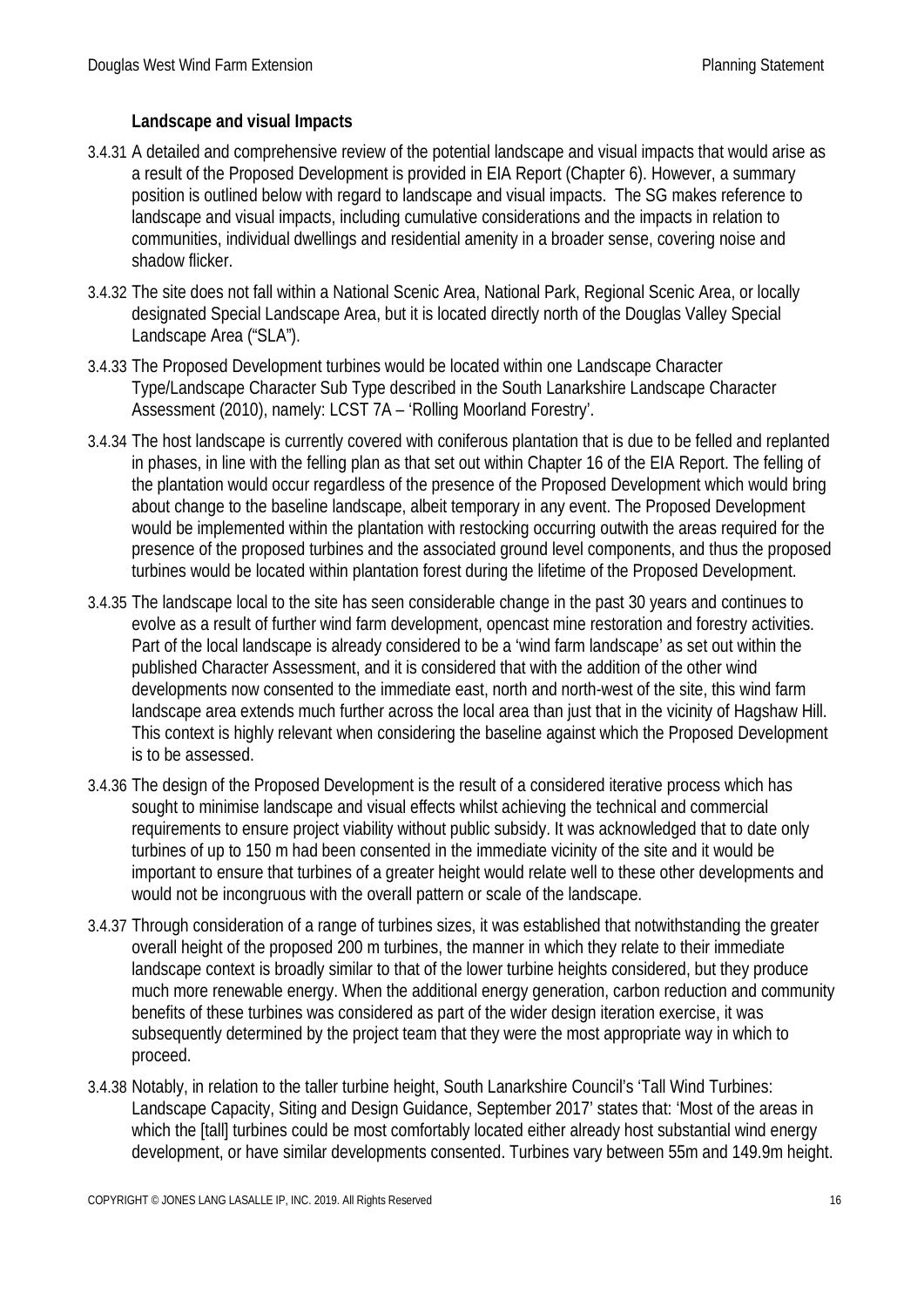### Landscape and visual Impacts

3.4.31 A detailed and comprehensive review of the potential landscape and visual impacts that would arise as a result of the Proposed Development is provided in EIA Report (Chapter 6). However, a summary position is outlined below with regard to landscape and visual impacts. The SG makes reference to landscape and visual impacts, including cumulative considerations and the impacts in relation to communities, individual dwellings and residential amenity in a broader sense, covering noise and shadow flicker.

3.4.32 The site does not fall within a National Scenic Area, National Park, Regional Scenic Area, or locally designated Special Landscape Area, but it is located directly north of the Douglas Valley Special Landscape Area ("SLA").

3.4.33 The Proposed Development turbines would be located within one Landscape Character Type/Landscape Character Sub Type described in the South Lanarkshire Landscape Character Assessment (2010), namely: LCST 7A – 'Rolling Moorland Forestry'.

3.4.34 The host landscape is currently covered with coniferous plantation that is due to be felled and replanted in phases, in line with the felling plan as that set out within Chapter 16 of the EIA Report. The felling of the plantation would occur regardless of the presence of the Proposed Development which would bring about change to the baseline landscape, albeit temporary in any event. The Proposed Development would be implemented within the plantation with restocking occurring outwith the areas required for the presence of the proposed turbines and the associated ground level components, and thus the proposed turbines would be located within plantation forest during the lifetime of the Proposed Development.

3.4.35 The landscape local to the site has seen considerable change in the past 30 years and continues to evolve as a result of further wind farm development, opencast mine restoration and forestry activities. Part of the local landscape is already considered to be a 'wind farm landscape' as set out within the published Character Assessment, and it is considered that with the addition of the other wind developments now consented to the immediate east, north and north-west of the site, this wind farm landscape area extends much further across the local area than just that in the vicinity of Hagshaw Hill. This context is highly relevant when considering the baseline against which the Proposed Development is to be assessed.

3.4.36 The design of the Proposed Development is the result of a considered iterative process which has sought to minimise landscape and visual effects whilst achieving the technical and commercial requirements to ensure project viability without public subsidy. It was acknowledged that to date only turbines of up to 150 m had been consented in the immediate vicinity of the site and it would be important to ensure that turbines of a greater height would relate well to these other developments and would not be incongruous with the overall pattern or scale of the landscape.

3.4.37 Through consideration of a range of turbines sizes, it was established that notwithstanding the greater overall height of the proposed 200 m turbines, the manner in which they relate to their immediate landscape context is broadly similar to that of the lower turbine heights considered, but they produce much more renewable energy. When the additional energy generation, carbon reduction and community benefits of these turbines was considered as part of the wider design iteration exercise, it was subsequently determined by the project team that they were the most appropriate way in which to proceed.

3.4.38 Notably, in relation to the taller turbine height, South Lanarkshire Council's 'Tall Wind Turbines: Landscape Capacity, Siting and Design Guidance, September 2017' states that: 'Most of the areas in which the [tall] turbines could be most comfortably located either already host substantial wind energy development, or have similar developments consented. Turbines vary between 55m and 149.9m height.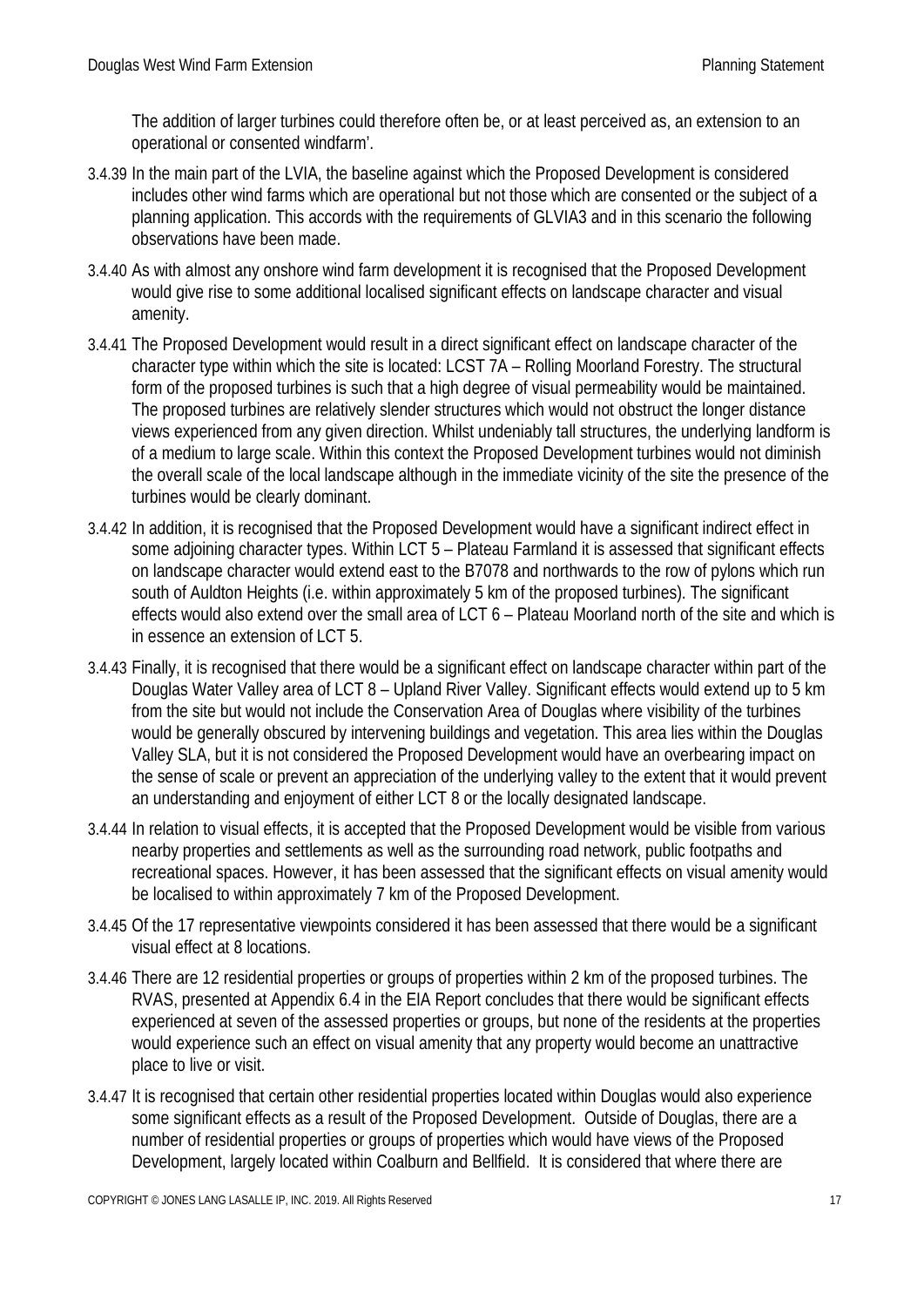The addition of larger turbines could therefore often be, or at least perceived as, an extension to an operational or consented windfarm'.

3.4.39 In the main part of the LVIA, the baseline against which the Proposed Development is considered includes other wind farms which are operational but not those which are consented or the subject of a planning application. This accords with the requirements of GLVIA3 and in this scenario the following observations have been made.

3.4.40 As with almost any onshore wind farm development it is recognised that the Proposed Development would give rise to some additional localised significant effects on landscape character and visual amenity.

3.4.41 The Proposed Development would result in a direct significant effect on landscape character of the character type within which the site is located: LCST 7A – Rolling Moorland Forestry. The structural form of the proposed turbines is such that a high degree of visual permeability would be maintained. The proposed turbines are relatively slender structures which would not obstruct the longer distance views experienced from any given direction. Whilst undeniably tall structures, the underlying landform is of a medium to large scale. Within this context the Proposed Development turbines would not diminish the overall scale of the local landscape although in the immediate vicinity of the site the presence of the turbines would be clearly dominant.

3.4.42 In addition, it is recognised that the Proposed Development would have a significant indirect effect in some adjoining character types. Within LCT 5 – Plateau Farmland it is assessed that significant effects on landscape character would extend east to the B7078 and northwards to the row of pylons which run south of Auldton Heights (i.e. within approximately 5 km of the proposed turbines). The significant effects would also extend over the small area of LCT 6 – Plateau Moorland north of the site and which is in essence an extension of LCT 5.

3.4.43 Finally, it is recognised that there would be a significant effect on landscape character within part of the Douglas Water Valley area of LCT 8 – Upland River Valley. Significant effects would extend up to 5 km from the site but would not include the Conservation Area of Douglas where visibility of the turbines would be generally obscured by intervening buildings and vegetation. This area lies within the Douglas Valley SLA, but it is not considered the Proposed Development would have an overbearing impact on the sense of scale or prevent an appreciation of the underlying valley to the extent that it would prevent an understanding and enjoyment of either LCT 8 or the locally designated landscape.

3.4.44 In relation to visual effects, it is accepted that the Proposed Development would be visible from various nearby properties and settlements as well as the surrounding road network, public footpaths and recreational spaces. However, it has been assessed that the significant effects on visual amenity would be localised to within approximately 7 km of the Proposed Development.

3.4.45 Of the 17 representative viewpoints considered it has been assessed that there would be a significant visual effect at 8 locations.

3.4.46 There are 12 residential properties or groups of properties within 2 km of the proposed turbines. The RVAS, presented at Appendix 6.4 in the EIA Report concludes that there would be significant effects experienced at seven of the assessed properties or groups, but none of the residents at the properties would experience such an effect on visual amenity that any property would become an unattractive place to live or visit.

3.4.47 It is recognised that certain other residential properties located within Douglas would also experience some significant effects as a result of the Proposed Development. Outside of Douglas, there are a number of residential properties or groups of properties which would have views of the Proposed Development, largely located within Coalburn and Bellfield. It is considered that where there are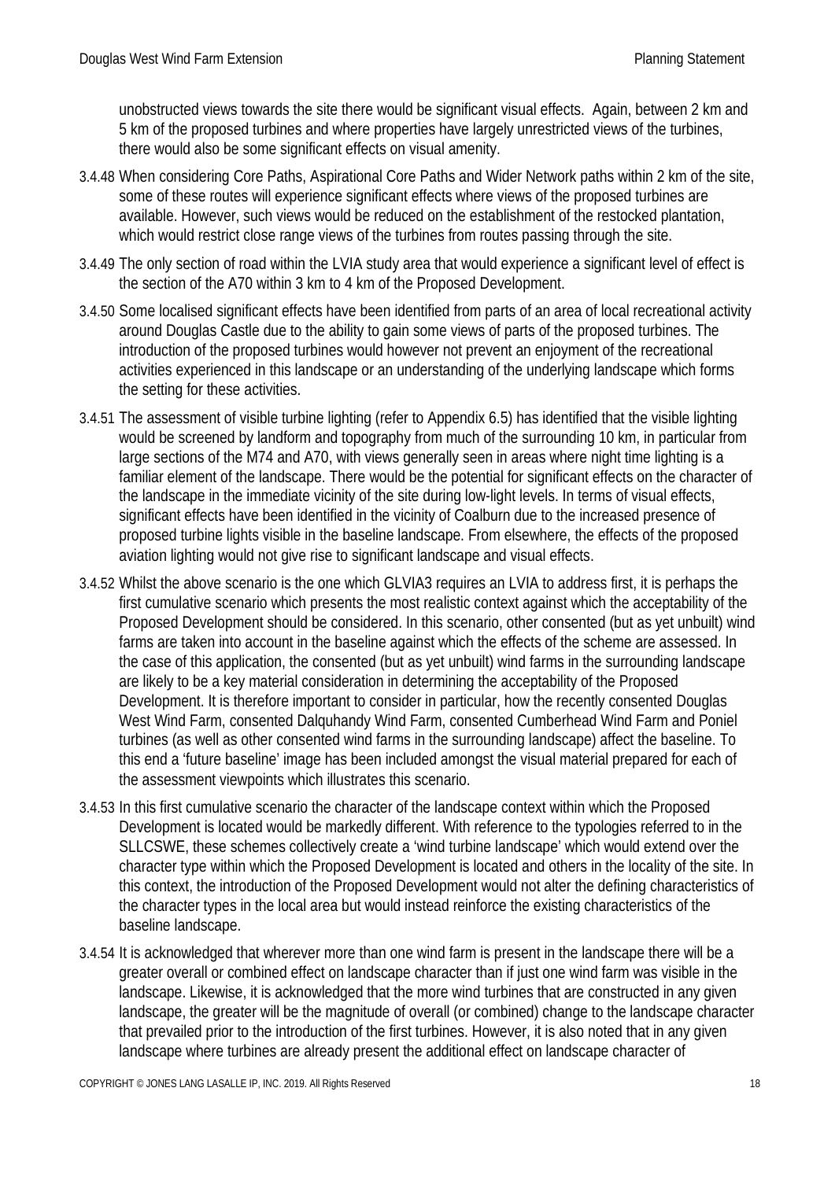unobstructed views towards the site there would be significant visual effects. Again, between 2 km and 5 km of the proposed turbines and where properties have largely unrestricted views of the turbines, there would also be some significant effects on visual amenity.

3.4.48 When considering Core Paths, Aspirational Core Paths and Wider Network paths within 2 km of the site, some of these routes will experience significant effects where views of the proposed turbines are available. However, such views would be reduced on the establishment of the restocked plantation, which would restrict close range views of the turbines from routes passing through the site.

3.4.49 The only section of road within the LVIA study area that would experience a significant level of effect is the section of the A70 within 3 km to 4 km of the Proposed Development.

3.4.50 Some localised significant effects have been identified from parts of an area of local recreational activity around Douglas Castle due to the ability to gain some views of parts of the proposed turbines. The introduction of the proposed turbines would however not prevent an enjoyment of the recreational activities experienced in this landscape or an understanding of the underlying landscape which forms the setting for these activities.

3.4.51 The assessment of visible turbine lighting (refer to Appendix 6.5) has identified that the visible lighting would be screened by landform and topography from much of the surrounding 10 km, in particular from large sections of the M74 and A70, with views generally seen in areas where night time lighting is a familiar element of the landscape. There would be the potential for significant effects on the character of the landscape in the immediate vicinity of the site during low-light levels. In terms of visual effects, significant effects have been identified in the vicinity of Coalburn due to the increased presence of proposed turbine lights visible in the baseline landscape. From elsewhere, the effects of the proposed aviation lighting would not give rise to significant landscape and visual effects.

3.4.52 Whilst the above scenario is the one which GLVIA3 requires an LVIA to address first, it is perhaps the first cumulative scenario which presents the most realistic context against which the acceptability of the Proposed Development should be considered. In this scenario, other consented (but as yet unbuilt) wind farms are taken into account in the baseline against which the effects of the scheme are assessed. In the case of this application, the consented (but as yet unbuilt) wind farms in the surrounding landscape are likely to be a key material consideration in determining the acceptability of the Proposed Development. It is therefore important to consider in particular, how the recently consented Douglas West Wind Farm, consented Dalquhandy Wind Farm, consented Cumberhead Wind Farm and Poniel turbines (as well as other consented wind farms in the surrounding landscape) affect the baseline. To this end a 'future baseline' image has been included amongst the visual material prepared for each of the assessment viewpoints which illustrates this scenario.

3.4.53 In this first cumulative scenario the character of the landscape context within which the Proposed Development is located would be markedly different. With reference to the typologies referred to in the SLLCSWE, these schemes collectively create a 'wind turbine landscape' which would extend over the character type within which the Proposed Development is located and others in the locality of the site. In this context, the introduction of the Proposed Development would not alter the defining characteristics of the character types in the local area but would instead reinforce the existing characteristics of the baseline landscape.

3.4.54 It is acknowledged that wherever more than one wind farm is present in the landscape there will be a greater overall or combined effect on landscape character than if just one wind farm was visible in the landscape. Likewise, it is acknowledged that the more wind turbines that are constructed in any given landscape, the greater will be the magnitude of overall (or combined) change to the landscape character that prevailed prior to the introduction of the first turbines. However, it is also noted that in any given landscape where turbines are already present the additional effect on landscape character of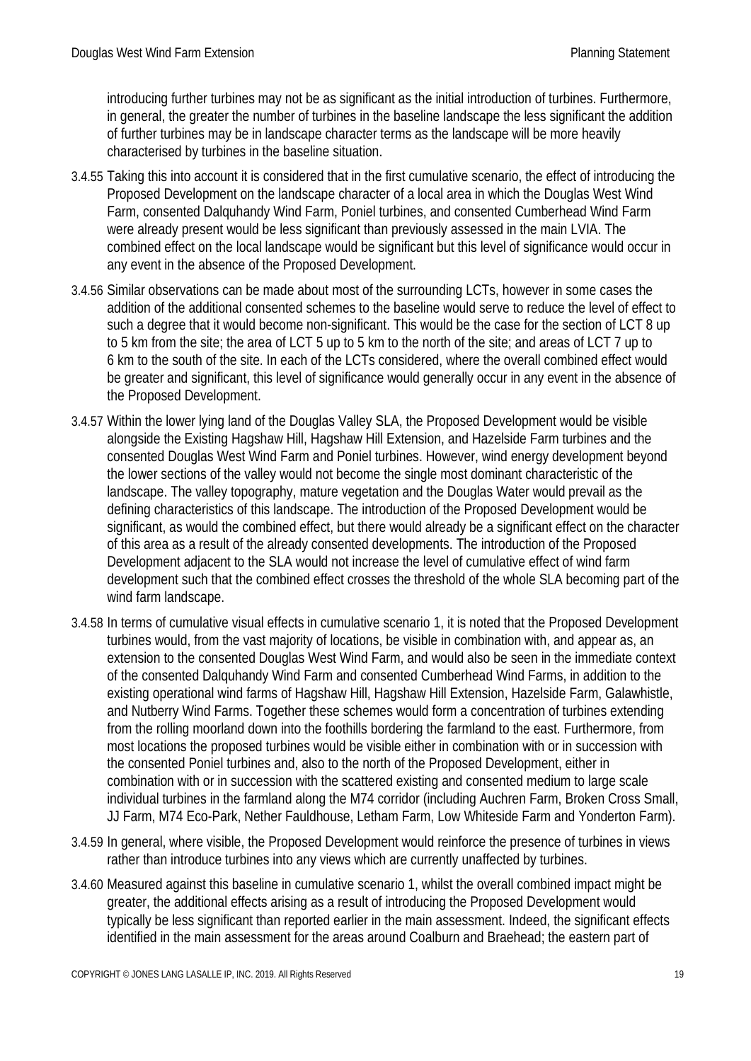introducing further turbines may not be as significant as the initial introduction of turbines. Furthermore, in general, the greater the number of turbines in the baseline landscape the less significant the addition of further turbines may be in landscape character terms as the landscape will be more heavily characterised by turbines in the baseline situation.

3.4.55 Taking this into account it is considered that in the first cumulative scenario, the effect of introducing the Proposed Development on the landscape character of a local area in which the Douglas West Wind Farm, consented Dalquhandy Wind Farm, Poniel turbines, and consented Cumberhead Wind Farm were already present would be less significant than previously assessed in the main LVIA. The combined effect on the local landscape would be significant but this level of significance would occur in any event in the absence of the Proposed Development.

3.4.56 Similar observations can be made about most of the surrounding LCTs, however in some cases the addition of the additional consented schemes to the baseline would serve to reduce the level of effect to such a degree that it would become non-significant. This would be the case for the section of LCT 8 up to 5 km from the site; the area of LCT 5 up to 5 km to the north of the site; and areas of LCT 7 up to 6 km to the south of the site. In each of the LCTs considered, where the overall combined effect would be greater and significant, this level of significance would generally occur in any event in the absence of the Proposed Development.

3.4.57 Within the lower lying land of the Douglas Valley SLA, the Proposed Development would be visible alongside the Existing Hagshaw Hill, Hagshaw Hill Extension, and Hazelside Farm turbines and the consented Douglas West Wind Farm and Poniel turbines. However, wind energy development beyond the lower sections of the valley would not become the single most dominant characteristic of the landscape. The valley topography, mature vegetation and the Douglas Water would prevail as the defining characteristics of this landscape. The introduction of the Proposed Development would be significant, as would the combined effect, but there would already be a significant effect on the character of this area as a result of the already consented developments. The introduction of the Proposed Development adjacent to the SLA would not increase the level of cumulative effect of wind farm development such that the combined effect crosses the threshold of the whole SLA becoming part of the wind farm landscape.

3.4.58 In terms of cumulative visual effects in cumulative scenario 1, it is noted that the Proposed Development turbines would, from the vast majority of locations, be visible in combination with, and appear as, an extension to the consented Douglas West Wind Farm, and would also be seen in the immediate context of the consented Dalquhandy Wind Farm and consented Cumberhead Wind Farms, in addition to the existing operational wind farms of Hagshaw Hill, Hagshaw Hill Extension, Hazelside Farm, Galawhistle, and Nutberry Wind Farms. Together these schemes would form a concentration of turbines extending from the rolling moorland down into the foothills bordering the farmland to the east. Furthermore, from most locations the proposed turbines would be visible either in combination with or in succession with the consented Poniel turbines and, also to the north of the Proposed Development, either in combination with or in succession with the scattered existing and consented medium to large scale individual turbines in the farmland along the M74 corridor (including Auchren Farm, Broken Cross Small, JJ Farm, M74 Eco-Park, Nether Fauldhouse, Letham Farm, Low Whiteside Farm and Yonderton Farm).

3.4.59 In general, where visible, the Proposed Development would reinforce the presence of turbines in views rather than introduce turbines into any views which are currently unaffected by turbines.

3.4.60 Measured against this baseline in cumulative scenario 1, whilst the overall combined impact might be greater, the additional effects arising as a result of introducing the Proposed Development would typically be less significant than reported earlier in the main assessment. Indeed, the significant effects identified in the main assessment for the areas around Coalburn and Braehead; the eastern part of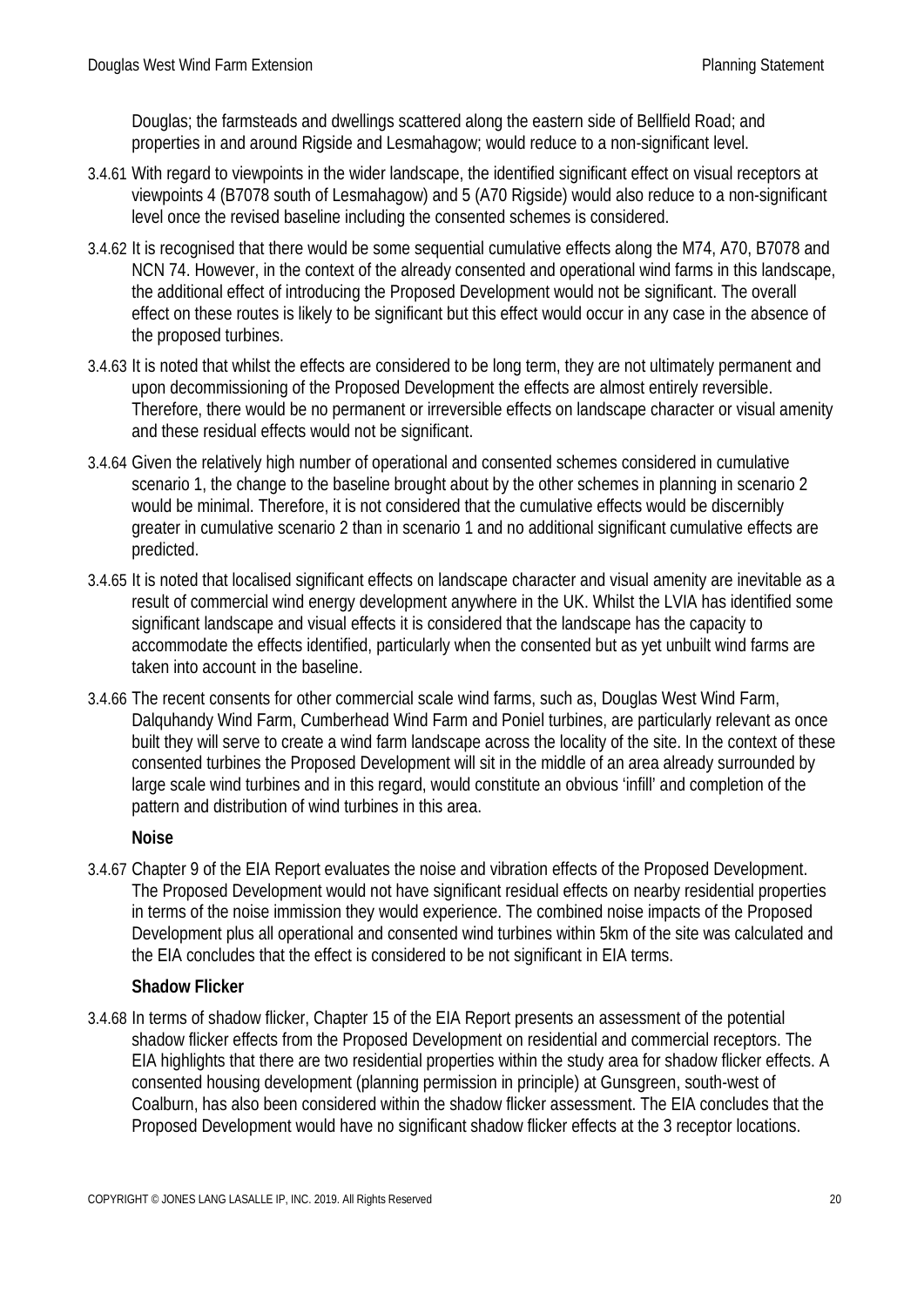Douglas; the farmsteads and dwellings scattered along the eastern side of Bellfield Road; and properties in and around Rigside and Lesmahagow; would reduce to a non-significant level.

3.4.61 With regard to viewpoints in the wider landscape, the identified significant effect on visual receptors at viewpoints 4 (B7078 south of Lesmahagow) and 5 (A70 Rigside) would also reduce to a non-significant level once the revised baseline including the consented schemes is considered.

3.4.62 It is recognised that there would be some sequential cumulative effects along the M74, A70, B7078 and NCN 74. However, in the context of the already consented and operational wind farms in this landscape, the additional effect of introducing the Proposed Development would not be significant. The overall effect on these routes is likely to be significant but this effect would occur in any case in the absence of the proposed turbines.

3.4.63 It is noted that whilst the effects are considered to be long term, they are not ultimately permanent and upon decommissioning of the Proposed Development the effects are almost entirely reversible. Therefore, there would be no permanent or irreversible effects on landscape character or visual amenity and these residual effects would not be significant.

3.4.64 Given the relatively high number of operational and consented schemes considered in cumulative scenario 1, the change to the baseline brought about by the other schemes in planning in scenario 2 would be minimal. Therefore, it is not considered that the cumulative effects would be discernibly greater in cumulative scenario 2 than in scenario 1 and no additional significant cumulative effects are predicted.

3.4.65 It is noted that localised significant effects on landscape character and visual amenity are inevitable as a result of commercial wind energy development anywhere in the UK. Whilst the LVIA has identified some significant landscape and visual effects it is considered that the landscape has the capacity to accommodate the effects identified, particularly when the consented but as yet unbuilt wind farms are taken into account in the baseline.

3.4.66 The recent consents for other commercial scale wind farms, such as, Douglas West Wind Farm, Dalquhandy Wind Farm, Cumberhead Wind Farm and Poniel turbines, are particularly relevant as once built they will serve to create a wind farm landscape across the locality of the site. In the context of these consented turbines the Proposed Development will sit in the middle of an area already surrounded by large scale wind turbines and in this regard, would constitute an obvious 'infill' and completion of the pattern and distribution of wind turbines in this area.

**Noise**

3.4.67 Chapter 9 of the EIA Report evaluates the noise and vibration effects of the Proposed Development. The Proposed Development would not have significant residual effects on nearby residential properties in terms of the noise immission they would experience. The combined noise impacts of the Proposed Development plus all operational and consented wind turbines within 5km of the site was calculated and the EIA concludes that the effect is considered to be not significant in EIA terms.

**Shadow Flicker**

3.4.68 In terms of shadow flicker, Chapter 15 of the EIA Report presents an assessment of the potential shadow flicker effects from the Proposed Development on residential and commercial receptors. The EIA highlights that there are two residential properties within the study area for shadow flicker effects. A consented housing development (planning permission in principle) at Gunsgreen, south-west of Coalburn, has also been considered within the shadow flicker assessment. The EIA concludes that the Proposed Development would have no significant shadow flicker effects at the 3 receptor locations.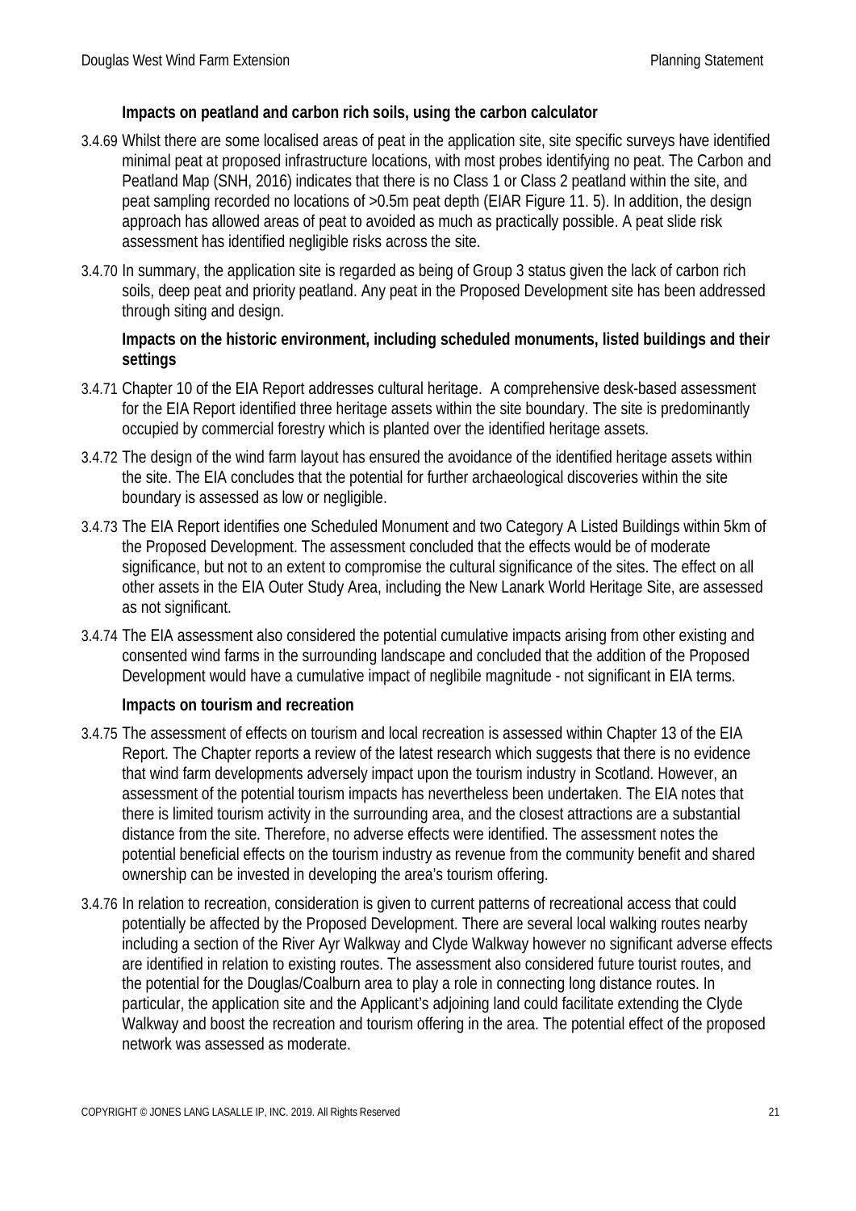**Impacts on peatland and carbon rich soils, using the carbon calculator**

3.4.69 Whilst there are some localised areas of peat in the application site, site specific surveys have identified minimal peat at proposed infrastructure locations, with most probes identifying no peat. The Carbon and Peatland Map (SNH, 2016) indicates that there is no Class 1 or Class 2 peatland within the site, and peat sampling recorded no locations of >0.5m peat depth (EIAR Figure 11. 5). In addition, the design approach has allowed areas of peat to avoided as much as practically possible. A peat slide risk assessment has identified negligible risks across the site.

3.4.70 In summary, the application site is regarded as being of Group 3 status given the lack of carbon rich soils, deep peat and priority peatland. Any peat in the Proposed Development site has been addressed through siting and design.

**Impacts on the historic environment, including scheduled monuments, listed buildings and their settings**

3.4.71 Chapter 10 of the EIA Report addresses cultural heritage. A comprehensive desk-based assessment for the EIA Report identified three heritage assets within the site boundary. The site is predominantly occupied by commercial forestry which is planted over the identified heritage assets.

3.4.72 The design of the wind farm layout has ensured the avoidance of the identified heritage assets within the site. The EIA concludes that the potential for further archaeological discoveries within the site boundary is assessed as low or negligible.

3.4.73 The EIA Report identifies one Scheduled Monument and two Category A Listed Buildings within 5km of the Proposed Development. The assessment concluded that the effects would be of moderate significance, but not to an extent to compromise the cultural significance of the sites. The effect on all other assets in the EIA Outer Study Area, including the New Lanark World Heritage Site, are assessed as not significant.

3.4.74 The EIA assessment also considered the potential cumulative impacts arising from other existing and consented wind farms in the surrounding landscape and concluded that the addition of the Proposed Development would have a cumulative impact of neglibile magnitude - not significant in EIA terms.

**Impacts on tourism and recreation**

3.4.75 The assessment of effects on tourism and local recreation is assessed within Chapter 13 of the EIA Report. The Chapter reports a review of the latest research which suggests that there is no evidence that wind farm developments adversely impact upon the tourism industry in Scotland. However, an assessment of the potential tourism impacts has nevertheless been undertaken. The EIA notes that there is limited tourism activity in the surrounding area, and the closest attractions are a substantial distance from the site. Therefore, no adverse effects were identified. The assessment notes the potential beneficial effects on the tourism industry as revenue from the community benefit and shared ownership can be invested in developing the area's tourism offering.

3.4.76 In relation to recreation, consideration is given to current patterns of recreational access that could potentially be affected by the Proposed Development. There are several local walking routes nearby including a section of the River Ayr Walkway and Clyde Walkway however no significant adverse effects are identified in relation to existing routes. The assessment also considered future tourist routes, and the potential for the Douglas/Coalburn area to play a role in connecting long distance routes. In particular, the application site and the Applicant's adjoining land could facilitate extending the Clyde Walkway and boost the recreation and tourism offering in the area. The potential effect of the proposed network was assessed as moderate.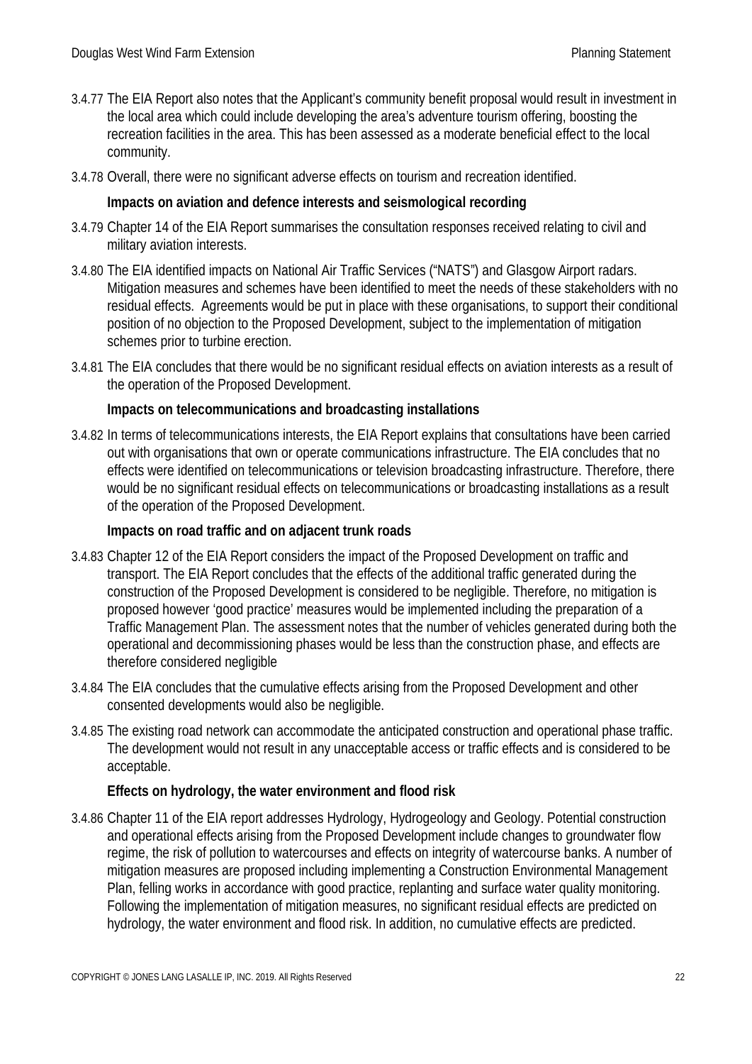3.4.77 The EIA Report also notes that the Applicant's community benefit proposal would result in investment in the local area which could include developing the area's adventure tourism offering, boosting the recreation facilities in the area. This has been assessed as a moderate beneficial effect to the local community.

3.4.78 Overall, there were no significant adverse effects on tourism and recreation identified.

**Impacts on aviation and defence interests and seismological recording**

3.4.79 Chapter 14 of the EIA Report summarises the consultation responses received relating to civil and military aviation interests.

3.4.80 The EIA identified impacts on National Air Traffic Services ("NATS") and Glasgow Airport radars. Mitigation measures and schemes have been identified to meet the needs of these stakeholders with no residual effects. Agreements would be put in place with these organisations, to support their conditional position of no objection to the Proposed Development, subject to the implementation of mitigation schemes prior to turbine erection.

3.4.81 The EIA concludes that there would be no significant residual effects on aviation interests as a result of the operation of the Proposed Development.

**Impacts on telecommunications and broadcasting installations**

3.4.82 In terms of telecommunications interests, the EIA Report explains that consultations have been carried out with organisations that own or operate communications infrastructure. The EIA concludes that no effects were identified on telecommunications or television broadcasting infrastructure. Therefore, there would be no significant residual effects on telecommunications or broadcasting installations as a result of the operation of the Proposed Development.

**Impacts on road traffic and on adjacent trunk roads**

3.4.83 Chapter 12 of the EIA Report considers the impact of the Proposed Development on traffic and transport. The EIA Report concludes that the effects of the additional traffic generated during the construction of the Proposed Development is considered to be negligible. Therefore, no mitigation is proposed however 'good practice' measures would be implemented including the preparation of a Traffic Management Plan. The assessment notes that the number of vehicles generated during both the operational and decommissioning phases would be less than the construction phase, and effects are therefore considered negligible

3.4.84 The EIA concludes that the cumulative effects arising from the Proposed Development and other consented developments would also be negligible.

3.4.85 The existing road network can accommodate the anticipated construction and operational phase traffic. The development would not result in any unacceptable access or traffic effects and is considered to be acceptable.

**Effects on hydrology, the water environment and flood risk**

3.4.86 Chapter 11 of the EIA report addresses Hydrology, Hydrogeology and Geology. Potential construction and operational effects arising from the Proposed Development include changes to groundwater flow regime, the risk of pollution to watercourses and effects on integrity of watercourse banks. A number of mitigation measures are proposed including implementing a Construction Environmental Management Plan, felling works in accordance with good practice, replanting and surface water quality monitoring. Following the implementation of mitigation measures, no significant residual effects are predicted on hydrology, the water environment and flood risk. In addition, no cumulative effects are predicted.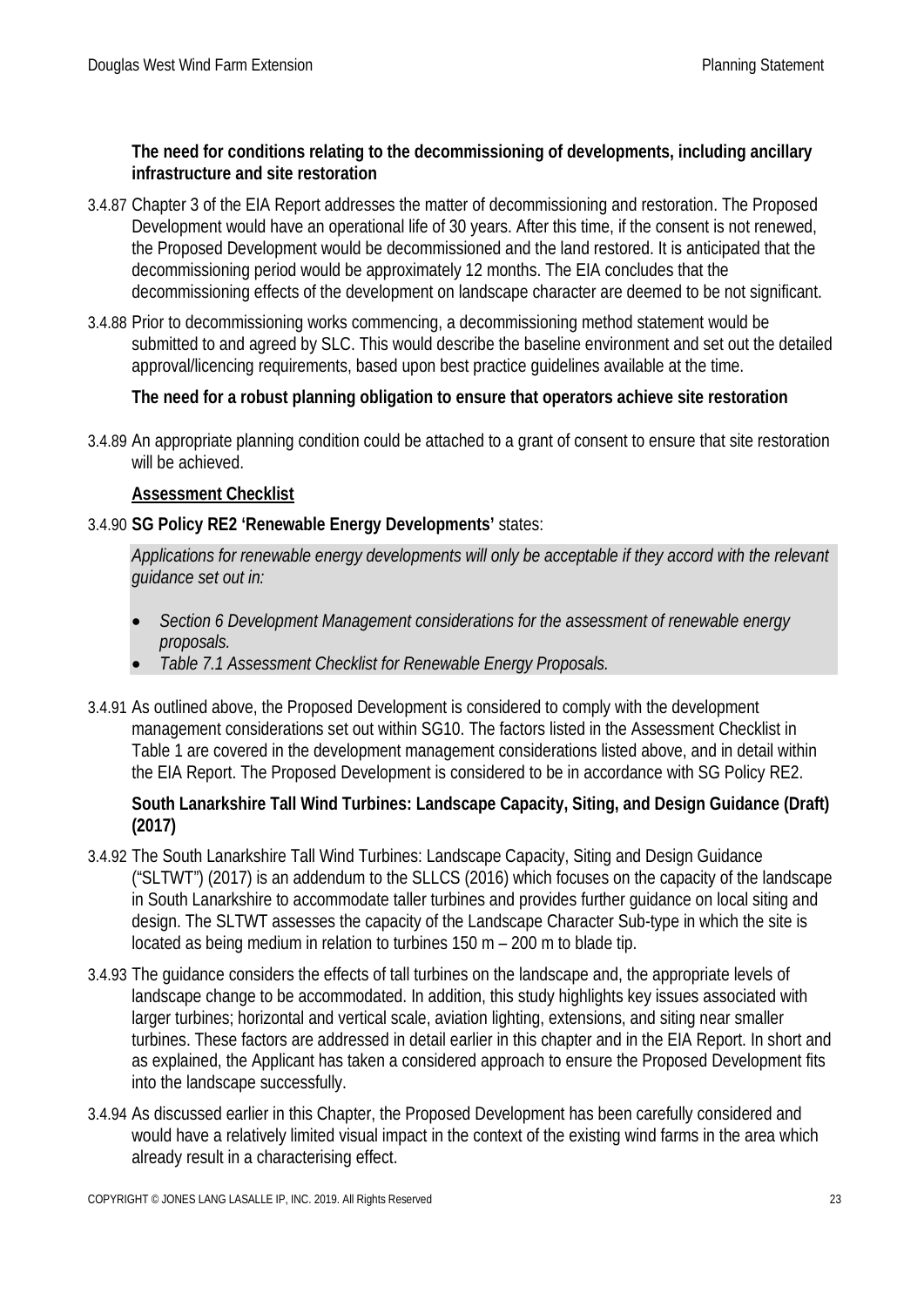**The need for conditions relating to the decommissioning of developments, including ancillary infrastructure and site restoration**

3.4.87 Chapter 3 of the EIA Report addresses the matter of decommissioning and restoration. The Proposed Development would have an operational life of 30 years. After this time, if the consent is not renewed, the Proposed Development would be decommissioned and the land restored. It is anticipated that the decommissioning period would be approximately 12 months. The EIA concludes that the decommissioning effects of the development on landscape character are deemed to be not significant.

3.4.88 Prior to decommissioning works commencing, a decommissioning method statement would be submitted to and agreed by SLC. This would describe the baseline environment and set out the detailed approval/licencing requirements, based upon best practice guidelines available at the time.

**The need for a robust planning obligation to ensure that operators achieve site restoration**

3.4.89 An appropriate planning condition could be attached to a grant of consent to ensure that site restoration will be achieved.

**Assessment Checklist**

3.4.90 **SG Policy RE2 'Renewable Energy Developments'** states:

> *Applications for renewable energy developments will only be acceptable if they accord with the relevant guidance set out in:*
>
> - *Section 6 Development Management considerations for the assessment of renewable energy proposals.*
> - *Table 7.1 Assessment Checklist for Renewable Energy Proposals.*

3.4.91 As outlined above, the Proposed Development is considered to comply with the development management considerations set out within SG10. The factors listed in the Assessment Checklist in Table 1 are covered in the development management considerations listed above, and in detail within the EIA Report. The Proposed Development is considered to be in accordance with SG Policy RE2.

**South Lanarkshire Tall Wind Turbines: Landscape Capacity, Siting, and Design Guidance (Draft) (2017)**

3.4.92 The South Lanarkshire Tall Wind Turbines: Landscape Capacity, Siting and Design Guidance ("SLTWT") (2017) is an addendum to the SLLCS (2016) which focuses on the capacity of the landscape in South Lanarkshire to accommodate taller turbines and provides further guidance on local siting and design. The SLTWT assesses the capacity of the Landscape Character Sub-type in which the site is located as being medium in relation to turbines 150 m – 200 m to blade tip.

3.4.93 The guidance considers the effects of tall turbines on the landscape and, the appropriate levels of landscape change to be accommodated. In addition, this study highlights key issues associated with larger turbines; horizontal and vertical scale, aviation lighting, extensions, and siting near smaller turbines. These factors are addressed in detail earlier in this chapter and in the EIA Report. In short and as explained, the Applicant has taken a considered approach to ensure the Proposed Development fits into the landscape successfully.

3.4.94 As discussed earlier in this Chapter, the Proposed Development has been carefully considered and would have a relatively limited visual impact in the context of the existing wind farms in the area which already result in a characterising effect.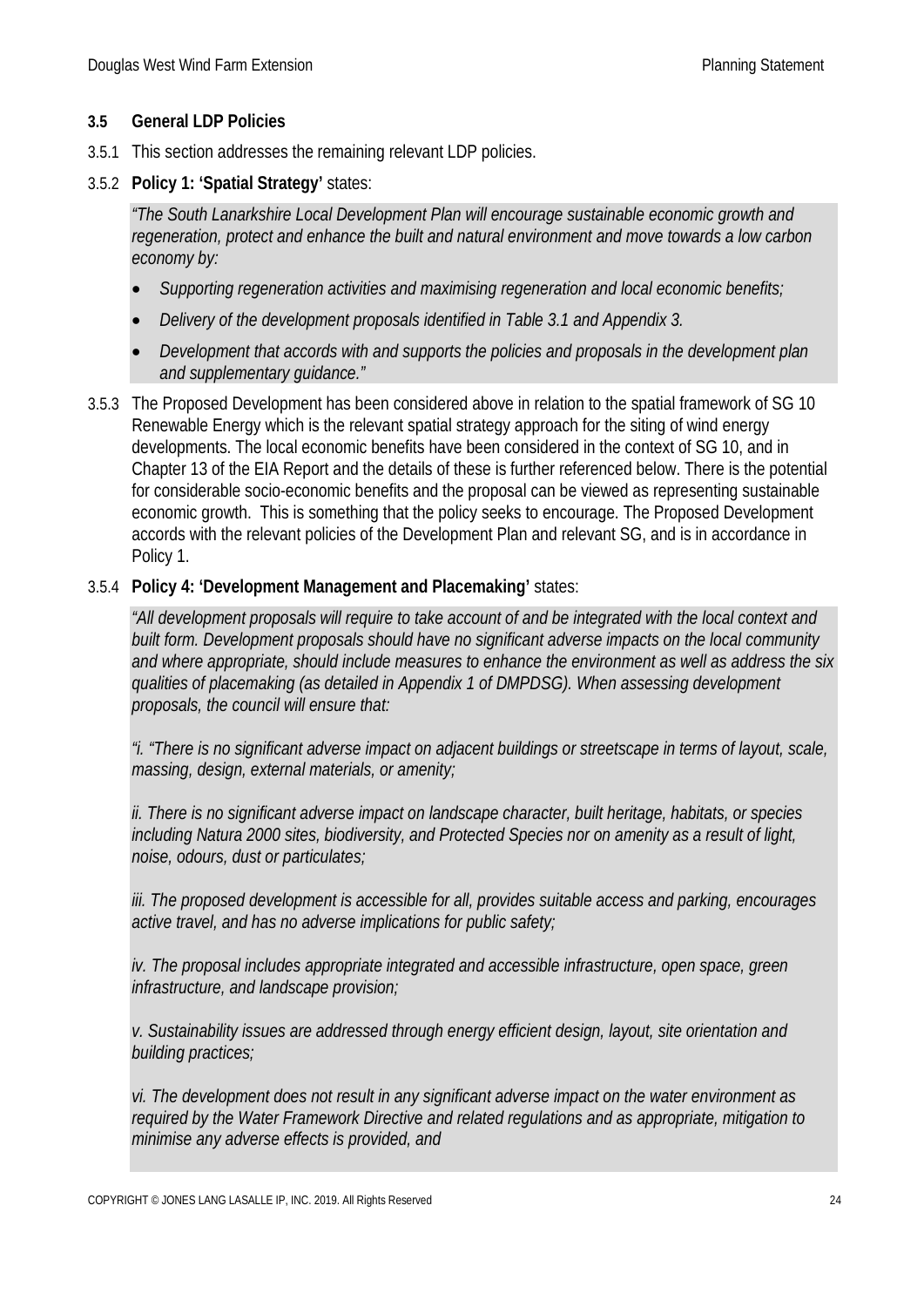### 3.5 General LDP Policies

3.5.1 This section addresses the remaining relevant LDP policies.

3.5.2 **Policy 1: 'Spatial Strategy'** states:

> *"The South Lanarkshire Local Development Plan will encourage sustainable economic growth and regeneration, protect and enhance the built and natural environment and move towards a low carbon economy by:*
>
> - *Supporting regeneration activities and maximising regeneration and local economic benefits;*
> - *Delivery of the development proposals identified in Table 3.1 and Appendix 3.*
> - *Development that accords with and supports the policies and proposals in the development plan and supplementary guidance."*

3.5.3 The Proposed Development has been considered above in relation to the spatial framework of SG 10 Renewable Energy which is the relevant spatial strategy approach for the siting of wind energy developments. The local economic benefits have been considered in the context of SG 10, and in Chapter 13 of the EIA Report and the details of these is further referenced below. There is the potential for considerable socio-economic benefits and the proposal can be viewed as representing sustainable economic growth. This is something that the policy seeks to encourage. The Proposed Development accords with the relevant policies of the Development Plan and relevant SG, and is in accordance in Policy 1.

3.5.4 **Policy 4: 'Development Management and Placemaking'** states:

> *"All development proposals will require to take account of and be integrated with the local context and built form. Development proposals should have no significant adverse impacts on the local community and where appropriate, should include measures to enhance the environment as well as address the six qualities of placemaking (as detailed in Appendix 1 of DMPDSG). When assessing development proposals, the council will ensure that:*
>
> *"i. "There is no significant adverse impact on adjacent buildings or streetscape in terms of layout, scale, massing, design, external materials, or amenity;*
>
> *ii. There is no significant adverse impact on landscape character, built heritage, habitats, or species including Natura 2000 sites, biodiversity, and Protected Species nor on amenity as a result of light, noise, odours, dust or particulates;*
>
> *iii. The proposed development is accessible for all, provides suitable access and parking, encourages active travel, and has no adverse implications for public safety;*
>
> *iv. The proposal includes appropriate integrated and accessible infrastructure, open space, green infrastructure, and landscape provision;*
>
> *v. Sustainability issues are addressed through energy efficient design, layout, site orientation and building practices;*
>
> *vi. The development does not result in any significant adverse impact on the water environment as required by the Water Framework Directive and related regulations and as appropriate, mitigation to minimise any adverse effects is provided, and*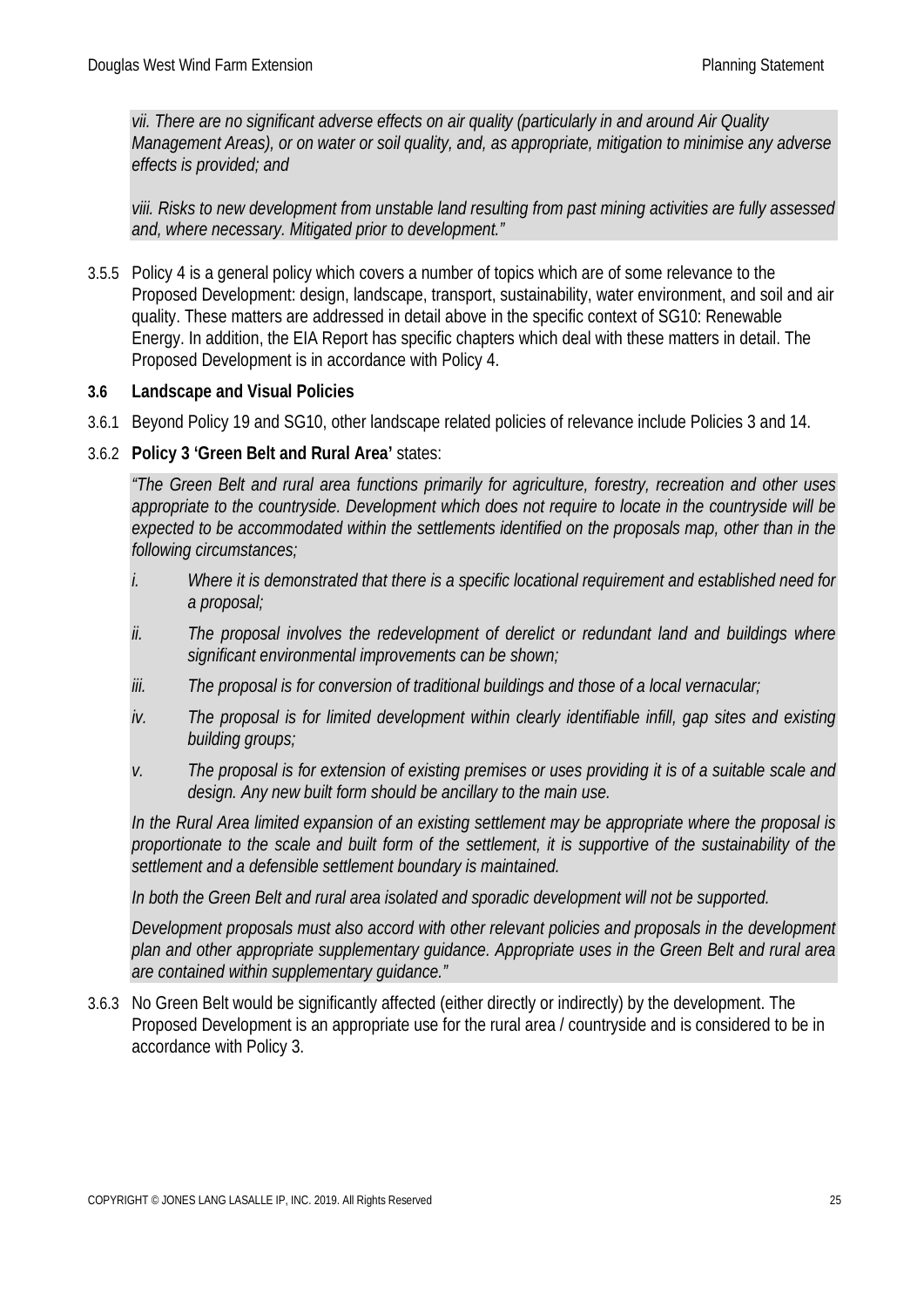*vii. There are no significant adverse effects on air quality (particularly in and around Air Quality Management Areas), or on water or soil quality, and, as appropriate, mitigation to minimise any adverse effects is provided; and*

*viii. Risks to new development from unstable land resulting from past mining activities are fully assessed and, where necessary. Mitigated prior to development."*

3.5.5 Policy 4 is a general policy which covers a number of topics which are of some relevance to the Proposed Development: design, landscape, transport, sustainability, water environment, and soil and air quality. These matters are addressed in detail above in the specific context of SG10: Renewable Energy. In addition, the EIA Report has specific chapters which deal with these matters in detail. The Proposed Development is in accordance with Policy 4.

### 3.6 Landscape and Visual Policies

3.6.1 Beyond Policy 19 and SG10, other landscape related policies of relevance include Policies 3 and 14.

3.6.2 **Policy 3 'Green Belt and Rural Area'** states:

*"The Green Belt and rural area functions primarily for agriculture, forestry, recreation and other uses appropriate to the countryside. Development which does not require to locate in the countryside will be expected to be accommodated within the settlements identified on the proposals map, other than in the following circumstances;*

*i. Where it is demonstrated that there is a specific locational requirement and established need for a proposal;*

*ii. The proposal involves the redevelopment of derelict or redundant land and buildings where significant environmental improvements can be shown;*

*iii. The proposal is for conversion of traditional buildings and those of a local vernacular;*

*iv. The proposal is for limited development within clearly identifiable infill, gap sites and existing building groups;*

*v. The proposal is for extension of existing premises or uses providing it is of a suitable scale and design. Any new built form should be ancillary to the main use.*

*In the Rural Area limited expansion of an existing settlement may be appropriate where the proposal is proportionate to the scale and built form of the settlement, it is supportive of the sustainability of the settlement and a defensible settlement boundary is maintained.*

*In both the Green Belt and rural area isolated and sporadic development will not be supported.*

*Development proposals must also accord with other relevant policies and proposals in the development plan and other appropriate supplementary guidance. Appropriate uses in the Green Belt and rural area are contained within supplementary guidance."*

3.6.3 No Green Belt would be significantly affected (either directly or indirectly) by the development. The Proposed Development is an appropriate use for the rural area / countryside and is considered to be in accordance with Policy 3.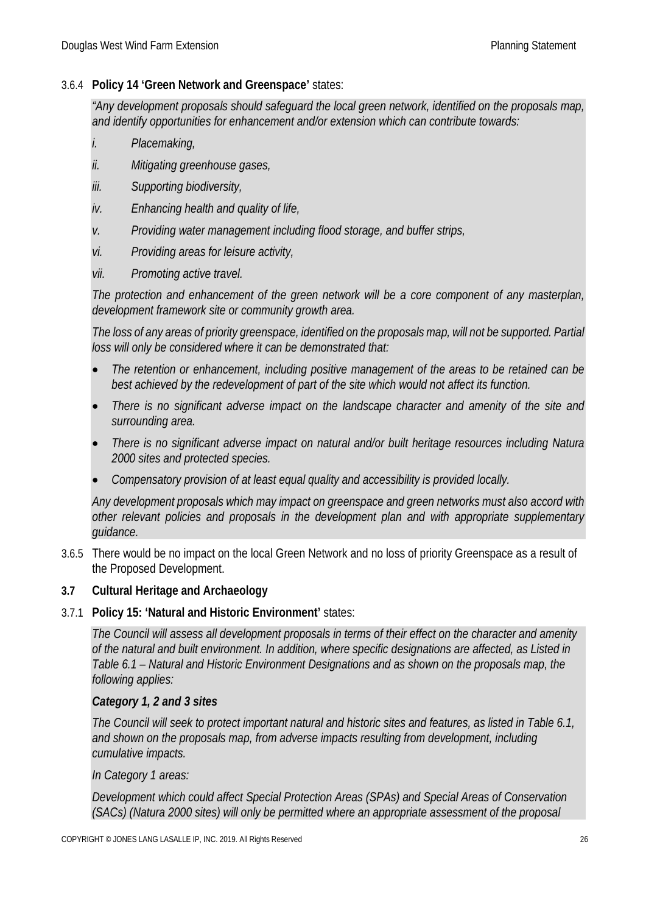3.6.4 **Policy 14 'Green Network and Greenspace'** states:

*"Any development proposals should safeguard the local green network, identified on the proposals map, and identify opportunities for enhancement and/or extension which can contribute towards:*

*i. Placemaking,*

*ii. Mitigating greenhouse gases,*

*iii. Supporting biodiversity,*

*iv. Enhancing health and quality of life,*

*v. Providing water management including flood storage, and buffer strips,*

*vi. Providing areas for leisure activity,*

*vii. Promoting active travel.*

*The protection and enhancement of the green network will be a core component of any masterplan, development framework site or community growth area.*

*The loss of any areas of priority greenspace, identified on the proposals map, will not be supported. Partial loss will only be considered where it can be demonstrated that:*

- *The retention or enhancement, including positive management of the areas to be retained can be best achieved by the redevelopment of part of the site which would not affect its function.*
- *There is no significant adverse impact on the landscape character and amenity of the site and surrounding area.*
- *There is no significant adverse impact on natural and/or built heritage resources including Natura 2000 sites and protected species.*
- *Compensatory provision of at least equal quality and accessibility is provided locally.*

*Any development proposals which may impact on greenspace and green networks must also accord with other relevant policies and proposals in the development plan and with appropriate supplementary guidance.*

3.6.5 There would be no impact on the local Green Network and no loss of priority Greenspace as a result of the Proposed Development.

### 3.7 Cultural Heritage and Archaeology

3.7.1 **Policy 15: 'Natural and Historic Environment'** states:

*The Council will assess all development proposals in terms of their effect on the character and amenity of the natural and built environment. In addition, where specific designations are affected, as Listed in Table 6.1 – Natural and Historic Environment Designations and as shown on the proposals map, the following applies:*

***Category 1, 2 and 3 sites***

*The Council will seek to protect important natural and historic sites and features, as listed in Table 6.1, and shown on the proposals map, from adverse impacts resulting from development, including cumulative impacts.*

*In Category 1 areas:*

*Development which could affect Special Protection Areas (SPAs) and Special Areas of Conservation (SACs) (Natura 2000 sites) will only be permitted where an appropriate assessment of the proposal*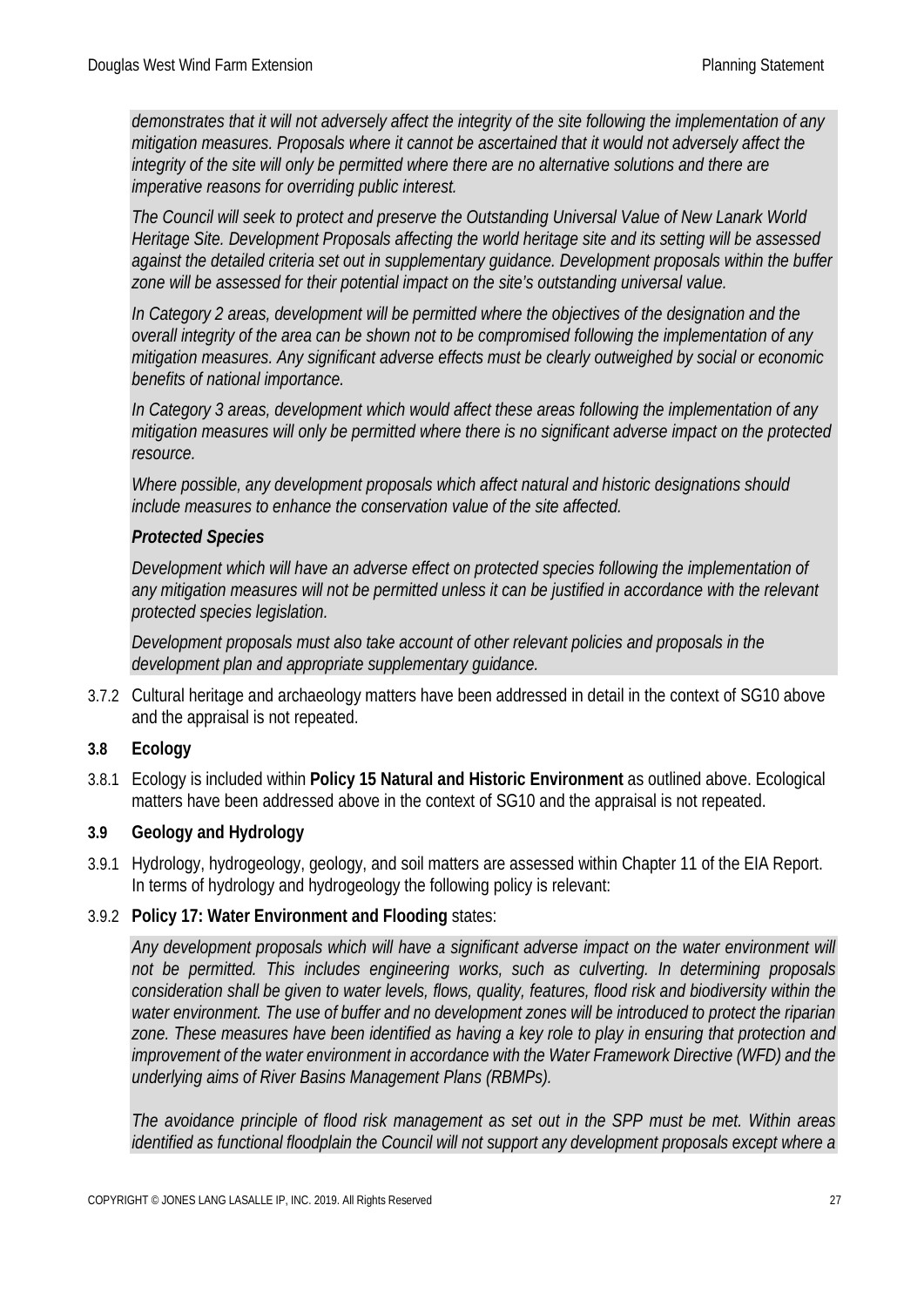*demonstrates that it will not adversely affect the integrity of the site following the implementation of any mitigation measures. Proposals where it cannot be ascertained that it would not adversely affect the integrity of the site will only be permitted where there are no alternative solutions and there are imperative reasons for overriding public interest.*

*The Council will seek to protect and preserve the Outstanding Universal Value of New Lanark World Heritage Site. Development Proposals affecting the world heritage site and its setting will be assessed against the detailed criteria set out in supplementary guidance. Development proposals within the buffer zone will be assessed for their potential impact on the site's outstanding universal value.*

*In Category 2 areas, development will be permitted where the objectives of the designation and the overall integrity of the area can be shown not to be compromised following the implementation of any mitigation measures. Any significant adverse effects must be clearly outweighed by social or economic benefits of national importance.*

*In Category 3 areas, development which would affect these areas following the implementation of any mitigation measures will only be permitted where there is no significant adverse impact on the protected resource.*

*Where possible, any development proposals which affect natural and historic designations should include measures to enhance the conservation value of the site affected.*

***Protected Species***

*Development which will have an adverse effect on protected species following the implementation of any mitigation measures will not be permitted unless it can be justified in accordance with the relevant protected species legislation.*

*Development proposals must also take account of other relevant policies and proposals in the development plan and appropriate supplementary guidance.*

3.7.2 Cultural heritage and archaeology matters have been addressed in detail in the context of SG10 above and the appraisal is not repeated.

## 3.8 Ecology

3.8.1 Ecology is included within **Policy 15 Natural and Historic Environment** as outlined above. Ecological matters have been addressed above in the context of SG10 and the appraisal is not repeated.

## 3.9 Geology and Hydrology

3.9.1 Hydrology, hydrogeology, geology, and soil matters are assessed within Chapter 11 of the EIA Report. In terms of hydrology and hydrogeology the following policy is relevant:

3.9.2 **Policy 17: Water Environment and Flooding** states:

*Any development proposals which will have a significant adverse impact on the water environment will not be permitted. This includes engineering works, such as culverting. In determining proposals consideration shall be given to water levels, flows, quality, features, flood risk and biodiversity within the water environment. The use of buffer and no development zones will be introduced to protect the riparian zone. These measures have been identified as having a key role to play in ensuring that protection and improvement of the water environment in accordance with the Water Framework Directive (WFD) and the underlying aims of River Basins Management Plans (RBMPs).*

*The avoidance principle of flood risk management as set out in the SPP must be met. Within areas identified as functional floodplain the Council will not support any development proposals except where a*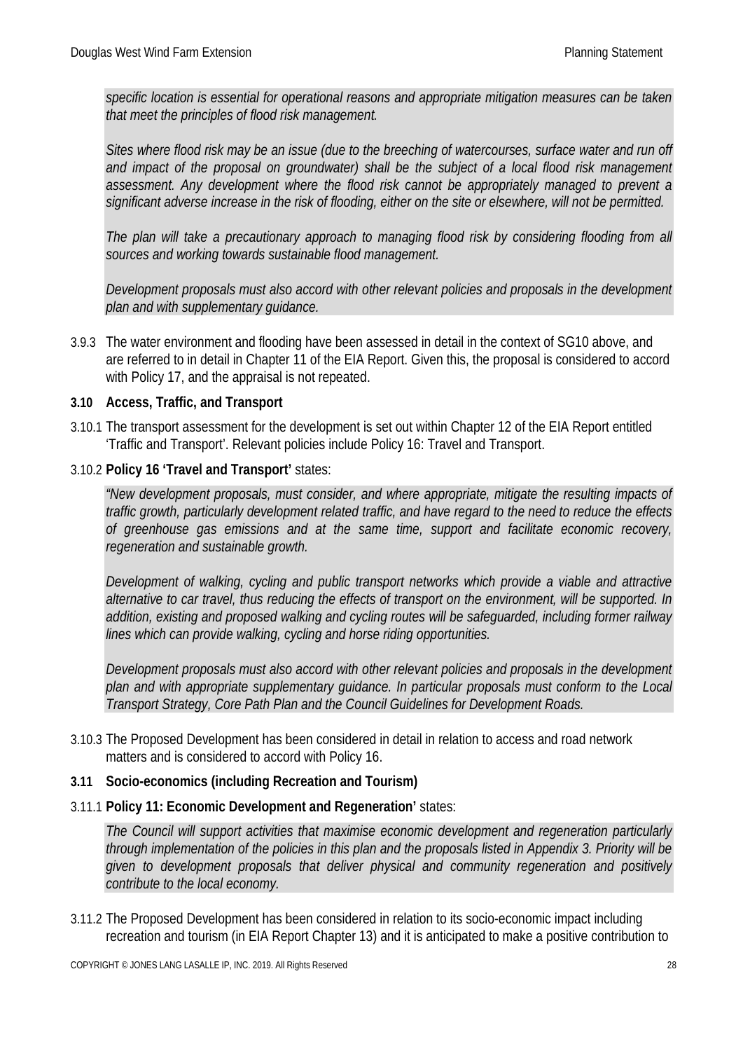*specific location is essential for operational reasons and appropriate mitigation measures can be taken that meet the principles of flood risk management.*

*Sites where flood risk may be an issue (due to the breeching of watercourses, surface water and run off and impact of the proposal on groundwater) shall be the subject of a local flood risk management assessment. Any development where the flood risk cannot be appropriately managed to prevent a significant adverse increase in the risk of flooding, either on the site or elsewhere, will not be permitted.*

*The plan will take a precautionary approach to managing flood risk by considering flooding from all sources and working towards sustainable flood management.*

*Development proposals must also accord with other relevant policies and proposals in the development plan and with supplementary guidance.*

3.9.3 The water environment and flooding have been assessed in detail in the context of SG10 above, and are referred to in detail in Chapter 11 of the EIA Report. Given this, the proposal is considered to accord with Policy 17, and the appraisal is not repeated.

### 3.10 Access, Traffic, and Transport

3.10.1 The transport assessment for the development is set out within Chapter 12 of the EIA Report entitled 'Traffic and Transport'. Relevant policies include Policy 16: Travel and Transport.

3.10.2 **Policy 16 'Travel and Transport'** states:

*"New development proposals, must consider, and where appropriate, mitigate the resulting impacts of traffic growth, particularly development related traffic, and have regard to the need to reduce the effects of greenhouse gas emissions and at the same time, support and facilitate economic recovery, regeneration and sustainable growth.*

*Development of walking, cycling and public transport networks which provide a viable and attractive alternative to car travel, thus reducing the effects of transport on the environment, will be supported. In addition, existing and proposed walking and cycling routes will be safeguarded, including former railway lines which can provide walking, cycling and horse riding opportunities.*

*Development proposals must also accord with other relevant policies and proposals in the development plan and with appropriate supplementary guidance. In particular proposals must conform to the Local Transport Strategy, Core Path Plan and the Council Guidelines for Development Roads.*

3.10.3 The Proposed Development has been considered in detail in relation to access and road network matters and is considered to accord with Policy 16.

### 3.11 Socio-economics (including Recreation and Tourism)

3.11.1 **Policy 11: Economic Development and Regeneration'** states:

*The Council will support activities that maximise economic development and regeneration particularly through implementation of the policies in this plan and the proposals listed in Appendix 3. Priority will be given to development proposals that deliver physical and community regeneration and positively contribute to the local economy.*

3.11.2 The Proposed Development has been considered in relation to its socio-economic impact including recreation and tourism (in EIA Report Chapter 13) and it is anticipated to make a positive contribution to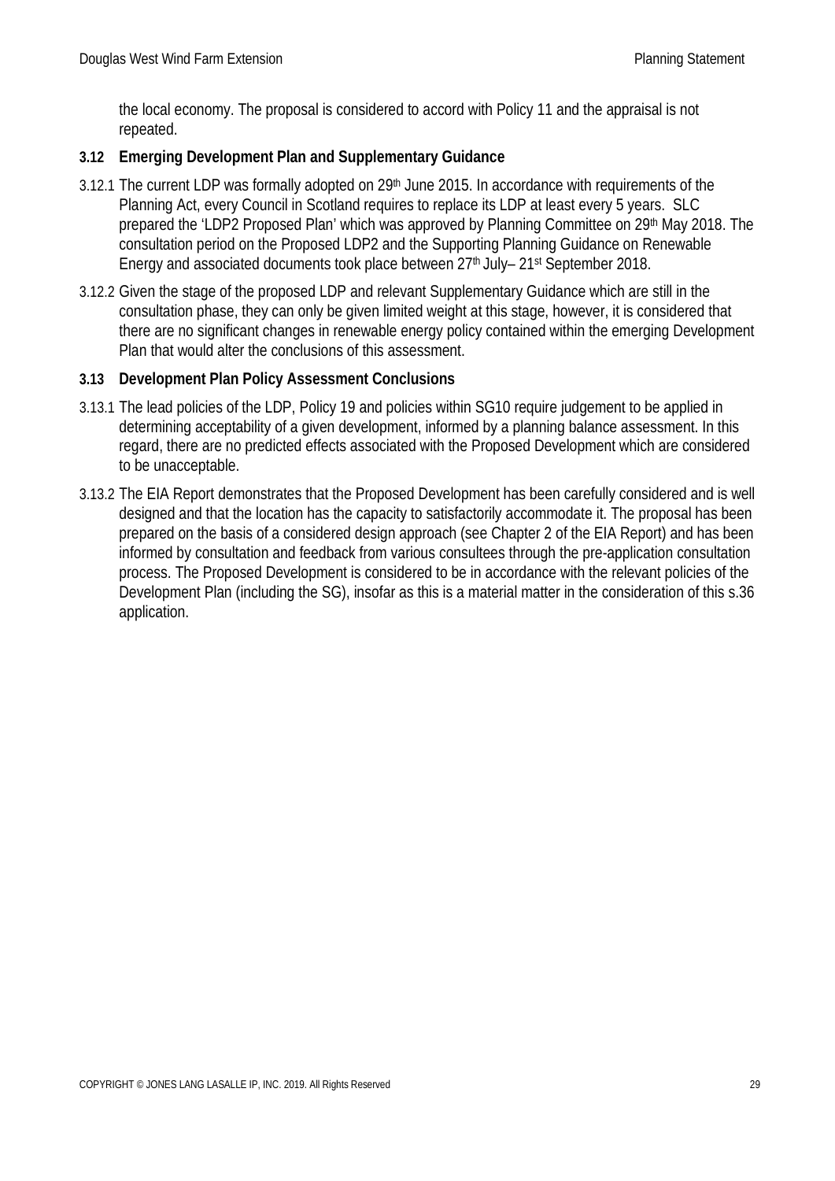the local economy. The proposal is considered to accord with Policy 11 and the appraisal is not repeated.

### 3.12 Emerging Development Plan and Supplementary Guidance

3.12.1 The current LDP was formally adopted on 29th June 2015. In accordance with requirements of the Planning Act, every Council in Scotland requires to replace its LDP at least every 5 years. SLC prepared the 'LDP2 Proposed Plan' which was approved by Planning Committee on 29th May 2018. The consultation period on the Proposed LDP2 and the Supporting Planning Guidance on Renewable Energy and associated documents took place between 27th July– 21st September 2018.

3.12.2 Given the stage of the proposed LDP and relevant Supplementary Guidance which are still in the consultation phase, they can only be given limited weight at this stage, however, it is considered that there are no significant changes in renewable energy policy contained within the emerging Development Plan that would alter the conclusions of this assessment.

### 3.13 Development Plan Policy Assessment Conclusions

3.13.1 The lead policies of the LDP, Policy 19 and policies within SG10 require judgement to be applied in determining acceptability of a given development, informed by a planning balance assessment. In this regard, there are no predicted effects associated with the Proposed Development which are considered to be unacceptable.

3.13.2 The EIA Report demonstrates that the Proposed Development has been carefully considered and is well designed and that the location has the capacity to satisfactorily accommodate it. The proposal has been prepared on the basis of a considered design approach (see Chapter 2 of the EIA Report) and has been informed by consultation and feedback from various consultees through the pre-application consultation process. The Proposed Development is considered to be in accordance with the relevant policies of the Development Plan (including the SG), insofar as this is a material matter in the consideration of this s.36 application.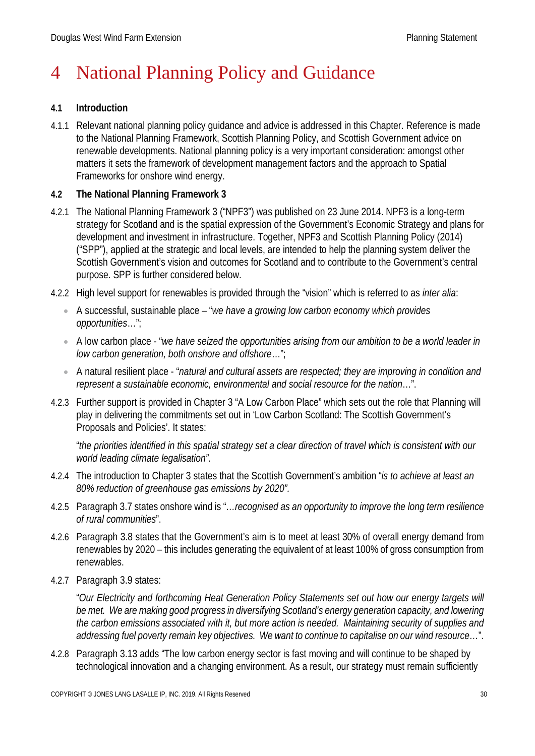# 4 National Planning Policy and Guidance

## 4.1 Introduction

4.1.1 Relevant national planning policy guidance and advice is addressed in this Chapter. Reference is made to the National Planning Framework, Scottish Planning Policy, and Scottish Government advice on renewable developments. National planning policy is a very important consideration: amongst other matters it sets the framework of development management factors and the approach to Spatial Frameworks for onshore wind energy.

## 4.2 The National Planning Framework 3

4.2.1 The National Planning Framework 3 ("NPF3") was published on 23 June 2014. NPF3 is a long-term strategy for Scotland and is the spatial expression of the Government's Economic Strategy and plans for development and investment in infrastructure. Together, NPF3 and Scottish Planning Policy (2014) ("SPP"), applied at the strategic and local levels, are intended to help the planning system deliver the Scottish Government's vision and outcomes for Scotland and to contribute to the Government's central purpose. SPP is further considered below.

4.2.2 High level support for renewables is provided through the "vision" which is referred to as *inter alia*:

- A successful, sustainable place – "*we have a growing low carbon economy which provides opportunities*…";
- A low carbon place - "*we have seized the opportunities arising from our ambition to be a world leader in low carbon generation, both onshore and offshore*…";
- A natural resilient place - "*natural and cultural assets are respected; they are improving in condition and represent a sustainable economic, environmental and social resource for the nation*…".

4.2.3 Further support is provided in Chapter 3 "A Low Carbon Place" which sets out the role that Planning will play in delivering the commitments set out in 'Low Carbon Scotland: The Scottish Government's Proposals and Policies'. It states:

"*the priorities identified in this spatial strategy set a clear direction of travel which is consistent with our world leading climate legalisation".*

4.2.4 The introduction to Chapter 3 states that the Scottish Government's ambition "*is to achieve at least an 80% reduction of greenhouse gas emissions by 2020".*

4.2.5 Paragraph 3.7 states onshore wind is "*…recognised as an opportunity to improve the long term resilience of rural communities*".

4.2.6 Paragraph 3.8 states that the Government's aim is to meet at least 30% of overall energy demand from renewables by 2020 – this includes generating the equivalent of at least 100% of gross consumption from renewables.

4.2.7 Paragraph 3.9 states:

"*Our Electricity and forthcoming Heat Generation Policy Statements set out how our energy targets will be met. We are making good progress in diversifying Scotland's energy generation capacity, and lowering the carbon emissions associated with it, but more action is needed. Maintaining security of supplies and addressing fuel poverty remain key objectives. We want to continue to capitalise on our wind resource…*".

4.2.8 Paragraph 3.13 adds "The low carbon energy sector is fast moving and will continue to be shaped by technological innovation and a changing environment. As a result, our strategy must remain sufficiently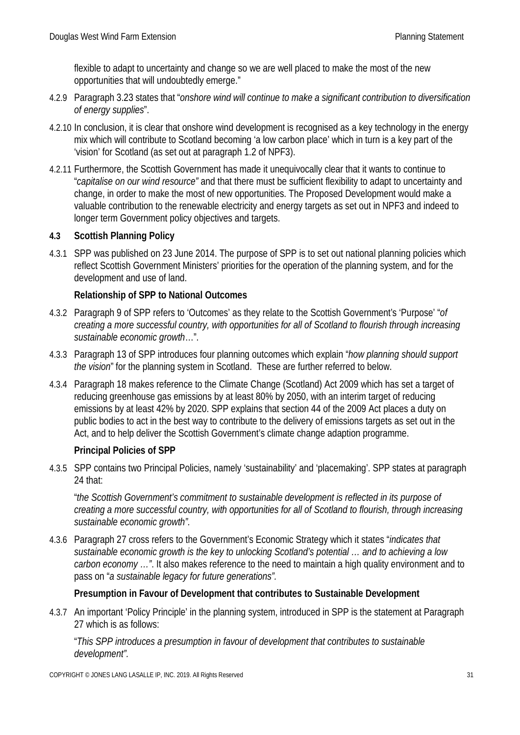flexible to adapt to uncertainty and change so we are well placed to make the most of the new opportunities that will undoubtedly emerge."

4.2.9 Paragraph 3.23 states that "*onshore wind will continue to make a significant contribution to diversification of energy supplies*".

4.2.10 In conclusion, it is clear that onshore wind development is recognised as a key technology in the energy mix which will contribute to Scotland becoming 'a low carbon place' which in turn is a key part of the 'vision' for Scotland (as set out at paragraph 1.2 of NPF3).

4.2.11 Furthermore, the Scottish Government has made it unequivocally clear that it wants to continue to "*capitalise on our wind resource"* and that there must be sufficient flexibility to adapt to uncertainty and change, in order to make the most of new opportunities. The Proposed Development would make a valuable contribution to the renewable electricity and energy targets as set out in NPF3 and indeed to longer term Government policy objectives and targets.

## 4.3 Scottish Planning Policy

4.3.1 SPP was published on 23 June 2014. The purpose of SPP is to set out national planning policies which reflect Scottish Government Ministers' priorities for the operation of the planning system, and for the development and use of land.

**Relationship of SPP to National Outcomes**

4.3.2 Paragraph 9 of SPP refers to 'Outcomes' as they relate to the Scottish Government's 'Purpose' "*of creating a more successful country, with opportunities for all of Scotland to flourish through increasing sustainable economic growth…*".

4.3.3 Paragraph 13 of SPP introduces four planning outcomes which explain "*how planning should support the vision*" for the planning system in Scotland. These are further referred to below.

4.3.4 Paragraph 18 makes reference to the Climate Change (Scotland) Act 2009 which has set a target of reducing greenhouse gas emissions by at least 80% by 2050, with an interim target of reducing emissions by at least 42% by 2020. SPP explains that section 44 of the 2009 Act places a duty on public bodies to act in the best way to contribute to the delivery of emissions targets as set out in the Act, and to help deliver the Scottish Government's climate change adaption programme.

**Principal Policies of SPP**

4.3.5 SPP contains two Principal Policies, namely 'sustainability' and 'placemaking'. SPP states at paragraph 24 that:

"*the Scottish Government's commitment to sustainable development is reflected in its purpose of creating a more successful country, with opportunities for all of Scotland to flourish, through increasing sustainable economic growth".*

4.3.6 Paragraph 27 cross refers to the Government's Economic Strategy which it states "*indicates that sustainable economic growth is the key to unlocking Scotland's potential … and to achieving a low carbon economy …"*. It also makes reference to the need to maintain a high quality environment and to pass on "*a sustainable legacy for future generations".*

**Presumption in Favour of Development that contributes to Sustainable Development**

4.3.7 An important 'Policy Principle' in the planning system, introduced in SPP is the statement at Paragraph 27 which is as follows:

"*This SPP introduces a presumption in favour of development that contributes to sustainable development".*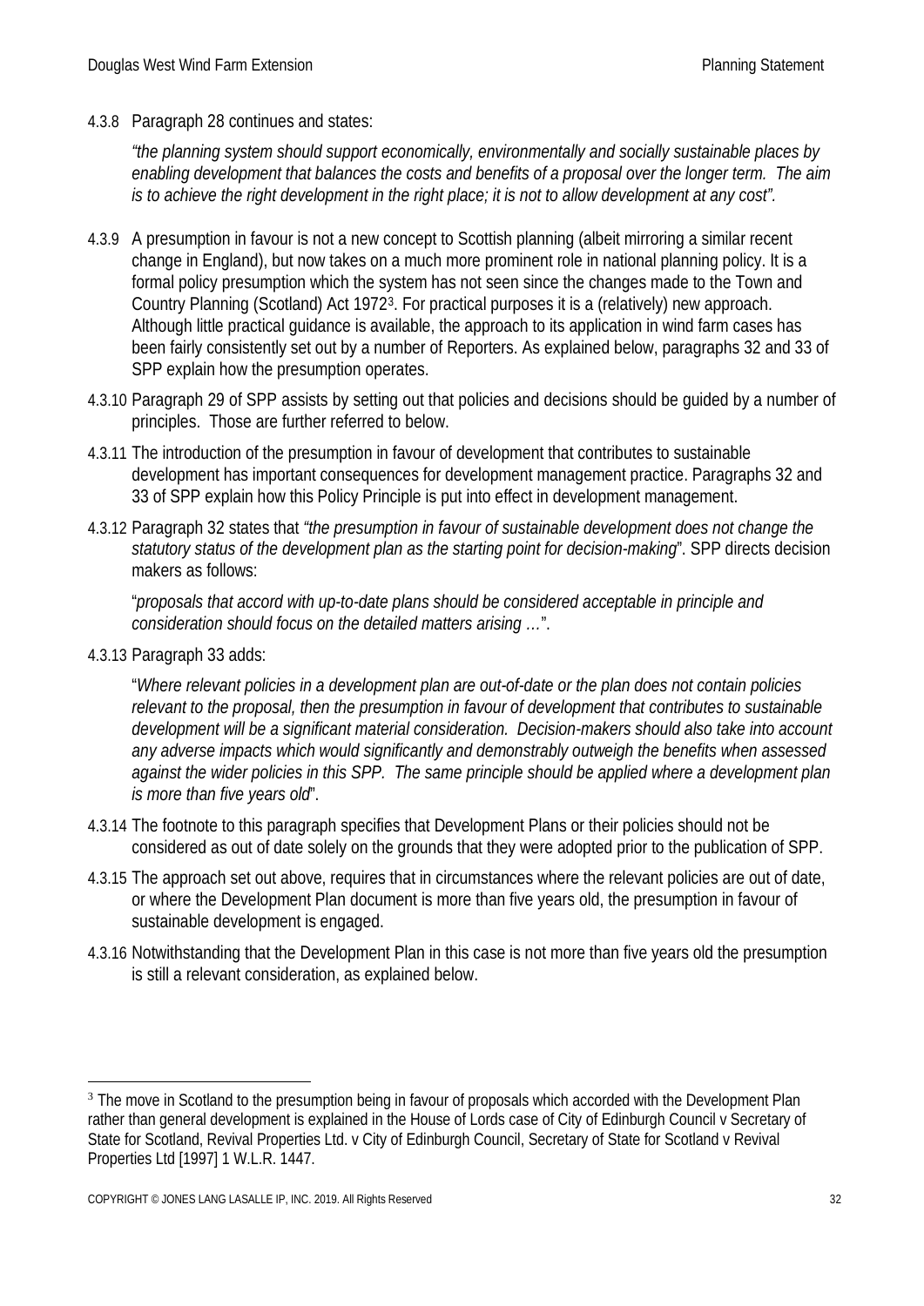4.3.8 Paragraph 28 continues and states:

*"the planning system should support economically, environmentally and socially sustainable places by enabling development that balances the costs and benefits of a proposal over the longer term. The aim is to achieve the right development in the right place; it is not to allow development at any cost".*

4.3.9 A presumption in favour is not a new concept to Scottish planning (albeit mirroring a similar recent change in England), but now takes on a much more prominent role in national planning policy. It is a formal policy presumption which the system has not seen since the changes made to the Town and Country Planning (Scotland) Act 1972[3]. For practical purposes it is a (relatively) new approach. Although little practical guidance is available, the approach to its application in wind farm cases has been fairly consistently set out by a number of Reporters. As explained below, paragraphs 32 and 33 of SPP explain how the presumption operates.

4.3.10 Paragraph 29 of SPP assists by setting out that policies and decisions should be guided by a number of principles. Those are further referred to below.

4.3.11 The introduction of the presumption in favour of development that contributes to sustainable development has important consequences for development management practice. Paragraphs 32 and 33 of SPP explain how this Policy Principle is put into effect in development management.

4.3.12 Paragraph 32 states that *"the presumption in favour of sustainable development does not change the statutory status of the development plan as the starting point for decision-making*". SPP directs decision makers as follows:

"*proposals that accord with up-to-date plans should be considered acceptable in principle and consideration should focus on the detailed matters arising …*".

4.3.13 Paragraph 33 adds:

"*Where relevant policies in a development plan are out-of-date or the plan does not contain policies relevant to the proposal, then the presumption in favour of development that contributes to sustainable development will be a significant material consideration. Decision-makers should also take into account any adverse impacts which would significantly and demonstrably outweigh the benefits when assessed against the wider policies in this SPP. The same principle should be applied where a development plan is more than five years old*".

4.3.14 The footnote to this paragraph specifies that Development Plans or their policies should not be considered as out of date solely on the grounds that they were adopted prior to the publication of SPP.

4.3.15 The approach set out above, requires that in circumstances where the relevant policies are out of date, or where the Development Plan document is more than five years old, the presumption in favour of sustainable development is engaged.

4.3.16 Notwithstanding that the Development Plan in this case is not more than five years old the presumption is still a relevant consideration, as explained below.

---

[3] The move in Scotland to the presumption being in favour of proposals which accorded with the Development Plan rather than general development is explained in the House of Lords case of City of Edinburgh Council v Secretary of State for Scotland, Revival Properties Ltd. v City of Edinburgh Council, Secretary of State for Scotland v Revival Properties Ltd [1997] 1 W.L.R. 1447.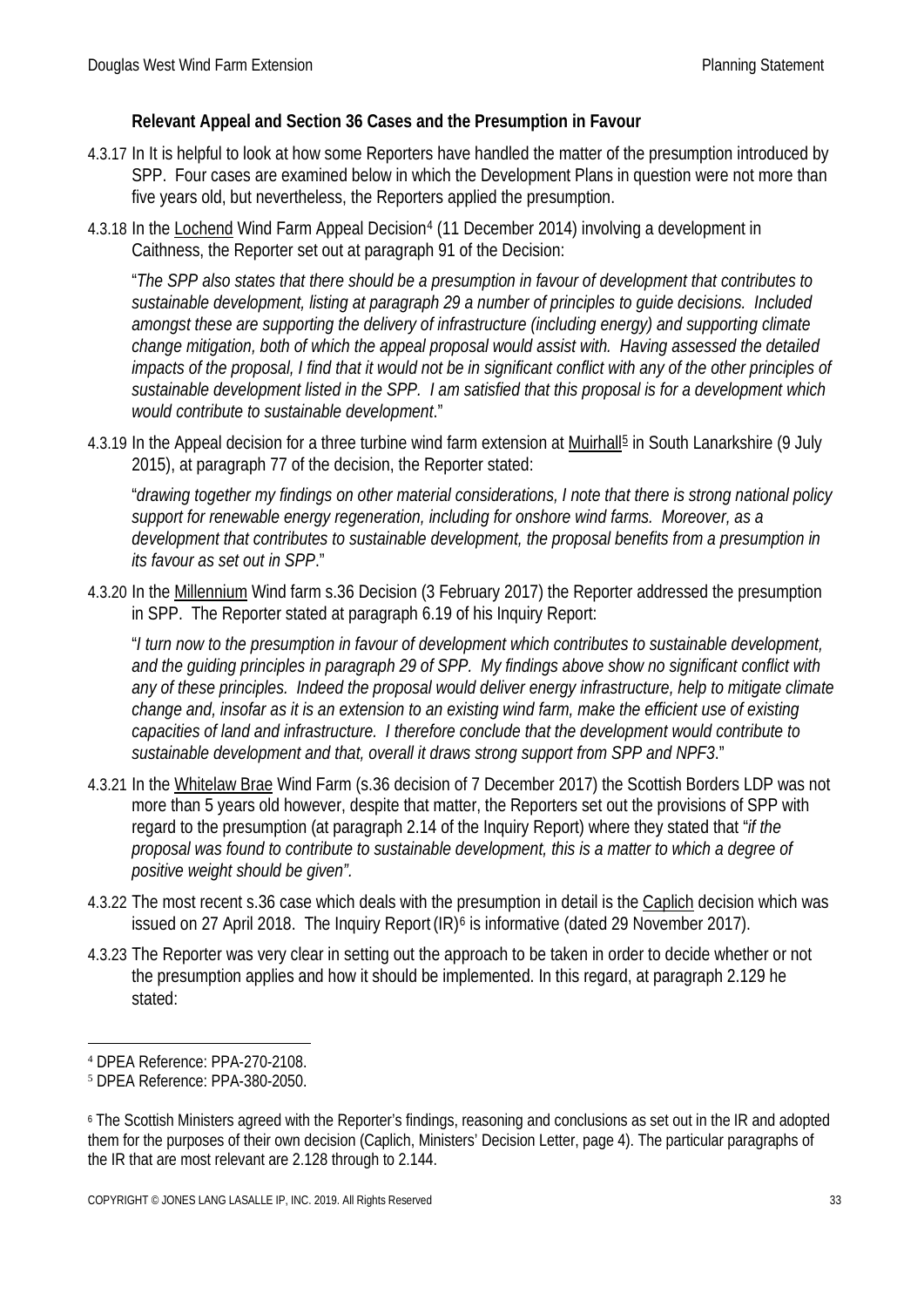### Relevant Appeal and Section 36 Cases and the Presumption in Favour

4.3.17 In It is helpful to look at how some Reporters have handled the matter of the presumption introduced by SPP. Four cases are examined below in which the Development Plans in question were not more than five years old, but nevertheless, the Reporters applied the presumption.

4.3.18 In the Lochend Wind Farm Appeal Decision[4] (11 December 2014) involving a development in Caithness, the Reporter set out at paragraph 91 of the Decision:

"*The SPP also states that there should be a presumption in favour of development that contributes to sustainable development, listing at paragraph 29 a number of principles to guide decisions. Included amongst these are supporting the delivery of infrastructure (including energy) and supporting climate change mitigation, both of which the appeal proposal would assist with. Having assessed the detailed impacts of the proposal, I find that it would not be in significant conflict with any of the other principles of sustainable development listed in the SPP. I am satisfied that this proposal is for a development which would contribute to sustainable development*."

4.3.19 In the Appeal decision for a three turbine wind farm extension at Muirhall[5] in South Lanarkshire (9 July 2015), at paragraph 77 of the decision, the Reporter stated:

"*drawing together my findings on other material considerations, I note that there is strong national policy support for renewable energy regeneration, including for onshore wind farms. Moreover, as a development that contributes to sustainable development, the proposal benefits from a presumption in its favour as set out in SPP*."

4.3.20 In the Millennium Wind farm s.36 Decision (3 February 2017) the Reporter addressed the presumption in SPP. The Reporter stated at paragraph 6.19 of his Inquiry Report:

"*I turn now to the presumption in favour of development which contributes to sustainable development, and the guiding principles in paragraph 29 of SPP. My findings above show no significant conflict with any of these principles. Indeed the proposal would deliver energy infrastructure, help to mitigate climate change and, insofar as it is an extension to an existing wind farm, make the efficient use of existing capacities of land and infrastructure. I therefore conclude that the development would contribute to sustainable development and that, overall it draws strong support from SPP and NPF3*."

4.3.21 In the Whitelaw Brae Wind Farm (s.36 decision of 7 December 2017) the Scottish Borders LDP was not more than 5 years old however, despite that matter, the Reporters set out the provisions of SPP with regard to the presumption (at paragraph 2.14 of the Inquiry Report) where they stated that "*if the proposal was found to contribute to sustainable development, this is a matter to which a degree of positive weight should be given".*

4.3.22 The most recent s.36 case which deals with the presumption in detail is the Caplich decision which was issued on 27 April 2018. The Inquiry Report (IR)[6] is informative (dated 29 November 2017).

4.3.23 The Reporter was very clear in setting out the approach to be taken in order to decide whether or not the presumption applies and how it should be implemented. In this regard, at paragraph 2.129 he stated:

---

[4] DPEA Reference: PPA-270-2108.

[5] DPEA Reference: PPA-380-2050.

[6] The Scottish Ministers agreed with the Reporter's findings, reasoning and conclusions as set out in the IR and adopted them for the purposes of their own decision (Caplich, Ministers' Decision Letter, page 4). The particular paragraphs of the IR that are most relevant are 2.128 through to 2.144.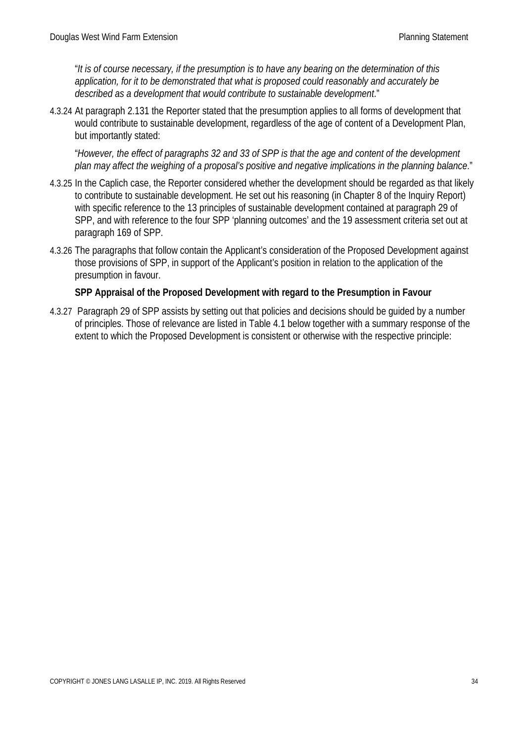"*It is of course necessary, if the presumption is to have any bearing on the determination of this application, for it to be demonstrated that what is proposed could reasonably and accurately be described as a development that would contribute to sustainable development*."

4.3.24 At paragraph 2.131 the Reporter stated that the presumption applies to all forms of development that would contribute to sustainable development, regardless of the age of content of a Development Plan, but importantly stated:

"*However, the effect of paragraphs 32 and 33 of SPP is that the age and content of the development plan may affect the weighing of a proposal's positive and negative implications in the planning balance*."

4.3.25 In the Caplich case, the Reporter considered whether the development should be regarded as that likely to contribute to sustainable development. He set out his reasoning (in Chapter 8 of the Inquiry Report) with specific reference to the 13 principles of sustainable development contained at paragraph 29 of SPP, and with reference to the four SPP 'planning outcomes' and the 19 assessment criteria set out at paragraph 169 of SPP.

4.3.26 The paragraphs that follow contain the Applicant's consideration of the Proposed Development against those provisions of SPP, in support of the Applicant's position in relation to the application of the presumption in favour.

**SPP Appraisal of the Proposed Development with regard to the Presumption in Favour**

4.3.27 Paragraph 29 of SPP assists by setting out that policies and decisions should be guided by a number of principles. Those of relevance are listed in Table 4.1 below together with a summary response of the extent to which the Proposed Development is consistent or otherwise with the respective principle: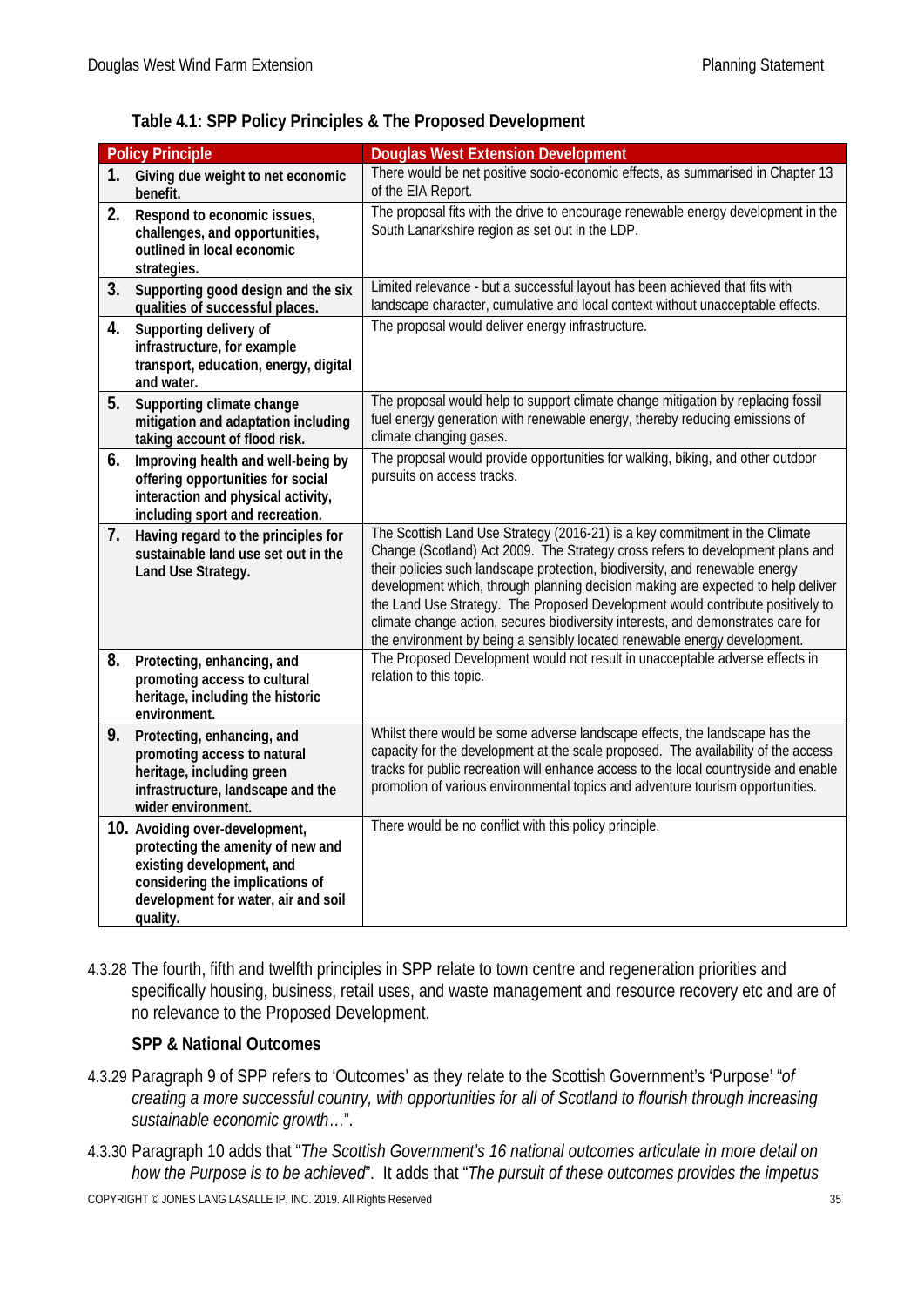**Table 4.1: SPP Policy Principles & The Proposed Development**

| Policy Principle | Douglas West Extension Development |
|---|---|
| **1. Giving due weight to net economic benefit.** | There would be net positive socio-economic effects, as summarised in Chapter 13 of the EIA Report. |
| **2. Respond to economic issues, challenges, and opportunities, outlined in local economic strategies.** | The proposal fits with the drive to encourage renewable energy development in the South Lanarkshire region as set out in the LDP. |
| **3. Supporting good design and the six qualities of successful places.** | Limited relevance - but a successful layout has been achieved that fits with landscape character, cumulative and local context without unacceptable effects. |
| **4. Supporting delivery of infrastructure, for example transport, education, energy, digital and water.** | The proposal would deliver energy infrastructure. |
| **5. Supporting climate change mitigation and adaptation including taking account of flood risk.** | The proposal would help to support climate change mitigation by replacing fossil fuel energy generation with renewable energy, thereby reducing emissions of climate changing gases. |
| **6. Improving health and well-being by offering opportunities for social interaction and physical activity, including sport and recreation.** | The proposal would provide opportunities for walking, biking, and other outdoor pursuits on access tracks. |
| **7. Having regard to the principles for sustainable land use set out in the Land Use Strategy.** | The Scottish Land Use Strategy (2016-21) is a key commitment in the Climate Change (Scotland) Act 2009. The Strategy cross refers to development plans and their policies such landscape protection, biodiversity, and renewable energy development which, through planning decision making are expected to help deliver the Land Use Strategy. The Proposed Development would contribute positively to climate change action, secures biodiversity interests, and demonstrates care for the environment by being a sensibly located renewable energy development. |
| **8. Protecting, enhancing, and promoting access to cultural heritage, including the historic environment.** | The Proposed Development would not result in unacceptable adverse effects in relation to this topic. |
| **9. Protecting, enhancing, and promoting access to natural heritage, including green infrastructure, landscape and the wider environment.** | Whilst there would be some adverse landscape effects, the landscape has the capacity for the development at the scale proposed. The availability of the access tracks for public recreation will enhance access to the local countryside and enable promotion of various environmental topics and adventure tourism opportunities. |
| **10. Avoiding over-development, protecting the amenity of new and existing development, and considering the implications of development for water, air and soil quality.** | There would be no conflict with this policy principle. |

4.3.28 The fourth, fifth and twelfth principles in SPP relate to town centre and regeneration priorities and specifically housing, business, retail uses, and waste management and resource recovery etc and are of no relevance to the Proposed Development.

**SPP & National Outcomes**

4.3.29 Paragraph 9 of SPP refers to 'Outcomes' as they relate to the Scottish Government's 'Purpose' "*of creating a more successful country, with opportunities for all of Scotland to flourish through increasing sustainable economic growth*…".

4.3.30 Paragraph 10 adds that "*The Scottish Government's 16 national outcomes articulate in more detail on how the Purpose is to be achieved*". It adds that "*The pursuit of these outcomes provides the impetus*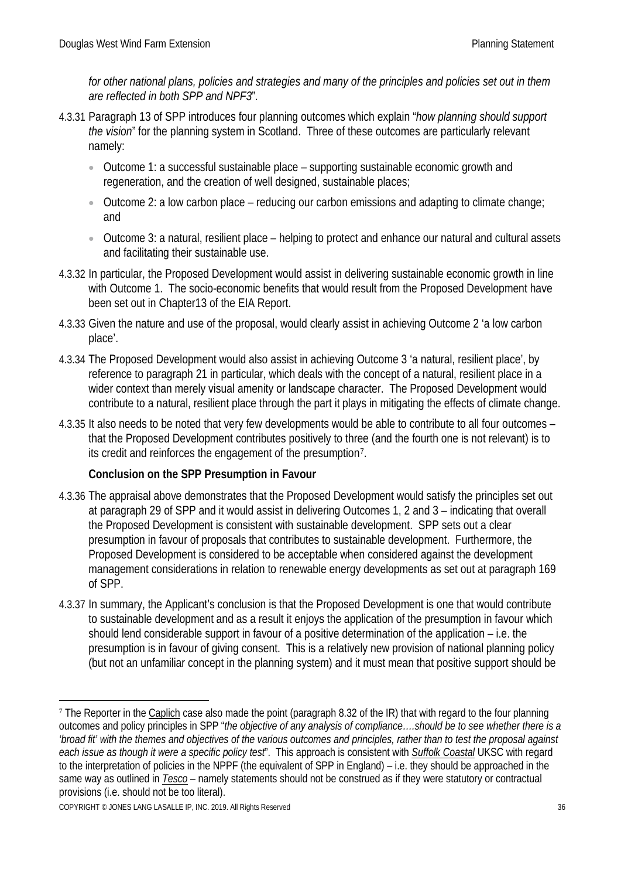*for other national plans, policies and strategies and many of the principles and policies set out in them are reflected in both SPP and NPF3*".

4.3.31 Paragraph 13 of SPP introduces four planning outcomes which explain "*how planning should support the vision*" for the planning system in Scotland. Three of these outcomes are particularly relevant namely:

- Outcome 1: a successful sustainable place – supporting sustainable economic growth and regeneration, and the creation of well designed, sustainable places;
- Outcome 2: a low carbon place – reducing our carbon emissions and adapting to climate change; and
- Outcome 3: a natural, resilient place – helping to protect and enhance our natural and cultural assets and facilitating their sustainable use.

4.3.32 In particular, the Proposed Development would assist in delivering sustainable economic growth in line with Outcome 1. The socio-economic benefits that would result from the Proposed Development have been set out in Chapter13 of the EIA Report.

4.3.33 Given the nature and use of the proposal, would clearly assist in achieving Outcome 2 'a low carbon place'.

4.3.34 The Proposed Development would also assist in achieving Outcome 3 'a natural, resilient place', by reference to paragraph 21 in particular, which deals with the concept of a natural, resilient place in a wider context than merely visual amenity or landscape character. The Proposed Development would contribute to a natural, resilient place through the part it plays in mitigating the effects of climate change.

4.3.35 It also needs to be noted that very few developments would be able to contribute to all four outcomes – that the Proposed Development contributes positively to three (and the fourth one is not relevant) is to its credit and reinforces the engagement of the presumption[7].

**Conclusion on the SPP Presumption in Favour**

4.3.36 The appraisal above demonstrates that the Proposed Development would satisfy the principles set out at paragraph 29 of SPP and it would assist in delivering Outcomes 1, 2 and 3 – indicating that overall the Proposed Development is consistent with sustainable development. SPP sets out a clear presumption in favour of proposals that contributes to sustainable development. Furthermore, the Proposed Development is considered to be acceptable when considered against the development management considerations in relation to renewable energy developments as set out at paragraph 169 of SPP.

4.3.37 In summary, the Applicant's conclusion is that the Proposed Development is one that would contribute to sustainable development and as a result it enjoys the application of the presumption in favour which should lend considerable support in favour of a positive determination of the application – i.e. the presumption is in favour of giving consent. This is a relatively new provision of national planning policy (but not an unfamiliar concept in the planning system) and it must mean that positive support should be

[7] The Reporter in the Caplich case also made the point (paragraph 8.32 of the IR) that with regard to the four planning outcomes and policy principles in SPP "*the objective of any analysis of compliance….should be to see whether there is a 'broad fit' with the themes and objectives of the various outcomes and principles, rather than to test the proposal against each issue as though it were a specific policy test*". This approach is consistent with ***Suffolk Coastal*** UKSC with regard to the interpretation of policies in the NPPF (the equivalent of SPP in England) – i.e. they should be approached in the same way as outlined in ***Tesco*** – namely statements should not be construed as if they were statutory or contractual provisions (i.e. should not be too literal).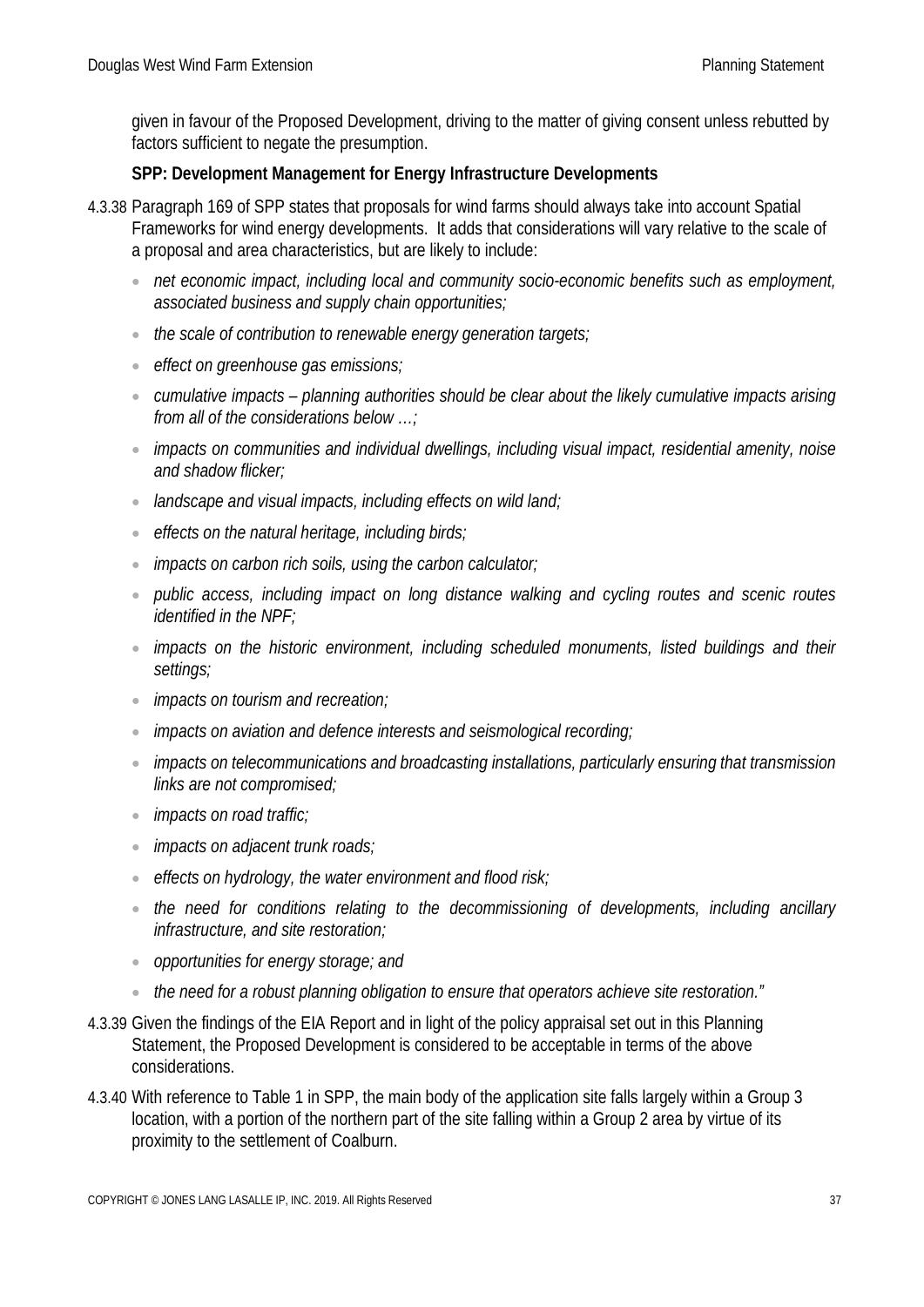given in favour of the Proposed Development, driving to the matter of giving consent unless rebutted by factors sufficient to negate the presumption.

**SPP: Development Management for Energy Infrastructure Developments**

4.3.38 Paragraph 169 of SPP states that proposals for wind farms should always take into account Spatial Frameworks for wind energy developments. It adds that considerations will vary relative to the scale of a proposal and area characteristics, but are likely to include:

- *net economic impact, including local and community socio-economic benefits such as employment, associated business and supply chain opportunities;*
- *the scale of contribution to renewable energy generation targets;*
- *effect on greenhouse gas emissions;*
- *cumulative impacts – planning authorities should be clear about the likely cumulative impacts arising from all of the considerations below …;*
- *impacts on communities and individual dwellings, including visual impact, residential amenity, noise and shadow flicker;*
- *landscape and visual impacts, including effects on wild land;*
- *effects on the natural heritage, including birds;*
- *impacts on carbon rich soils, using the carbon calculator;*
- *public access, including impact on long distance walking and cycling routes and scenic routes identified in the NPF;*
- *impacts on the historic environment, including scheduled monuments, listed buildings and their settings;*
- *impacts on tourism and recreation;*
- *impacts on aviation and defence interests and seismological recording;*
- *impacts on telecommunications and broadcasting installations, particularly ensuring that transmission links are not compromised;*
- *impacts on road traffic;*
- *impacts on adjacent trunk roads;*
- *effects on hydrology, the water environment and flood risk;*
- *the need for conditions relating to the decommissioning of developments, including ancillary infrastructure, and site restoration;*
- *opportunities for energy storage; and*
- *the need for a robust planning obligation to ensure that operators achieve site restoration."*

4.3.39 Given the findings of the EIA Report and in light of the policy appraisal set out in this Planning Statement, the Proposed Development is considered to be acceptable in terms of the above considerations.

4.3.40 With reference to Table 1 in SPP, the main body of the application site falls largely within a Group 3 location, with a portion of the northern part of the site falling within a Group 2 area by virtue of its proximity to the settlement of Coalburn.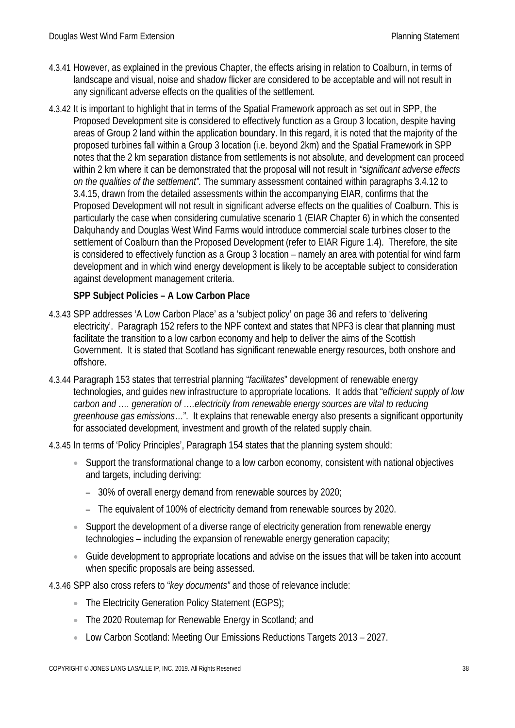4.3.41 However, as explained in the previous Chapter, the effects arising in relation to Coalburn, in terms of landscape and visual, noise and shadow flicker are considered to be acceptable and will not result in any significant adverse effects on the qualities of the settlement.

4.3.42 It is important to highlight that in terms of the Spatial Framework approach as set out in SPP, the Proposed Development site is considered to effectively function as a Group 3 location, despite having areas of Group 2 land within the application boundary. In this regard, it is noted that the majority of the proposed turbines fall within a Group 3 location (i.e. beyond 2km) and the Spatial Framework in SPP notes that the 2 km separation distance from settlements is not absolute, and development can proceed within 2 km where it can be demonstrated that the proposal will not result in *"significant adverse effects on the qualities of the settlement".* The summary assessment contained within paragraphs 3.4.12 to 3.4.15, drawn from the detailed assessments within the accompanying EIAR, confirms that the Proposed Development will not result in significant adverse effects on the qualities of Coalburn. This is particularly the case when considering cumulative scenario 1 (EIAR Chapter 6) in which the consented Dalquhandy and Douglas West Wind Farms would introduce commercial scale turbines closer to the settlement of Coalburn than the Proposed Development (refer to EIAR Figure 1.4). Therefore, the site is considered to effectively function as a Group 3 location – namely an area with potential for wind farm development and in which wind energy development is likely to be acceptable subject to consideration against development management criteria.

**SPP Subject Policies – A Low Carbon Place**

4.3.43 SPP addresses 'A Low Carbon Place' as a 'subject policy' on page 36 and refers to 'delivering electricity'. Paragraph 152 refers to the NPF context and states that NPF3 is clear that planning must facilitate the transition to a low carbon economy and help to deliver the aims of the Scottish Government. It is stated that Scotland has significant renewable energy resources, both onshore and offshore.

4.3.44 Paragraph 153 states that terrestrial planning "*facilitates*" development of renewable energy technologies, and guides new infrastructure to appropriate locations. It adds that "*efficient supply of low carbon and …. generation of ….electricity from renewable energy sources are vital to reducing greenhouse gas emissions*…". It explains that renewable energy also presents a significant opportunity for associated development, investment and growth of the related supply chain.

4.3.45 In terms of 'Policy Principles', Paragraph 154 states that the planning system should:

- Support the transformational change to a low carbon economy, consistent with national objectives and targets, including deriving:
  - 30% of overall energy demand from renewable sources by 2020;
  - The equivalent of 100% of electricity demand from renewable sources by 2020.
- Support the development of a diverse range of electricity generation from renewable energy technologies – including the expansion of renewable energy generation capacity;
- Guide development to appropriate locations and advise on the issues that will be taken into account when specific proposals are being assessed.

4.3.46 SPP also cross refers to "*key documents"* and those of relevance include:

- The Electricity Generation Policy Statement (EGPS);
- The 2020 Routemap for Renewable Energy in Scotland; and
- Low Carbon Scotland: Meeting Our Emissions Reductions Targets 2013 – 2027.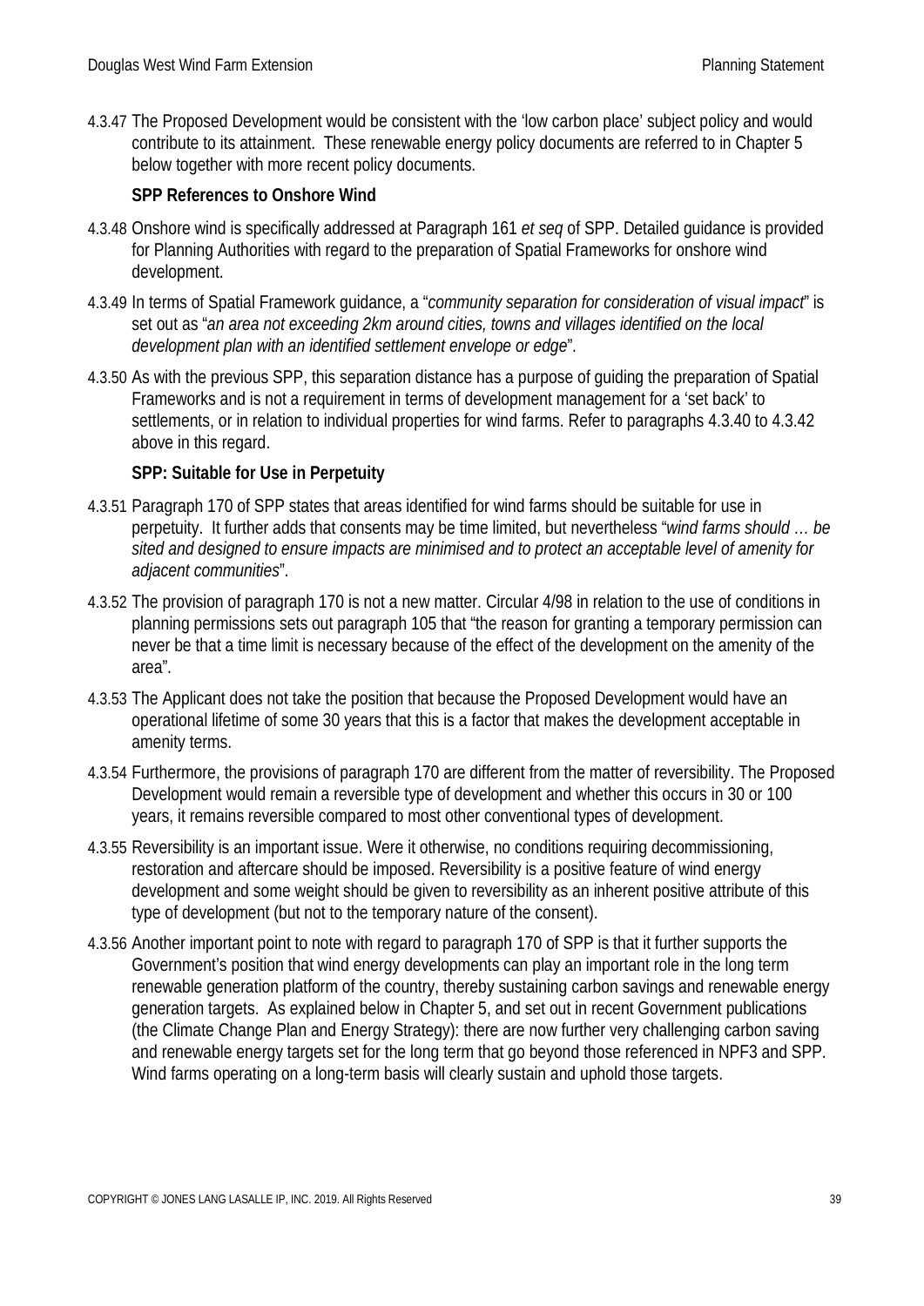4.3.47 The Proposed Development would be consistent with the 'low carbon place' subject policy and would contribute to its attainment. These renewable energy policy documents are referred to in Chapter 5 below together with more recent policy documents.

**SPP References to Onshore Wind**

4.3.48 Onshore wind is specifically addressed at Paragraph 161 *et seq* of SPP. Detailed guidance is provided for Planning Authorities with regard to the preparation of Spatial Frameworks for onshore wind development.

4.3.49 In terms of Spatial Framework guidance, a "*community separation for consideration of visual impact*" is set out as "*an area not exceeding 2km around cities, towns and villages identified on the local development plan with an identified settlement envelope or edge*".

4.3.50 As with the previous SPP, this separation distance has a purpose of guiding the preparation of Spatial Frameworks and is not a requirement in terms of development management for a 'set back' to settlements, or in relation to individual properties for wind farms. Refer to paragraphs 4.3.40 to 4.3.42 above in this regard.

**SPP: Suitable for Use in Perpetuity**

4.3.51 Paragraph 170 of SPP states that areas identified for wind farms should be suitable for use in perpetuity. It further adds that consents may be time limited, but nevertheless "*wind farms should … be sited and designed to ensure impacts are minimised and to protect an acceptable level of amenity for adjacent communities*".

4.3.52 The provision of paragraph 170 is not a new matter. Circular 4/98 in relation to the use of conditions in planning permissions sets out paragraph 105 that "the reason for granting a temporary permission can never be that a time limit is necessary because of the effect of the development on the amenity of the area".

4.3.53 The Applicant does not take the position that because the Proposed Development would have an operational lifetime of some 30 years that this is a factor that makes the development acceptable in amenity terms.

4.3.54 Furthermore, the provisions of paragraph 170 are different from the matter of reversibility. The Proposed Development would remain a reversible type of development and whether this occurs in 30 or 100 years, it remains reversible compared to most other conventional types of development.

4.3.55 Reversibility is an important issue. Were it otherwise, no conditions requiring decommissioning, restoration and aftercare should be imposed. Reversibility is a positive feature of wind energy development and some weight should be given to reversibility as an inherent positive attribute of this type of development (but not to the temporary nature of the consent).

4.3.56 Another important point to note with regard to paragraph 170 of SPP is that it further supports the Government's position that wind energy developments can play an important role in the long term renewable generation platform of the country, thereby sustaining carbon savings and renewable energy generation targets. As explained below in Chapter 5, and set out in recent Government publications (the Climate Change Plan and Energy Strategy): there are now further very challenging carbon saving and renewable energy targets set for the long term that go beyond those referenced in NPF3 and SPP. Wind farms operating on a long-term basis will clearly sustain and uphold those targets.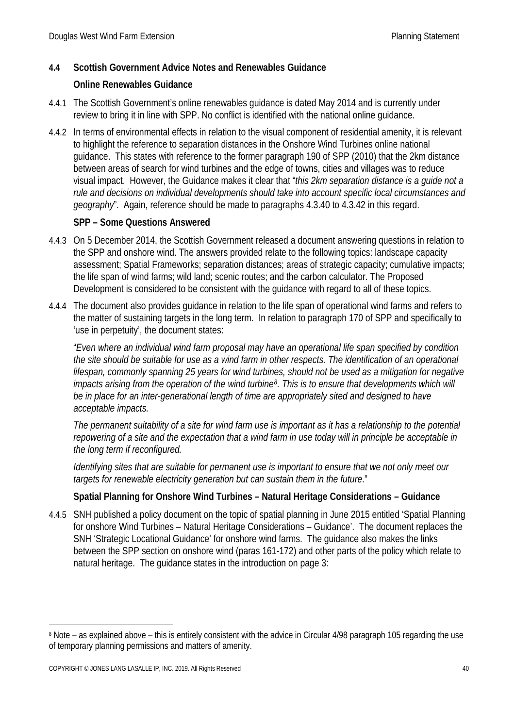## 4.4 Scottish Government Advice Notes and Renewables Guidance

### Online Renewables Guidance

4.4.1 The Scottish Government's online renewables guidance is dated May 2014 and is currently under review to bring it in line with SPP. No conflict is identified with the national online guidance.

4.4.2 In terms of environmental effects in relation to the visual component of residential amenity, it is relevant to highlight the reference to separation distances in the Onshore Wind Turbines online national guidance. This states with reference to the former paragraph 190 of SPP (2010) that the 2km distance between areas of search for wind turbines and the edge of towns, cities and villages was to reduce visual impact. However, the Guidance makes it clear that "*this 2km separation distance is a guide not a rule and decisions on individual developments should take into account specific local circumstances and geography*". Again, reference should be made to paragraphs 4.3.40 to 4.3.42 in this regard.

### SPP – Some Questions Answered

4.4.3 On 5 December 2014, the Scottish Government released a document answering questions in relation to the SPP and onshore wind. The answers provided relate to the following topics: landscape capacity assessment; Spatial Frameworks; separation distances; areas of strategic capacity; cumulative impacts; the life span of wind farms; wild land; scenic routes; and the carbon calculator. The Proposed Development is considered to be consistent with the guidance with regard to all of these topics.

4.4.4 The document also provides guidance in relation to the life span of operational wind farms and refers to the matter of sustaining targets in the long term. In relation to paragraph 170 of SPP and specifically to 'use in perpetuity', the document states:

"*Even where an individual wind farm proposal may have an operational life span specified by condition the site should be suitable for use as a wind farm in other respects. The identification of an operational lifespan, commonly spanning 25 years for wind turbines, should not be used as a mitigation for negative impacts arising from the operation of the wind turbine[8]. This is to ensure that developments which will be in place for an inter-generational length of time are appropriately sited and designed to have acceptable impacts.*

*The permanent suitability of a site for wind farm use is important as it has a relationship to the potential repowering of a site and the expectation that a wind farm in use today will in principle be acceptable in the long term if reconfigured.*

*Identifying sites that are suitable for permanent use is important to ensure that we not only meet our targets for renewable electricity generation but can sustain them in the future*."

### Spatial Planning for Onshore Wind Turbines – Natural Heritage Considerations – Guidance

4.4.5 SNH published a policy document on the topic of spatial planning in June 2015 entitled 'Spatial Planning for onshore Wind Turbines – Natural Heritage Considerations – Guidance'. The document replaces the SNH 'Strategic Locational Guidance' for onshore wind farms. The guidance also makes the links between the SPP section on onshore wind (paras 161-172) and other parts of the policy which relate to natural heritage. The guidance states in the introduction on page 3:

---

[8] Note – as explained above – this is entirely consistent with the advice in Circular 4/98 paragraph 105 regarding the use of temporary planning permissions and matters of amenity.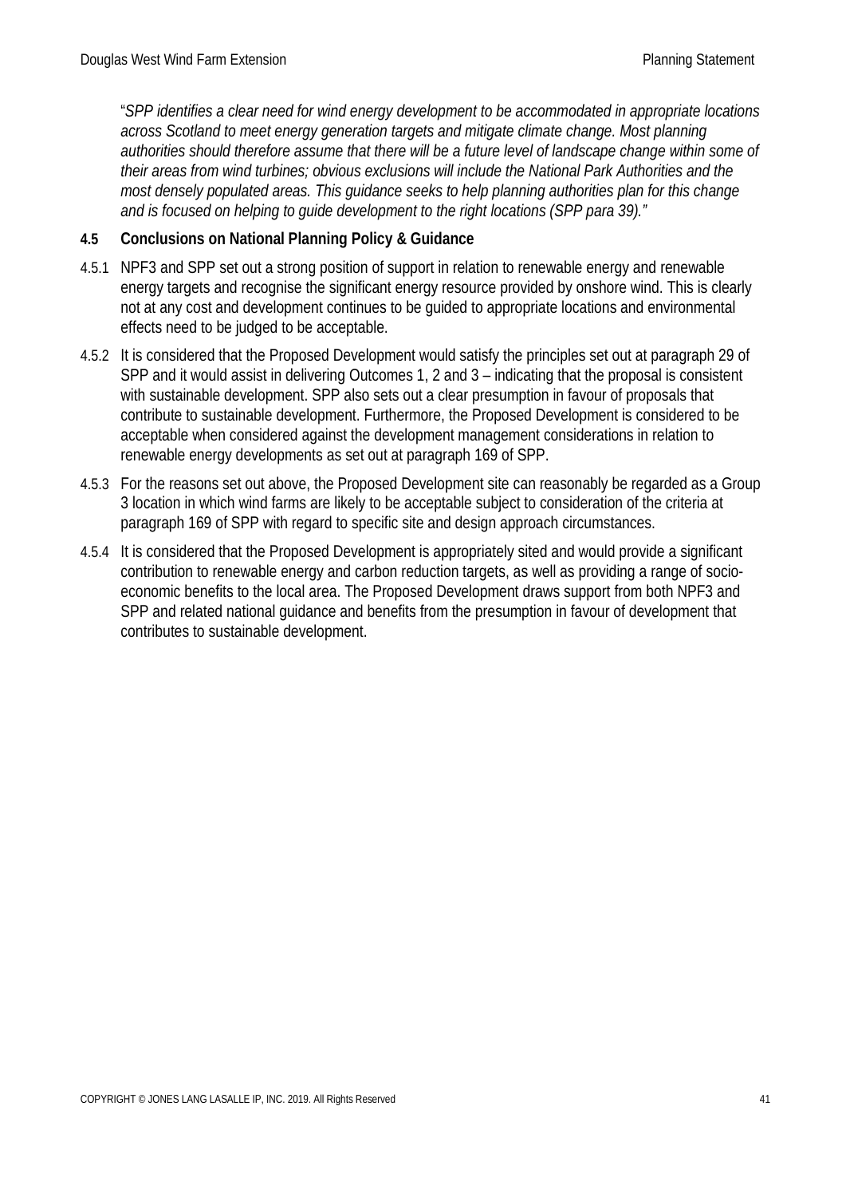"*SPP identifies a clear need for wind energy development to be accommodated in appropriate locations across Scotland to meet energy generation targets and mitigate climate change. Most planning authorities should therefore assume that there will be a future level of landscape change within some of their areas from wind turbines; obvious exclusions will include the National Park Authorities and the most densely populated areas. This guidance seeks to help planning authorities plan for this change and is focused on helping to guide development to the right locations (SPP para 39).*"

### 4.5 Conclusions on National Planning Policy & Guidance

4.5.1 NPF3 and SPP set out a strong position of support in relation to renewable energy and renewable energy targets and recognise the significant energy resource provided by onshore wind. This is clearly not at any cost and development continues to be guided to appropriate locations and environmental effects need to be judged to be acceptable.

4.5.2 It is considered that the Proposed Development would satisfy the principles set out at paragraph 29 of SPP and it would assist in delivering Outcomes 1, 2 and 3 – indicating that the proposal is consistent with sustainable development. SPP also sets out a clear presumption in favour of proposals that contribute to sustainable development. Furthermore, the Proposed Development is considered to be acceptable when considered against the development management considerations in relation to renewable energy developments as set out at paragraph 169 of SPP.

4.5.3 For the reasons set out above, the Proposed Development site can reasonably be regarded as a Group 3 location in which wind farms are likely to be acceptable subject to consideration of the criteria at paragraph 169 of SPP with regard to specific site and design approach circumstances.

4.5.4 It is considered that the Proposed Development is appropriately sited and would provide a significant contribution to renewable energy and carbon reduction targets, as well as providing a range of socio-economic benefits to the local area. The Proposed Development draws support from both NPF3 and SPP and related national guidance and benefits from the presumption in favour of development that contributes to sustainable development.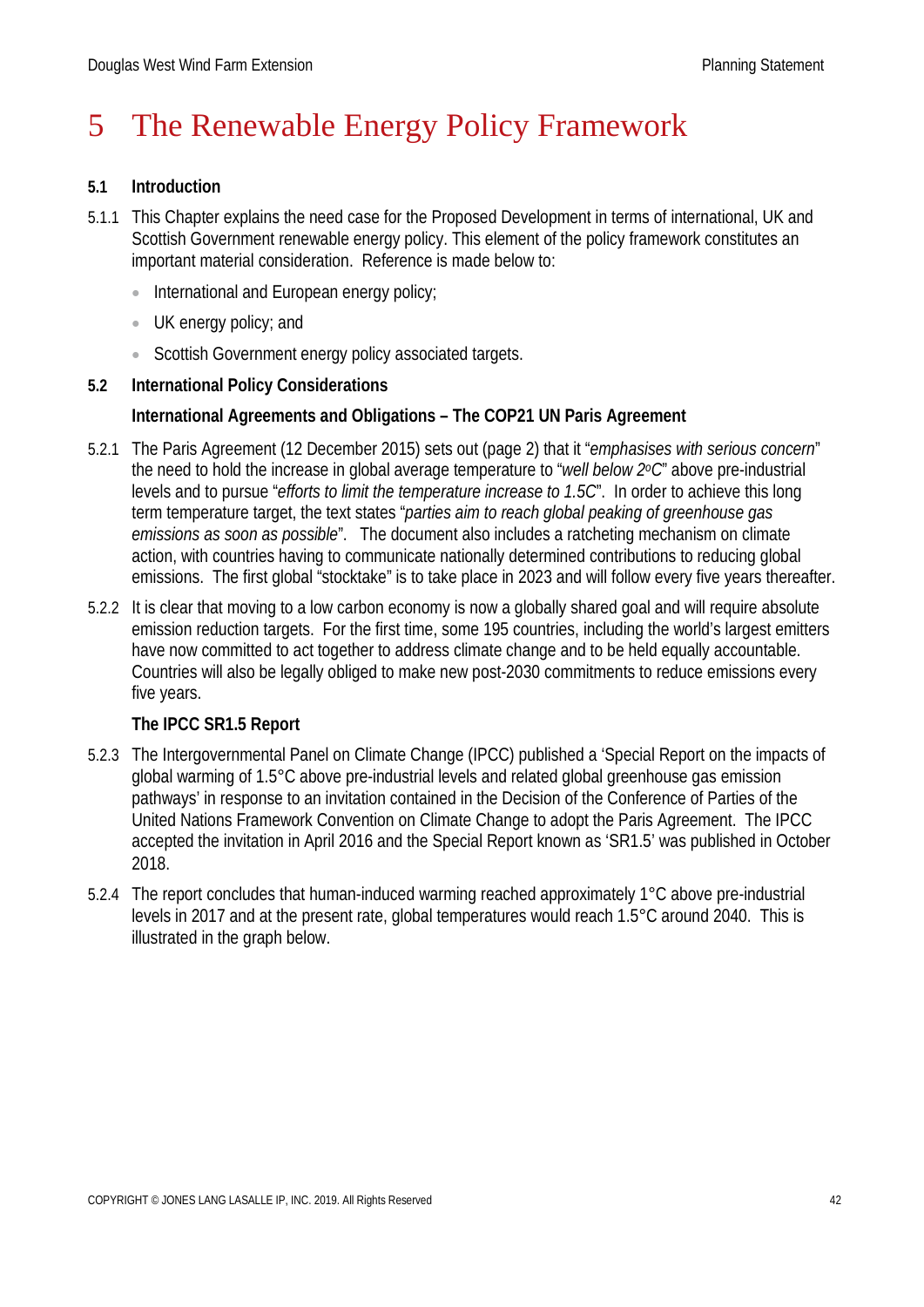# 5 The Renewable Energy Policy Framework

## 5.1 Introduction

5.1.1 This Chapter explains the need case for the Proposed Development in terms of international, UK and Scottish Government renewable energy policy. This element of the policy framework constitutes an important material consideration. Reference is made below to:

- International and European energy policy;
- UK energy policy; and
- Scottish Government energy policy associated targets.

## 5.2 International Policy Considerations

### International Agreements and Obligations – The COP21 UN Paris Agreement

5.2.1 The Paris Agreement (12 December 2015) sets out (page 2) that it "*emphasises with serious concern*" the need to hold the increase in global average temperature to "*well below 2°C*" above pre-industrial levels and to pursue "*efforts to limit the temperature increase to 1.5C*". In order to achieve this long term temperature target, the text states "*parties aim to reach global peaking of greenhouse gas emissions as soon as possible*". The document also includes a ratcheting mechanism on climate action, with countries having to communicate nationally determined contributions to reducing global emissions. The first global "stocktake" is to take place in 2023 and will follow every five years thereafter.

5.2.2 It is clear that moving to a low carbon economy is now a globally shared goal and will require absolute emission reduction targets. For the first time, some 195 countries, including the world's largest emitters have now committed to act together to address climate change and to be held equally accountable. Countries will also be legally obliged to make new post-2030 commitments to reduce emissions every five years.

### The IPCC SR1.5 Report

5.2.3 The Intergovernmental Panel on Climate Change (IPCC) published a 'Special Report on the impacts of global warming of 1.5°C above pre-industrial levels and related global greenhouse gas emission pathways' in response to an invitation contained in the Decision of the Conference of Parties of the United Nations Framework Convention on Climate Change to adopt the Paris Agreement. The IPCC accepted the invitation in April 2016 and the Special Report known as 'SR1.5' was published in October 2018.

5.2.4 The report concludes that human-induced warming reached approximately 1°C above pre-industrial levels in 2017 and at the present rate, global temperatures would reach 1.5°C around 2040. This is illustrated in the graph below.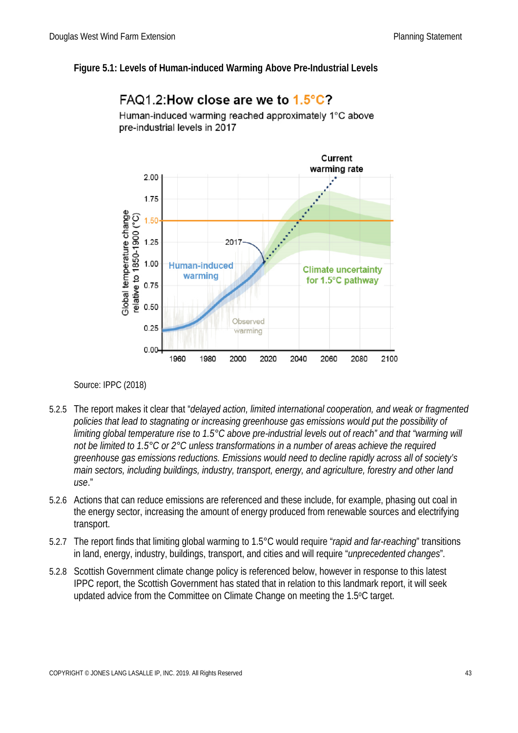**Figure 5.1: Levels of Human-induced Warming Above Pre-Industrial Levels**

Source: IPPC (2018)

5.2.5 The report makes it clear that "*delayed action, limited international cooperation, and weak or fragmented policies that lead to stagnating or increasing greenhouse gas emissions would put the possibility of limiting global temperature rise to 1.5°C above pre-industrial levels out of reach" and that "warming will not be limited to 1.5°C or 2°C unless transformations in a number of areas achieve the required greenhouse gas emissions reductions. Emissions would need to decline rapidly across all of society's main sectors, including buildings, industry, transport, energy, and agriculture, forestry and other land use.*"

5.2.6 Actions that can reduce emissions are referenced and these include, for example, phasing out coal in the energy sector, increasing the amount of energy produced from renewable sources and electrifying transport.

5.2.7 The report finds that limiting global warming to 1.5°C would require "*rapid and far-reaching*" transitions in land, energy, industry, buildings, transport, and cities and will require "*unprecedented changes*".

5.2.8 Scottish Government climate change policy is referenced below, however in response to this latest IPPC report, the Scottish Government has stated that in relation to this landmark report, it will seek updated advice from the Committee on Climate Change on meeting the 1.5°C target.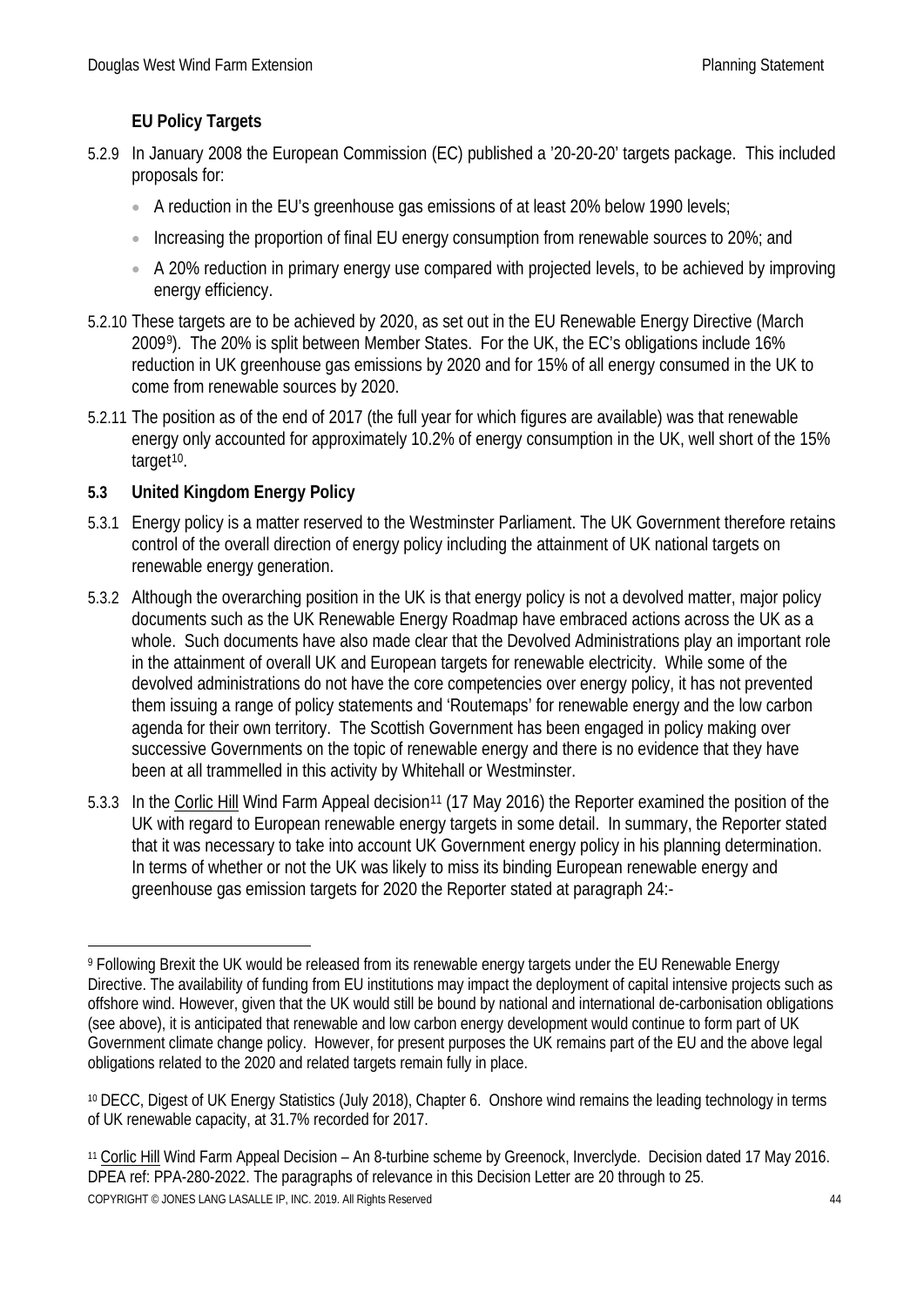### EU Policy Targets

5.2.9 In January 2008 the European Commission (EC) published a '20-20-20' targets package. This included proposals for:

- A reduction in the EU's greenhouse gas emissions of at least 20% below 1990 levels;
- Increasing the proportion of final EU energy consumption from renewable sources to 20%; and
- A 20% reduction in primary energy use compared with projected levels, to be achieved by improving energy efficiency.

5.2.10 These targets are to be achieved by 2020, as set out in the EU Renewable Energy Directive (March 2009[9]). The 20% is split between Member States. For the UK, the EC's obligations include 16% reduction in UK greenhouse gas emissions by 2020 and for 15% of all energy consumed in the UK to come from renewable sources by 2020.

5.2.11 The position as of the end of 2017 (the full year for which figures are available) was that renewable energy only accounted for approximately 10.2% of energy consumption in the UK, well short of the 15% target[10].

## 5.3 United Kingdom Energy Policy

5.3.1 Energy policy is a matter reserved to the Westminster Parliament. The UK Government therefore retains control of the overall direction of energy policy including the attainment of UK national targets on renewable energy generation.

5.3.2 Although the overarching position in the UK is that energy policy is not a devolved matter, major policy documents such as the UK Renewable Energy Roadmap have embraced actions across the UK as a whole. Such documents have also made clear that the Devolved Administrations play an important role in the attainment of overall UK and European targets for renewable electricity. While some of the devolved administrations do not have the core competencies over energy policy, it has not prevented them issuing a range of policy statements and 'Routemaps' for renewable energy and the low carbon agenda for their own territory. The Scottish Government has been engaged in policy making over successive Governments on the topic of renewable energy and there is no evidence that they have been at all trammelled in this activity by Whitehall or Westminster.

5.3.3 In the Corlic Hill Wind Farm Appeal decision[11] (17 May 2016) the Reporter examined the position of the UK with regard to European renewable energy targets in some detail. In summary, the Reporter stated that it was necessary to take into account UK Government energy policy in his planning determination. In terms of whether or not the UK was likely to miss its binding European renewable energy and greenhouse gas emission targets for 2020 the Reporter stated at paragraph 24:-

---

[9] Following Brexit the UK would be released from its renewable energy targets under the EU Renewable Energy Directive. The availability of funding from EU institutions may impact the deployment of capital intensive projects such as offshore wind. However, given that the UK would still be bound by national and international de-carbonisation obligations (see above), it is anticipated that renewable and low carbon energy development would continue to form part of UK Government climate change policy. However, for present purposes the UK remains part of the EU and the above legal obligations related to the 2020 and related targets remain fully in place.

[10] DECC, Digest of UK Energy Statistics (July 2018), Chapter 6. Onshore wind remains the leading technology in terms of UK renewable capacity, at 31.7% recorded for 2017.

[11] Corlic Hill Wind Farm Appeal Decision – An 8-turbine scheme by Greenock, Inverclyde. Decision dated 17 May 2016. DPEA ref: PPA-280-2022. The paragraphs of relevance in this Decision Letter are 20 through to 25.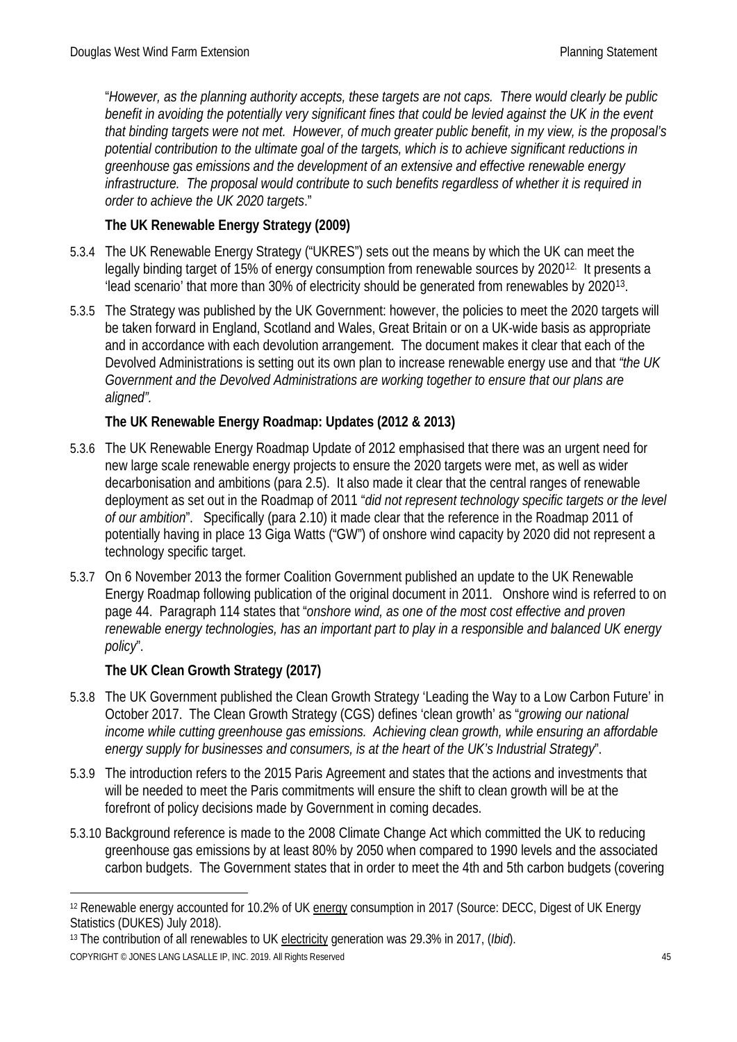"*However, as the planning authority accepts, these targets are not caps. There would clearly be public benefit in avoiding the potentially very significant fines that could be levied against the UK in the event that binding targets were not met. However, of much greater public benefit, in my view, is the proposal's potential contribution to the ultimate goal of the targets, which is to achieve significant reductions in greenhouse gas emissions and the development of an extensive and effective renewable energy infrastructure. The proposal would contribute to such benefits regardless of whether it is required in order to achieve the UK 2020 targets*."

**The UK Renewable Energy Strategy (2009)**

5.3.4 The UK Renewable Energy Strategy ("UKRES") sets out the means by which the UK can meet the legally binding target of 15% of energy consumption from renewable sources by 2020[12]. It presents a 'lead scenario' that more than 30% of electricity should be generated from renewables by 2020[13].

5.3.5 The Strategy was published by the UK Government: however, the policies to meet the 2020 targets will be taken forward in England, Scotland and Wales, Great Britain or on a UK-wide basis as appropriate and in accordance with each devolution arrangement. The document makes it clear that each of the Devolved Administrations is setting out its own plan to increase renewable energy use and that *"the UK Government and the Devolved Administrations are working together to ensure that our plans are aligned".*

**The UK Renewable Energy Roadmap: Updates (2012 & 2013)**

5.3.6 The UK Renewable Energy Roadmap Update of 2012 emphasised that there was an urgent need for new large scale renewable energy projects to ensure the 2020 targets were met, as well as wider decarbonisation and ambitions (para 2.5). It also made it clear that the central ranges of renewable deployment as set out in the Roadmap of 2011 "*did not represent technology specific targets or the level of our ambition*". Specifically (para 2.10) it made clear that the reference in the Roadmap 2011 of potentially having in place 13 Giga Watts ("GW") of onshore wind capacity by 2020 did not represent a technology specific target.

5.3.7 On 6 November 2013 the former Coalition Government published an update to the UK Renewable Energy Roadmap following publication of the original document in 2011. Onshore wind is referred to on page 44. Paragraph 114 states that "*onshore wind, as one of the most cost effective and proven renewable energy technologies, has an important part to play in a responsible and balanced UK energy policy*".

**The UK Clean Growth Strategy (2017)**

5.3.8 The UK Government published the Clean Growth Strategy 'Leading the Way to a Low Carbon Future' in October 2017. The Clean Growth Strategy (CGS) defines 'clean growth' as "*growing our national income while cutting greenhouse gas emissions. Achieving clean growth, while ensuring an affordable energy supply for businesses and consumers, is at the heart of the UK's Industrial Strategy*".

5.3.9 The introduction refers to the 2015 Paris Agreement and states that the actions and investments that will be needed to meet the Paris commitments will ensure the shift to clean growth will be at the forefront of policy decisions made by Government in coming decades.

5.3.10 Background reference is made to the 2008 Climate Change Act which committed the UK to reducing greenhouse gas emissions by at least 80% by 2050 when compared to 1990 levels and the associated carbon budgets. The Government states that in order to meet the 4th and 5th carbon budgets (covering

---

[12] Renewable energy accounted for 10.2% of UK energy consumption in 2017 (Source: DECC, Digest of UK Energy Statistics (DUKES) July 2018).

[13] The contribution of all renewables to UK electricity generation was 29.3% in 2017, (*Ibid*).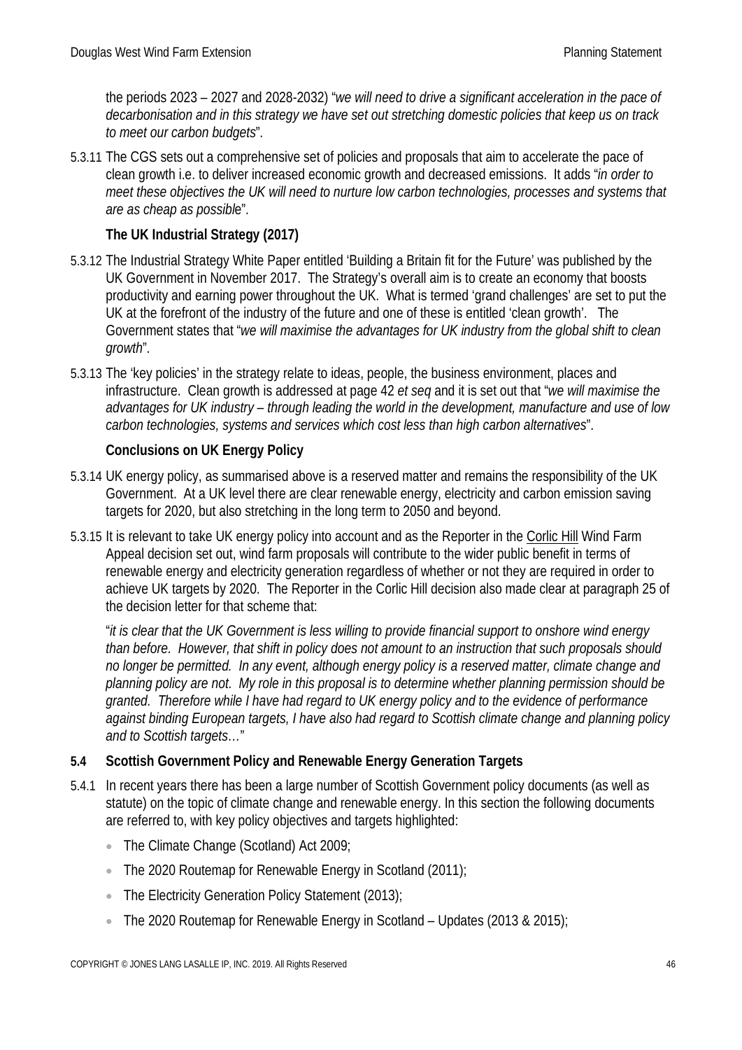the periods 2023 – 2027 and 2028-2032) "*we will need to drive a significant acceleration in the pace of decarbonisation and in this strategy we have set out stretching domestic policies that keep us on track to meet our carbon budgets*".

5.3.11 The CGS sets out a comprehensive set of policies and proposals that aim to accelerate the pace of clean growth i.e. to deliver increased economic growth and decreased emissions. It adds "*in order to meet these objectives the UK will need to nurture low carbon technologies, processes and systems that are as cheap as possible*".

**The UK Industrial Strategy (2017)**

5.3.12 The Industrial Strategy White Paper entitled 'Building a Britain fit for the Future' was published by the UK Government in November 2017. The Strategy's overall aim is to create an economy that boosts productivity and earning power throughout the UK. What is termed 'grand challenges' are set to put the UK at the forefront of the industry of the future and one of these is entitled 'clean growth'. The Government states that "*we will maximise the advantages for UK industry from the global shift to clean growth*".

5.3.13 The 'key policies' in the strategy relate to ideas, people, the business environment, places and infrastructure. Clean growth is addressed at page 42 *et seq* and it is set out that "*we will maximise the advantages for UK industry – through leading the world in the development, manufacture and use of low carbon technologies, systems and services which cost less than high carbon alternatives*".

**Conclusions on UK Energy Policy**

5.3.14 UK energy policy, as summarised above is a reserved matter and remains the responsibility of the UK Government. At a UK level there are clear renewable energy, electricity and carbon emission saving targets for 2020, but also stretching in the long term to 2050 and beyond.

5.3.15 It is relevant to take UK energy policy into account and as the Reporter in the Corlic Hill Wind Farm Appeal decision set out, wind farm proposals will contribute to the wider public benefit in terms of renewable energy and electricity generation regardless of whether or not they are required in order to achieve UK targets by 2020. The Reporter in the Corlic Hill decision also made clear at paragraph 25 of the decision letter for that scheme that:

"*it is clear that the UK Government is less willing to provide financial support to onshore wind energy than before. However, that shift in policy does not amount to an instruction that such proposals should no longer be permitted. In any event, although energy policy is a reserved matter, climate change and planning policy are not. My role in this proposal is to determine whether planning permission should be granted. Therefore while I have had regard to UK energy policy and to the evidence of performance against binding European targets, I have also had regard to Scottish climate change and planning policy and to Scottish targets…*"

## 5.4 Scottish Government Policy and Renewable Energy Generation Targets

5.4.1 In recent years there has been a large number of Scottish Government policy documents (as well as statute) on the topic of climate change and renewable energy. In this section the following documents are referred to, with key policy objectives and targets highlighted:

- The Climate Change (Scotland) Act 2009;
- The 2020 Routemap for Renewable Energy in Scotland (2011);
- The Electricity Generation Policy Statement (2013);
- The 2020 Routemap for Renewable Energy in Scotland – Updates (2013 & 2015);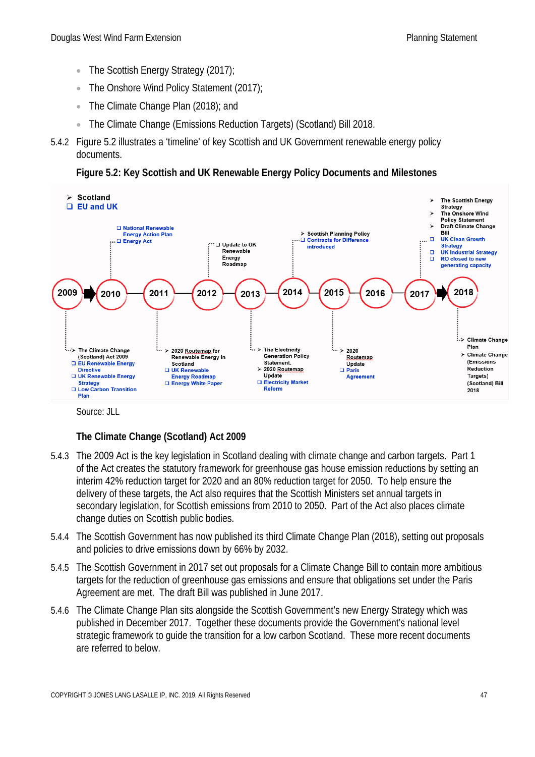- The Scottish Energy Strategy (2017);
- The Onshore Wind Policy Statement (2017);
- The Climate Change Plan (2018); and
- The Climate Change (Emissions Reduction Targets) (Scotland) Bill 2018.

5.4.2 Figure 5.2 illustrates a 'timeline' of key Scottish and UK Government renewable energy policy documents.

**Figure 5.2: Key Scottish and UK Renewable Energy Policy Documents and Milestones**

➢ Scotland
❑ EU and UK

**2009**
- ➢ The Climate Change (Scotland) Act 2009
- ❑ EU Renewable Energy Directive
- ❑ UK Renewable Energy Strategy
- ❑ Low Carbon Transition Plan

**2010**
- ❑ National Renewable Energy Action Plan
- ❑ Energy Act

**2011**
- ➢ 2020 Routemap for Renewable Energy in Scotland
- ❑ UK Renewable Energy Roadmap
- ❑ Energy White Paper

**2012**
- ❑ Update to UK Renewable Energy Roadmap

**2013**
- ➢ The Electricity Generation Policy Statement.
- ➢ 2020 Routemap Update
- ❑ Electricity Market Reform

**2014**
- ➢ Scottish Planning Policy
- ❑ Contracts for Difference introduced

**2015**
- ➢ 2020 Routemap Update
- ❑ Paris Agreement

**2016**

**2017**
- ➢ The Scottish Energy Strategy
- ➢ The Onshore Wind Policy Statement
- ➢ Draft Climate Change Bill
- ❑ UK Clean Growth Strategy
- ❑ UK Industrial Strategy
- ❑ RO closed to new generating capacity

**2018**
- ➢ Climate Change Plan
- ➢ Climate Change (Emissions Reduction Targets) (Scotland) Bill 2018

Source: JLL

### The Climate Change (Scotland) Act 2009

5.4.3 The 2009 Act is the key legislation in Scotland dealing with climate change and carbon targets. Part 1 of the Act creates the statutory framework for greenhouse gas house emission reductions by setting an interim 42% reduction target for 2020 and an 80% reduction target for 2050. To help ensure the delivery of these targets, the Act also requires that the Scottish Ministers set annual targets in secondary legislation, for Scottish emissions from 2010 to 2050. Part of the Act also places climate change duties on Scottish public bodies.

5.4.4 The Scottish Government has now published its third Climate Change Plan (2018), setting out proposals and policies to drive emissions down by 66% by 2032.

5.4.5 The Scottish Government in 2017 set out proposals for a Climate Change Bill to contain more ambitious targets for the reduction of greenhouse gas emissions and ensure that obligations set under the Paris Agreement are met. The draft Bill was published in June 2017.

5.4.6 The Climate Change Plan sits alongside the Scottish Government's new Energy Strategy which was published in December 2017. Together these documents provide the Government's national level strategic framework to guide the transition for a low carbon Scotland. These more recent documents are referred to below.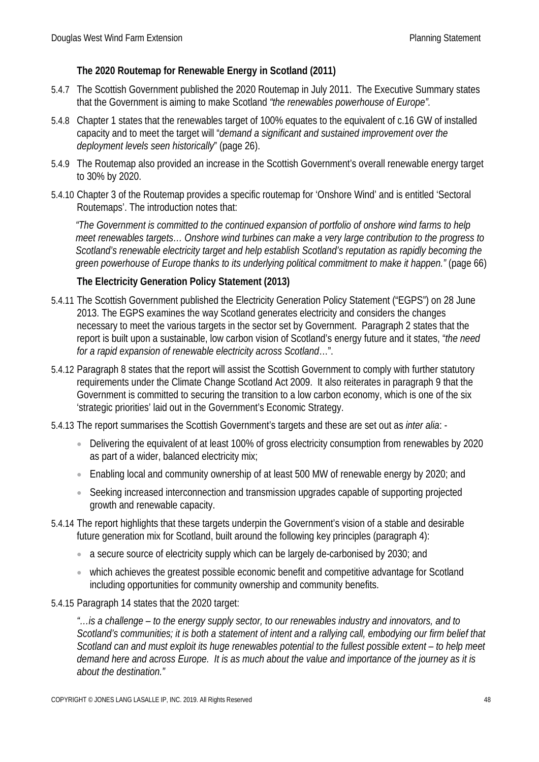### The 2020 Routemap for Renewable Energy in Scotland (2011)

5.4.7 The Scottish Government published the 2020 Routemap in July 2011. The Executive Summary states that the Government is aiming to make Scotland *"the renewables powerhouse of Europe".*

5.4.8 Chapter 1 states that the renewables target of 100% equates to the equivalent of c.16 GW of installed capacity and to meet the target will "*demand a significant and sustained improvement over the deployment levels seen historically*" (page 26).

5.4.9 The Routemap also provided an increase in the Scottish Government's overall renewable energy target to 30% by 2020.

5.4.10 Chapter 3 of the Routemap provides a specific routemap for 'Onshore Wind' and is entitled 'Sectoral Routemaps'. The introduction notes that:

*"The Government is committed to the continued expansion of portfolio of onshore wind farms to help meet renewables targets… Onshore wind turbines can make a very large contribution to the progress to Scotland's renewable electricity target and help establish Scotland's reputation as rapidly becoming the green powerhouse of Europe thanks to its underlying political commitment to make it happen."* (page 66)

### The Electricity Generation Policy Statement (2013)

5.4.11 The Scottish Government published the Electricity Generation Policy Statement ("EGPS") on 28 June 2013. The EGPS examines the way Scotland generates electricity and considers the changes necessary to meet the various targets in the sector set by Government. Paragraph 2 states that the report is built upon a sustainable, low carbon vision of Scotland's energy future and it states, "*the need for a rapid expansion of renewable electricity across Scotland*…".

5.4.12 Paragraph 8 states that the report will assist the Scottish Government to comply with further statutory requirements under the Climate Change Scotland Act 2009. It also reiterates in paragraph 9 that the Government is committed to securing the transition to a low carbon economy, which is one of the six 'strategic priorities' laid out in the Government's Economic Strategy.

5.4.13 The report summarises the Scottish Government's targets and these are set out as *inter alia*: -

- Delivering the equivalent of at least 100% of gross electricity consumption from renewables by 2020 as part of a wider, balanced electricity mix;
- Enabling local and community ownership of at least 500 MW of renewable energy by 2020; and
- Seeking increased interconnection and transmission upgrades capable of supporting projected growth and renewable capacity.

5.4.14 The report highlights that these targets underpin the Government's vision of a stable and desirable future generation mix for Scotland, built around the following key principles (paragraph 4):

- a secure source of electricity supply which can be largely de-carbonised by 2030; and
- which achieves the greatest possible economic benefit and competitive advantage for Scotland including opportunities for community ownership and community benefits.

5.4.15 Paragraph 14 states that the 2020 target:

*"…is a challenge – to the energy supply sector, to our renewables industry and innovators, and to Scotland's communities; it is both a statement of intent and a rallying call, embodying our firm belief that Scotland can and must exploit its huge renewables potential to the fullest possible extent – to help meet demand here and across Europe. It is as much about the value and importance of the journey as it is about the destination."*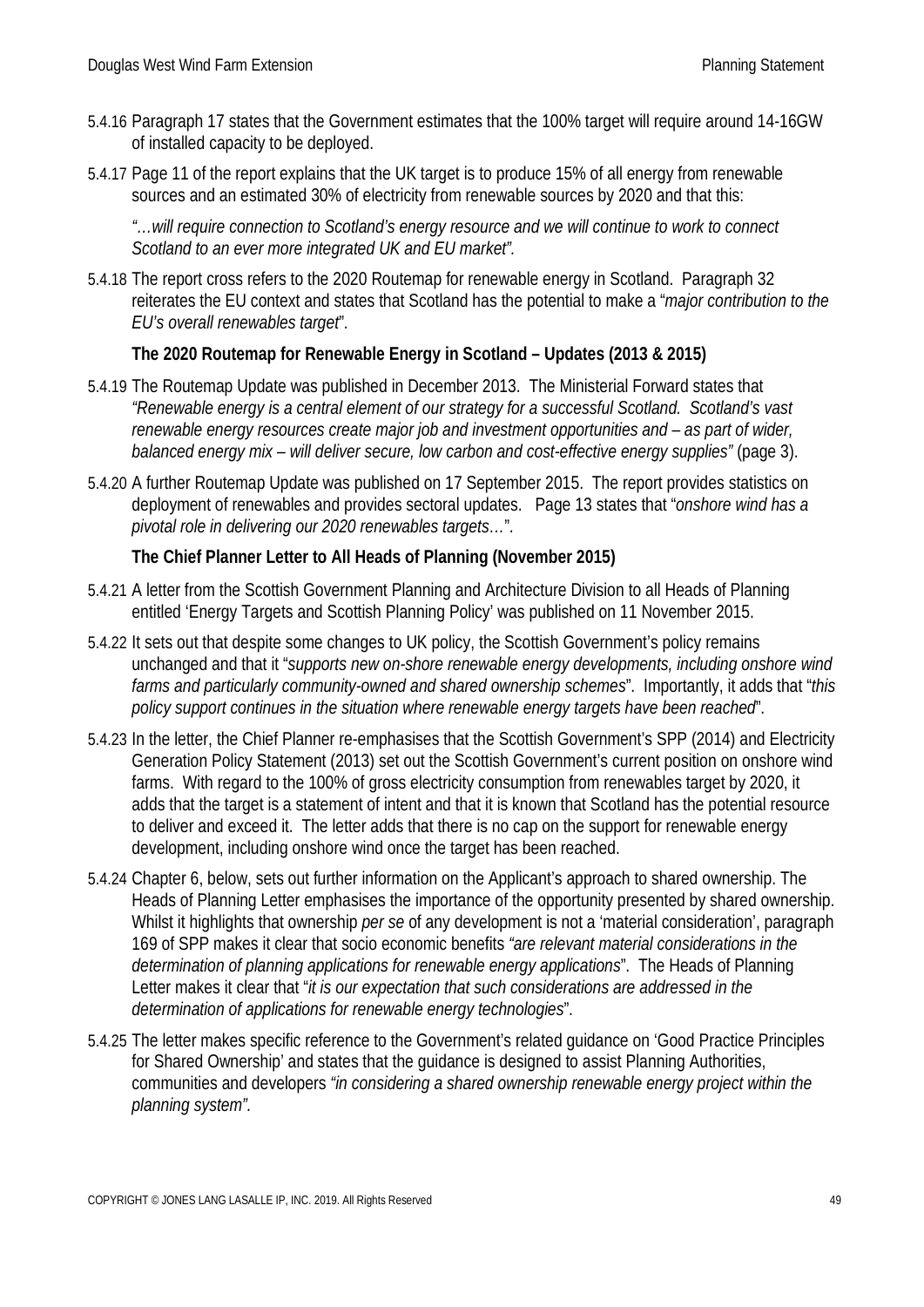5.4.16 Paragraph 17 states that the Government estimates that the 100% target will require around 14-16GW of installed capacity to be deployed.

5.4.17 Page 11 of the report explains that the UK target is to produce 15% of all energy from renewable sources and an estimated 30% of electricity from renewable sources by 2020 and that this:

*"…will require connection to Scotland's energy resource and we will continue to work to connect Scotland to an ever more integrated UK and EU market".*

5.4.18 The report cross refers to the 2020 Routemap for renewable energy in Scotland. Paragraph 32 reiterates the EU context and states that Scotland has the potential to make a "*major contribution to the EU's overall renewables target*".

**The 2020 Routemap for Renewable Energy in Scotland – Updates (2013 & 2015)**

5.4.19 The Routemap Update was published in December 2013. The Ministerial Forward states that *"Renewable energy is a central element of our strategy for a successful Scotland. Scotland's vast renewable energy resources create major job and investment opportunities and – as part of wider, balanced energy mix – will deliver secure, low carbon and cost-effective energy supplies"* (page 3).

5.4.20 A further Routemap Update was published on 17 September 2015. The report provides statistics on deployment of renewables and provides sectoral updates. Page 13 states that "*onshore wind has a pivotal role in delivering our 2020 renewables targets…*".

**The Chief Planner Letter to All Heads of Planning (November 2015)**

5.4.21 A letter from the Scottish Government Planning and Architecture Division to all Heads of Planning entitled 'Energy Targets and Scottish Planning Policy' was published on 11 November 2015.

5.4.22 It sets out that despite some changes to UK policy, the Scottish Government's policy remains unchanged and that it "*supports new on-shore renewable energy developments, including onshore wind farms and particularly community-owned and shared ownership schemes*". Importantly, it adds that "*this policy support continues in the situation where renewable energy targets have been reached*".

5.4.23 In the letter, the Chief Planner re-emphasises that the Scottish Government's SPP (2014) and Electricity Generation Policy Statement (2013) set out the Scottish Government's current position on onshore wind farms. With regard to the 100% of gross electricity consumption from renewables target by 2020, it adds that the target is a statement of intent and that it is known that Scotland has the potential resource to deliver and exceed it. The letter adds that there is no cap on the support for renewable energy development, including onshore wind once the target has been reached.

5.4.24 Chapter 6, below, sets out further information on the Applicant's approach to shared ownership. The Heads of Planning Letter emphasises the importance of the opportunity presented by shared ownership. Whilst it highlights that ownership *per se* of any development is not a 'material consideration', paragraph 169 of SPP makes it clear that socio economic benefits *"are relevant material considerations in the determination of planning applications for renewable energy applications*". The Heads of Planning Letter makes it clear that "*it is our expectation that such considerations are addressed in the determination of applications for renewable energy technologies*".

5.4.25 The letter makes specific reference to the Government's related guidance on 'Good Practice Principles for Shared Ownership' and states that the guidance is designed to assist Planning Authorities, communities and developers *"in considering a shared ownership renewable energy project within the planning system".*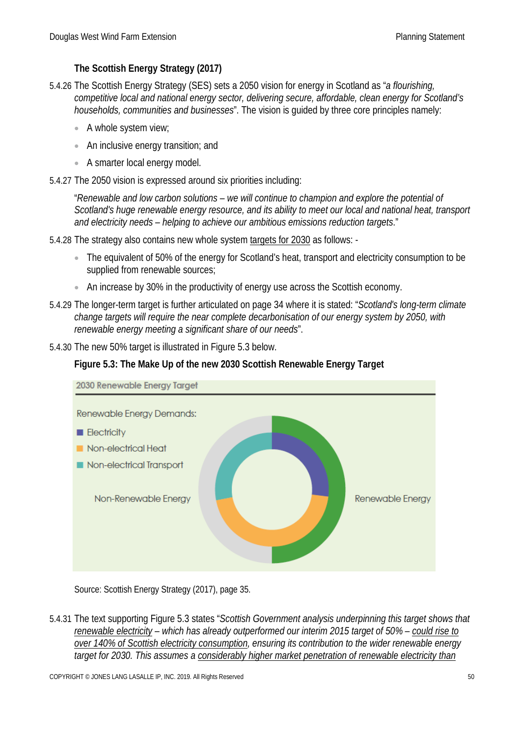### The Scottish Energy Strategy (2017)

5.4.26 The Scottish Energy Strategy (SES) sets a 2050 vision for energy in Scotland as "*a flourishing, competitive local and national energy sector, delivering secure, affordable, clean energy for Scotland's households, communities and businesses*". The vision is guided by three core principles namely:

- A whole system view;
- An inclusive energy transition; and
- A smarter local energy model.

5.4.27 The 2050 vision is expressed around six priorities including:

"*Renewable and low carbon solutions – we will continue to champion and explore the potential of Scotland's huge renewable energy resource, and its ability to meet our local and national heat, transport and electricity needs – helping to achieve our ambitious emissions reduction targets*."

5.4.28 The strategy also contains new whole system targets for 2030 as follows: -

- The equivalent of 50% of the energy for Scotland's heat, transport and electricity consumption to be supplied from renewable sources;
- An increase by 30% in the productivity of energy use across the Scottish economy.

5.4.29 The longer-term target is further articulated on page 34 where it is stated: "*Scotland's long-term climate change targets will require the near complete decarbonisation of our energy system by 2050, with renewable energy meeting a significant share of our needs*".

5.4.30 The new 50% target is illustrated in Figure 5.3 below.

**Figure 5.3: The Make Up of the new 2030 Scottish Renewable Energy Target**

2030 Renewable Energy Target

Renewable Energy Demands:
- Electricity
- Non-electrical Heat
- Non-electrical Transport

Non-Renewable Energy | Renewable Energy

Source: Scottish Energy Strategy (2017), page 35.

5.4.31 The text supporting Figure 5.3 states "*Scottish Government analysis underpinning this target shows that renewable electricity – which has already outperformed our interim 2015 target of 50% – could rise to over 140% of Scottish electricity consumption, ensuring its contribution to the wider renewable energy target for 2030. This assumes a considerably higher market penetration of renewable electricity than*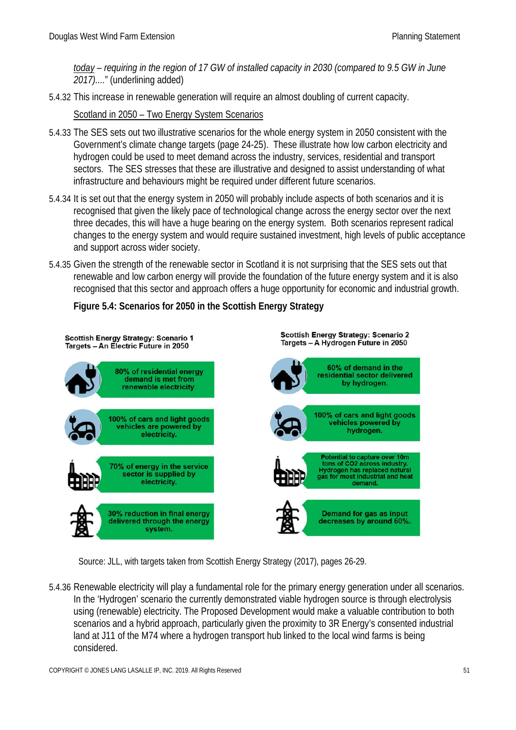*<u>today</u> – requiring in the region of 17 GW of installed capacity in 2030 (compared to 9.5 GW in June 2017)....*" (underlining added)

5.4.32 This increase in renewable generation will require an almost doubling of current capacity.

<u>Scotland in 2050 – Two Energy System Scenarios</u>

5.4.33 The SES sets out two illustrative scenarios for the whole energy system in 2050 consistent with the Government's climate change targets (page 24-25). These illustrate how low carbon electricity and hydrogen could be used to meet demand across the industry, services, residential and transport sectors. The SES stresses that these are illustrative and designed to assist understanding of what infrastructure and behaviours might be required under different future scenarios.

5.4.34 It is set out that the energy system in 2050 will probably include aspects of both scenarios and it is recognised that given the likely pace of technological change across the energy sector over the next three decades, this will have a huge bearing on the energy system. Both scenarios represent radical changes to the energy system and would require sustained investment, high levels of public acceptance and support across wider society.

5.4.35 Given the strength of the renewable sector in Scotland it is not surprising that the SES sets out that renewable and low carbon energy will provide the foundation of the future energy system and it is also recognised that this sector and approach offers a huge opportunity for economic and industrial growth.

**Figure 5.4: Scenarios for 2050 in the Scottish Energy Strategy**

| Scottish Energy Strategy: Scenario 1 Targets – An Electric Future in 2050 | Scottish Energy Strategy: Scenario 2 Targets – A Hydrogen Future in 2050 |
| --- | --- |
| 80% of residential energy demand is met from renewable electricity. | 60% of demand in the residential sector delivered by hydrogen. |
| 100% of cars and light goods vehicles are powered by electricity. | 100% of cars and light goods vehicles powered by hydrogen. |
| 70% of energy in the service sector is supplied by electricity. | Potential to capture over 10m tons of CO2 across industry. Hydrogen has replaced natural gas for most industrial and heat demand. |
| 30% reduction in final energy delivered through the energy system. | Demand for gas as input decreases by around 60%. |

Source: JLL, with targets taken from Scottish Energy Strategy (2017), pages 26-29.

5.4.36 Renewable electricity will play a fundamental role for the primary energy generation under all scenarios. In the 'Hydrogen' scenario the currently demonstrated viable hydrogen source is through electrolysis using (renewable) electricity. The Proposed Development would make a valuable contribution to both scenarios and a hybrid approach, particularly given the proximity to 3R Energy's consented industrial land at J11 of the M74 where a hydrogen transport hub linked to the local wind farms is being considered.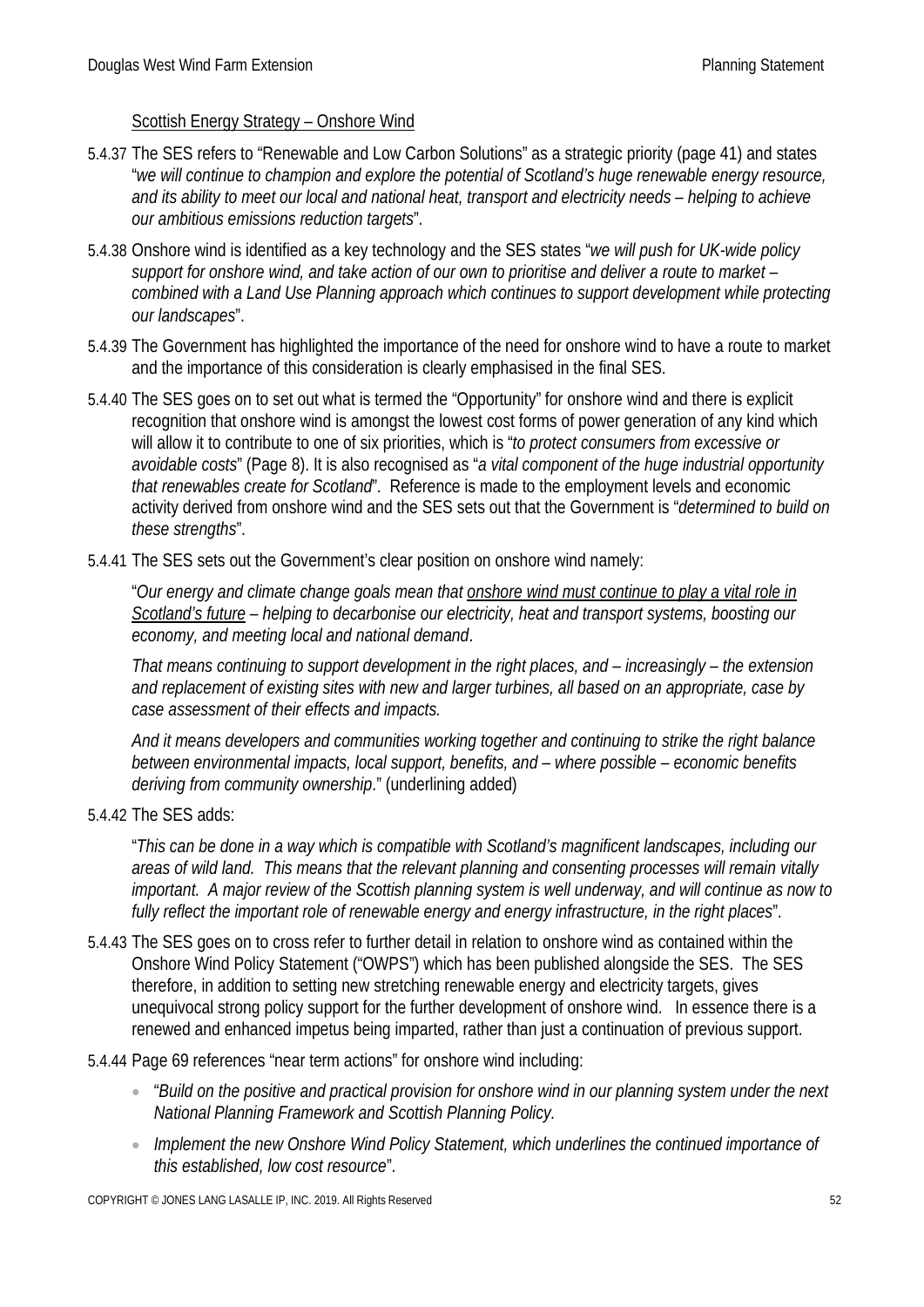<u>Scottish Energy Strategy – Onshore Wind</u>

5.4.37 The SES refers to "Renewable and Low Carbon Solutions" as a strategic priority (page 41) and states "*we will continue to champion and explore the potential of Scotland's huge renewable energy resource, and its ability to meet our local and national heat, transport and electricity needs – helping to achieve our ambitious emissions reduction targets*".

5.4.38 Onshore wind is identified as a key technology and the SES states "*we will push for UK-wide policy support for onshore wind, and take action of our own to prioritise and deliver a route to market – combined with a Land Use Planning approach which continues to support development while protecting our landscapes*".

5.4.39 The Government has highlighted the importance of the need for onshore wind to have a route to market and the importance of this consideration is clearly emphasised in the final SES.

5.4.40 The SES goes on to set out what is termed the "Opportunity" for onshore wind and there is explicit recognition that onshore wind is amongst the lowest cost forms of power generation of any kind which will allow it to contribute to one of six priorities, which is "*to protect consumers from excessive or avoidable costs*" (Page 8). It is also recognised as "*a vital component of the huge industrial opportunity that renewables create for Scotland*". Reference is made to the employment levels and economic activity derived from onshore wind and the SES sets out that the Government is "*determined to build on these strengths*".

5.4.41 The SES sets out the Government's clear position on onshore wind namely:

"*Our energy and climate change goals mean that <u>onshore wind must continue to play a vital role in Scotland's future</u> – helping to decarbonise our electricity, heat and transport systems, boosting our economy, and meeting local and national demand*.

*That means continuing to support development in the right places, and – increasingly – the extension and replacement of existing sites with new and larger turbines, all based on an appropriate, case by case assessment of their effects and impacts.*

*And it means developers and communities working together and continuing to strike the right balance between environmental impacts, local support, benefits, and – where possible – economic benefits deriving from community ownership*." (underlining added)

5.4.42 The SES adds:

"*This can be done in a way which is compatible with Scotland's magnificent landscapes, including our areas of wild land. This means that the relevant planning and consenting processes will remain vitally important. A major review of the Scottish planning system is well underway, and will continue as now to fully reflect the important role of renewable energy and energy infrastructure, in the right places*".

5.4.43 The SES goes on to cross refer to further detail in relation to onshore wind as contained within the Onshore Wind Policy Statement ("OWPS") which has been published alongside the SES. The SES therefore, in addition to setting new stretching renewable energy and electricity targets, gives unequivocal strong policy support for the further development of onshore wind. In essence there is a renewed and enhanced impetus being imparted, rather than just a continuation of previous support.

5.4.44 Page 69 references "near term actions" for onshore wind including:

- "*Build on the positive and practical provision for onshore wind in our planning system under the next National Planning Framework and Scottish Planning Policy.*
- *Implement the new Onshore Wind Policy Statement, which underlines the continued importance of this established, low cost resource*".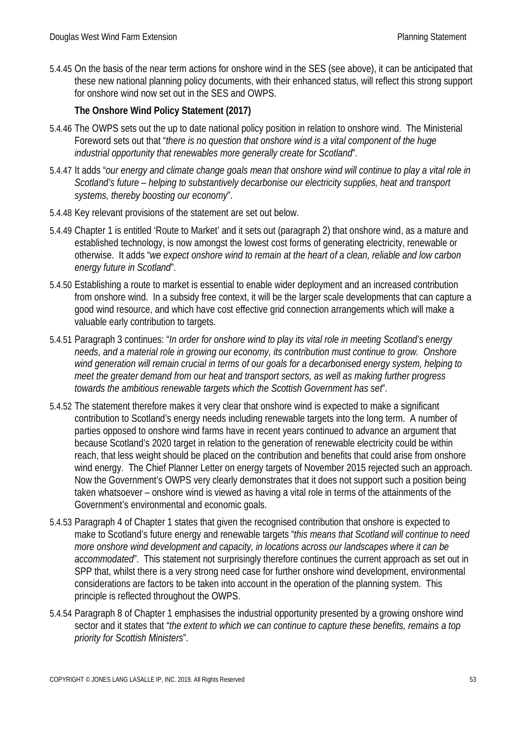5.4.45 On the basis of the near term actions for onshore wind in the SES (see above), it can be anticipated that these new national planning policy documents, with their enhanced status, will reflect this strong support for onshore wind now set out in the SES and OWPS.

**The Onshore Wind Policy Statement (2017)**

5.4.46 The OWPS sets out the up to date national policy position in relation to onshore wind. The Ministerial Foreword sets out that "*there is no question that onshore wind is a vital component of the huge industrial opportunity that renewables more generally create for Scotland*".

5.4.47 It adds "*our energy and climate change goals mean that onshore wind will continue to play a vital role in Scotland's future – helping to substantively decarbonise our electricity supplies, heat and transport systems, thereby boosting our economy*".

5.4.48 Key relevant provisions of the statement are set out below.

5.4.49 Chapter 1 is entitled 'Route to Market' and it sets out (paragraph 2) that onshore wind, as a mature and established technology, is now amongst the lowest cost forms of generating electricity, renewable or otherwise. It adds "*we expect onshore wind to remain at the heart of a clean, reliable and low carbon energy future in Scotland*".

5.4.50 Establishing a route to market is essential to enable wider deployment and an increased contribution from onshore wind. In a subsidy free context, it will be the larger scale developments that can capture a good wind resource, and which have cost effective grid connection arrangements which will make a valuable early contribution to targets.

5.4.51 Paragraph 3 continues: "*In order for onshore wind to play its vital role in meeting Scotland's energy needs, and a material role in growing our economy, its contribution must continue to grow. Onshore wind generation will remain crucial in terms of our goals for a decarbonised energy system, helping to meet the greater demand from our heat and transport sectors, as well as making further progress towards the ambitious renewable targets which the Scottish Government has set*".

5.4.52 The statement therefore makes it very clear that onshore wind is expected to make a significant contribution to Scotland's energy needs including renewable targets into the long term. A number of parties opposed to onshore wind farms have in recent years continued to advance an argument that because Scotland's 2020 target in relation to the generation of renewable electricity could be within reach, that less weight should be placed on the contribution and benefits that could arise from onshore wind energy. The Chief Planner Letter on energy targets of November 2015 rejected such an approach. Now the Government's OWPS very clearly demonstrates that it does not support such a position being taken whatsoever – onshore wind is viewed as having a vital role in terms of the attainments of the Government's environmental and economic goals.

5.4.53 Paragraph 4 of Chapter 1 states that given the recognised contribution that onshore is expected to make to Scotland's future energy and renewable targets "*this means that Scotland will continue to need more onshore wind development and capacity, in locations across our landscapes where it can be accommodated*". This statement not surprisingly therefore continues the current approach as set out in SPP that, whilst there is a very strong need case for further onshore wind development, environmental considerations are factors to be taken into account in the operation of the planning system. This principle is reflected throughout the OWPS.

5.4.54 Paragraph 8 of Chapter 1 emphasises the industrial opportunity presented by a growing onshore wind sector and it states that "*the extent to which we can continue to capture these benefits, remains a top priority for Scottish Ministers*".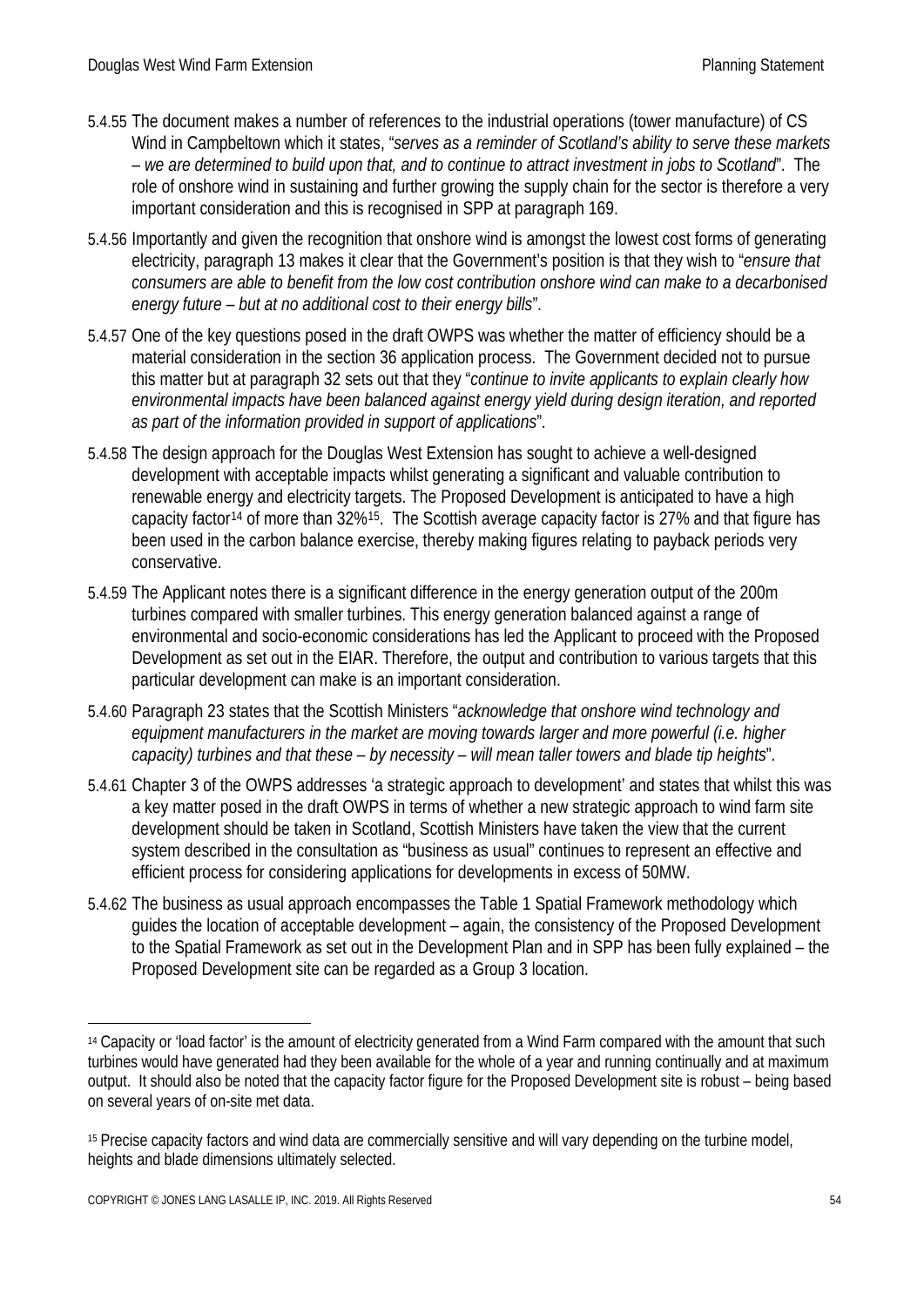5.4.55 The document makes a number of references to the industrial operations (tower manufacture) of CS Wind in Campbeltown which it states, "*serves as a reminder of Scotland's ability to serve these markets – we are determined to build upon that, and to continue to attract investment in jobs to Scotland*". The role of onshore wind in sustaining and further growing the supply chain for the sector is therefore a very important consideration and this is recognised in SPP at paragraph 169.

5.4.56 Importantly and given the recognition that onshore wind is amongst the lowest cost forms of generating electricity, paragraph 13 makes it clear that the Government's position is that they wish to "*ensure that consumers are able to benefit from the low cost contribution onshore wind can make to a decarbonised energy future – but at no additional cost to their energy bills*".

5.4.57 One of the key questions posed in the draft OWPS was whether the matter of efficiency should be a material consideration in the section 36 application process. The Government decided not to pursue this matter but at paragraph 32 sets out that they "*continue to invite applicants to explain clearly how environmental impacts have been balanced against energy yield during design iteration, and reported as part of the information provided in support of applications*".

5.4.58 The design approach for the Douglas West Extension has sought to achieve a well-designed development with acceptable impacts whilst generating a significant and valuable contribution to renewable energy and electricity targets. The Proposed Development is anticipated to have a high capacity factor[14] of more than 32%[15]. The Scottish average capacity factor is 27% and that figure has been used in the carbon balance exercise, thereby making figures relating to payback periods very conservative.

5.4.59 The Applicant notes there is a significant difference in the energy generation output of the 200m turbines compared with smaller turbines. This energy generation balanced against a range of environmental and socio-economic considerations has led the Applicant to proceed with the Proposed Development as set out in the EIAR. Therefore, the output and contribution to various targets that this particular development can make is an important consideration.

5.4.60 Paragraph 23 states that the Scottish Ministers "*acknowledge that onshore wind technology and equipment manufacturers in the market are moving towards larger and more powerful (i.e. higher capacity) turbines and that these – by necessity – will mean taller towers and blade tip heights*".

5.4.61 Chapter 3 of the OWPS addresses 'a strategic approach to development' and states that whilst this was a key matter posed in the draft OWPS in terms of whether a new strategic approach to wind farm site development should be taken in Scotland, Scottish Ministers have taken the view that the current system described in the consultation as "business as usual" continues to represent an effective and efficient process for considering applications for developments in excess of 50MW.

5.4.62 The business as usual approach encompasses the Table 1 Spatial Framework methodology which guides the location of acceptable development – again, the consistency of the Proposed Development to the Spatial Framework as set out in the Development Plan and in SPP has been fully explained – the Proposed Development site can be regarded as a Group 3 location.

---

[14] Capacity or 'load factor' is the amount of electricity generated from a Wind Farm compared with the amount that such turbines would have generated had they been available for the whole of a year and running continually and at maximum output. It should also be noted that the capacity factor figure for the Proposed Development site is robust – being based on several years of on-site met data.

[15] Precise capacity factors and wind data are commercially sensitive and will vary depending on the turbine model, heights and blade dimensions ultimately selected.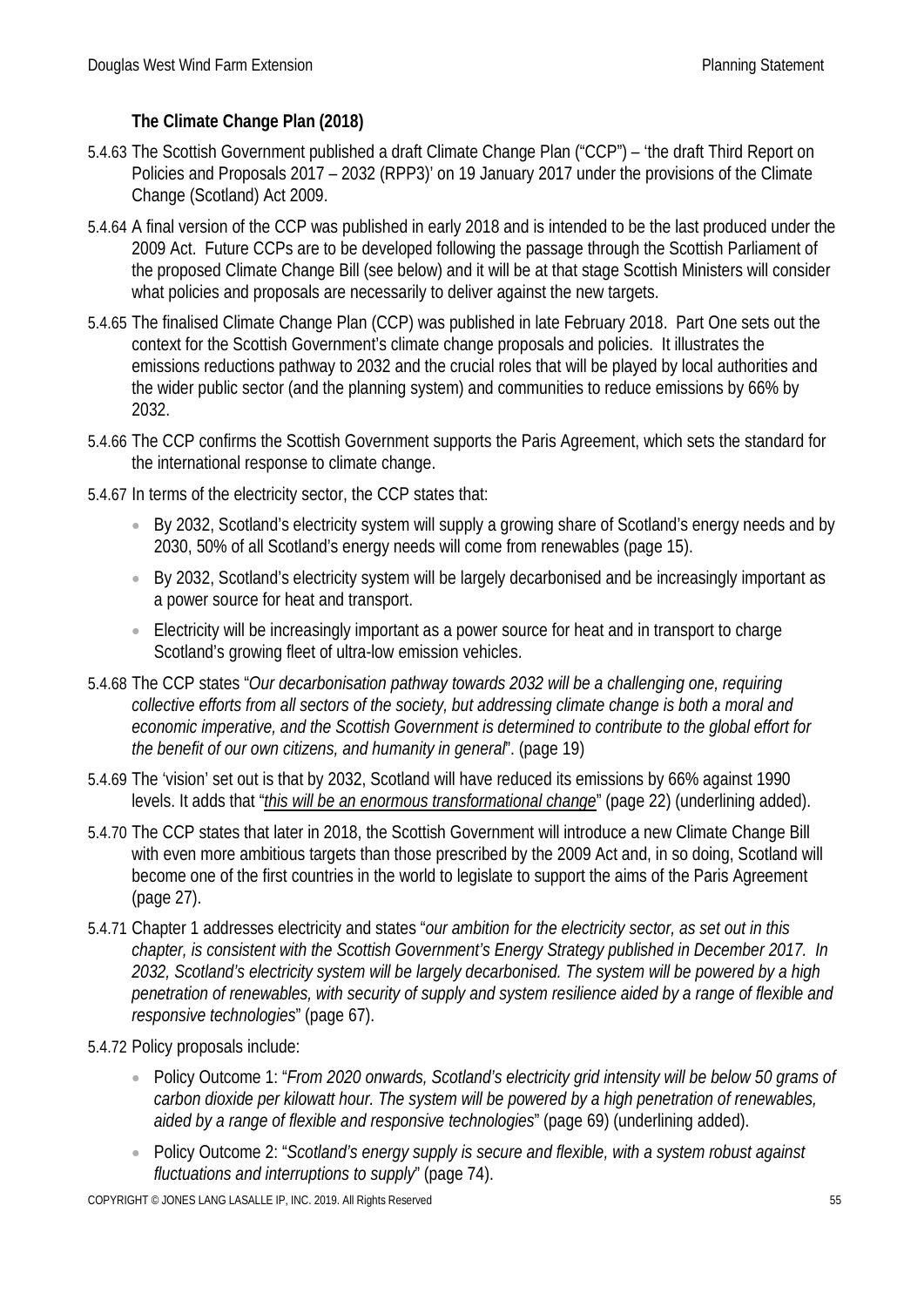### The Climate Change Plan (2018)

5.4.63 The Scottish Government published a draft Climate Change Plan ("CCP") – 'the draft Third Report on Policies and Proposals 2017 – 2032 (RPP3)' on 19 January 2017 under the provisions of the Climate Change (Scotland) Act 2009.

5.4.64 A final version of the CCP was published in early 2018 and is intended to be the last produced under the 2009 Act. Future CCPs are to be developed following the passage through the Scottish Parliament of the proposed Climate Change Bill (see below) and it will be at that stage Scottish Ministers will consider what policies and proposals are necessarily to deliver against the new targets.

5.4.65 The finalised Climate Change Plan (CCP) was published in late February 2018. Part One sets out the context for the Scottish Government's climate change proposals and policies. It illustrates the emissions reductions pathway to 2032 and the crucial roles that will be played by local authorities and the wider public sector (and the planning system) and communities to reduce emissions by 66% by 2032.

5.4.66 The CCP confirms the Scottish Government supports the Paris Agreement, which sets the standard for the international response to climate change.

5.4.67 In terms of the electricity sector, the CCP states that:

- By 2032, Scotland's electricity system will supply a growing share of Scotland's energy needs and by 2030, 50% of all Scotland's energy needs will come from renewables (page 15).
- By 2032, Scotland's electricity system will be largely decarbonised and be increasingly important as a power source for heat and transport.
- Electricity will be increasingly important as a power source for heat and in transport to charge Scotland's growing fleet of ultra-low emission vehicles.

5.4.68 The CCP states "*Our decarbonisation pathway towards 2032 will be a challenging one, requiring collective efforts from all sectors of the society, but addressing climate change is both a moral and economic imperative, and the Scottish Government is determined to contribute to the global effort for the benefit of our own citizens, and humanity in general*". (page 19)

5.4.69 The 'vision' set out is that by 2032, Scotland will have reduced its emissions by 66% against 1990 levels. It adds that "*<u>this will be an enormous transformational change</u>*" (page 22) (underlining added).

5.4.70 The CCP states that later in 2018, the Scottish Government will introduce a new Climate Change Bill with even more ambitious targets than those prescribed by the 2009 Act and, in so doing, Scotland will become one of the first countries in the world to legislate to support the aims of the Paris Agreement (page 27).

5.4.71 Chapter 1 addresses electricity and states "*our ambition for the electricity sector, as set out in this chapter, is consistent with the Scottish Government's Energy Strategy published in December 2017. In 2032, Scotland's electricity system will be largely decarbonised. The system will be powered by a high penetration of renewables, with security of supply and system resilience aided by a range of flexible and responsive technologies*" (page 67).

5.4.72 Policy proposals include:

- Policy Outcome 1: "*From 2020 onwards, Scotland's electricity grid intensity will be below 50 grams of carbon dioxide per kilowatt hour. The system will be powered by a high penetration of renewables, aided by a range of flexible and responsive technologies*" (page 69) (underlining added).
- Policy Outcome 2: "*Scotland's energy supply is secure and flexible, with a system robust against fluctuations and interruptions to supply*" (page 74).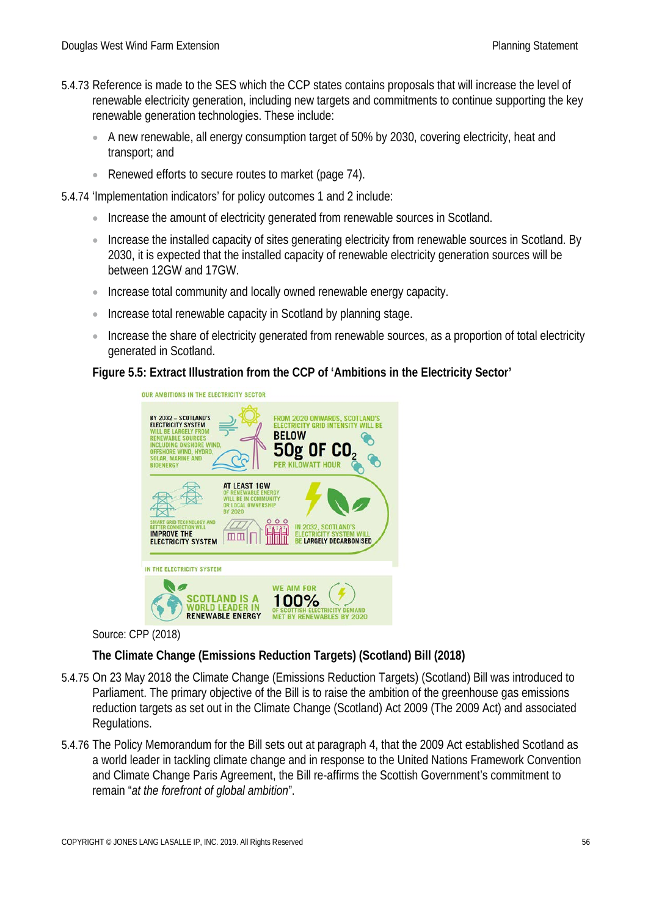5.4.73 Reference is made to the SES which the CCP states contains proposals that will increase the level of renewable electricity generation, including new targets and commitments to continue supporting the key renewable generation technologies. These include:

- A new renewable, all energy consumption target of 50% by 2030, covering electricity, heat and transport; and
- Renewed efforts to secure routes to market (page 74).

5.4.74 'Implementation indicators' for policy outcomes 1 and 2 include:

- Increase the amount of electricity generated from renewable sources in Scotland.
- Increase the installed capacity of sites generating electricity from renewable sources in Scotland. By 2030, it is expected that the installed capacity of renewable electricity generation sources will be between 12GW and 17GW.
- Increase total community and locally owned renewable energy capacity.
- Increase total renewable capacity in Scotland by planning stage.
- Increase the share of electricity generated from renewable sources, as a proportion of total electricity generated in Scotland.

**Figure 5.5: Extract Illustration from the CCP of 'Ambitions in the Electricity Sector'**

OUR AMBITIONS IN THE ELECTRICITY SECTOR

BY 2032 – SCOTLAND'S ELECTRICITY SYSTEM WILL BE LARGELY FROM RENEWABLE SOURCES INCLUDING ONSHORE WIND, OFFSHORE WIND, HYDRO, SOLAR, MARINE AND BIOENERGY

FROM 2020 ONWARDS, SCOTLAND'S ELECTRICITY GRID INTENSITY WILL BE BELOW 50g OF $CO_2$ PER KILOWATT HOUR

AT LEAST 1GW OF RENEWABLE ENERGY WILL BE IN COMMUNITY OR LOCAL OWNERSHIP BY 2020

SMART GRID TECHNOLOGY AND BETTER CONNECTION WILL IMPROVE THE ELECTRICITY SYSTEM

IN 2032, SCOTLAND'S ELECTRICITY SYSTEM WILL BE LARGELY DECARBONISED

IN THE ELECTRICITY SYSTEM

SCOTLAND IS A WORLD LEADER IN RENEWABLE ENERGY

WE AIM FOR 100% OF SCOTTISH ELECTRICITY DEMAND MET BY RENEWABLES BY 2020

Source: CPP (2018)

**The Climate Change (Emissions Reduction Targets) (Scotland) Bill (2018)**

5.4.75 On 23 May 2018 the Climate Change (Emissions Reduction Targets) (Scotland) Bill was introduced to Parliament. The primary objective of the Bill is to raise the ambition of the greenhouse gas emissions reduction targets as set out in the Climate Change (Scotland) Act 2009 (The 2009 Act) and associated Regulations.

5.4.76 The Policy Memorandum for the Bill sets out at paragraph 4, that the 2009 Act established Scotland as a world leader in tackling climate change and in response to the United Nations Framework Convention and Climate Change Paris Agreement, the Bill re-affirms the Scottish Government's commitment to remain "*at the forefront of global ambition*".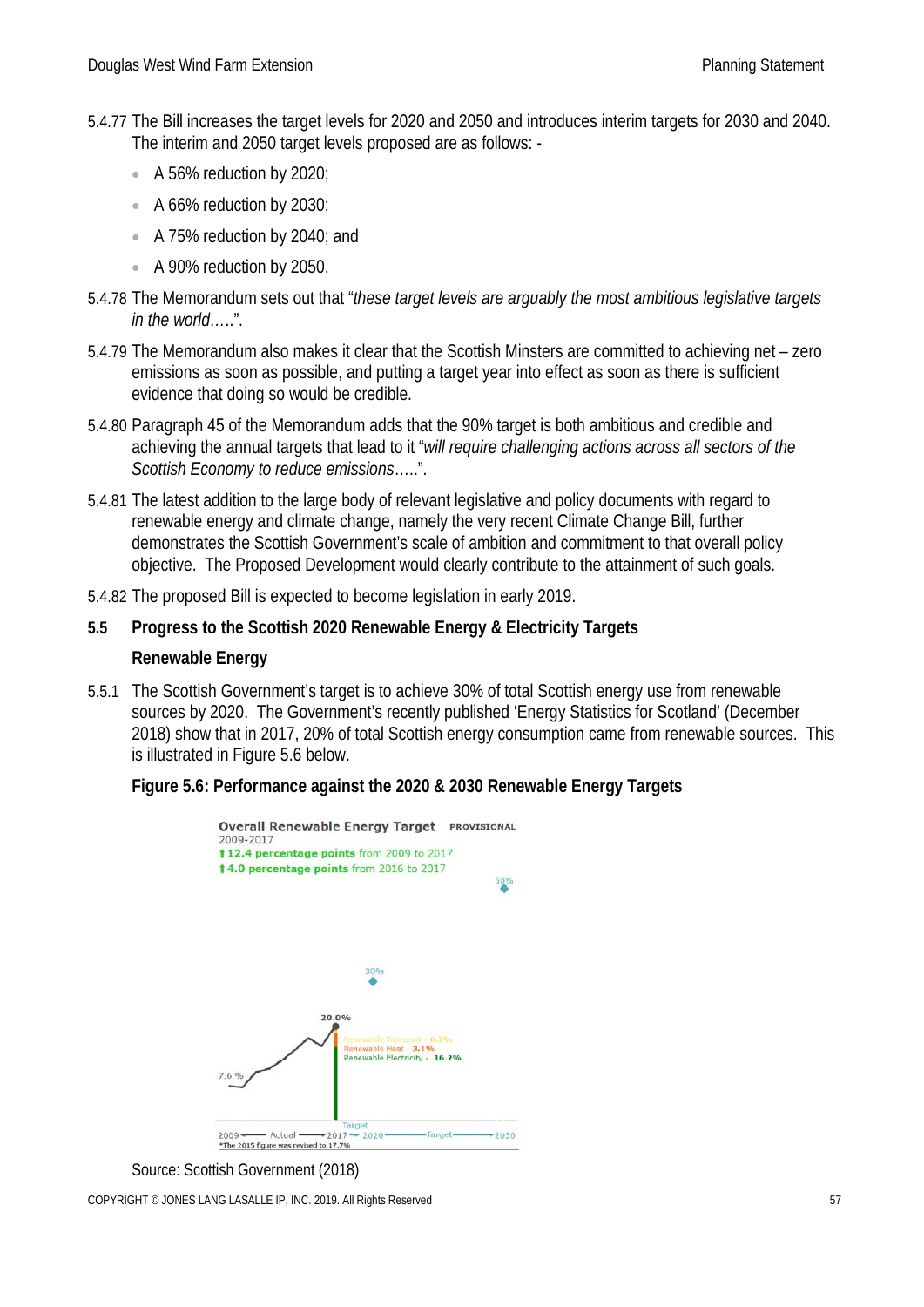5.4.77 The Bill increases the target levels for 2020 and 2050 and introduces interim targets for 2030 and 2040. The interim and 2050 target levels proposed are as follows: -

- A 56% reduction by 2020;
- A 66% reduction by 2030;
- A 75% reduction by 2040; and
- A 90% reduction by 2050.

5.4.78 The Memorandum sets out that "*these target levels are arguably the most ambitious legislative targets in the world*…..".

5.4.79 The Memorandum also makes it clear that the Scottish Minsters are committed to achieving net – zero emissions as soon as possible, and putting a target year into effect as soon as there is sufficient evidence that doing so would be credible.

5.4.80 Paragraph 45 of the Memorandum adds that the 90% target is both ambitious and credible and achieving the annual targets that lead to it "*will require challenging actions across all sectors of the Scottish Economy to reduce emissions*…..".

5.4.81 The latest addition to the large body of relevant legislative and policy documents with regard to renewable energy and climate change, namely the very recent Climate Change Bill, further demonstrates the Scottish Government's scale of ambition and commitment to that overall policy objective. The Proposed Development would clearly contribute to the attainment of such goals.

5.4.82 The proposed Bill is expected to become legislation in early 2019.

## 5.5 Progress to the Scottish 2020 Renewable Energy & Electricity Targets

### Renewable Energy

5.5.1 The Scottish Government's target is to achieve 30% of total Scottish energy use from renewable sources by 2020. The Government's recently published 'Energy Statistics for Scotland' (December 2018) show that in 2017, 20% of total Scottish energy consumption came from renewable sources. This is illustrated in Figure 5.6 below.

**Figure 5.6: Performance against the 2020 & 2030 Renewable Energy Targets**

Overall Renewable Energy Target PROVISIONAL
2009-2017
↑12.4 percentage points from 2009 to 2017
↑4.0 percentage points from 2016 to 2017

50%
30%
20.0%
Renewable Transport - 0.7%
Renewable Heat - 3.1%
Renewable Electricity - 16.2%
7.6 %

2009 — Actual — 2017 — Target 2020 — Target — 2030
*The 2015 figure was revised to 17.7%

Source: Scottish Government (2018)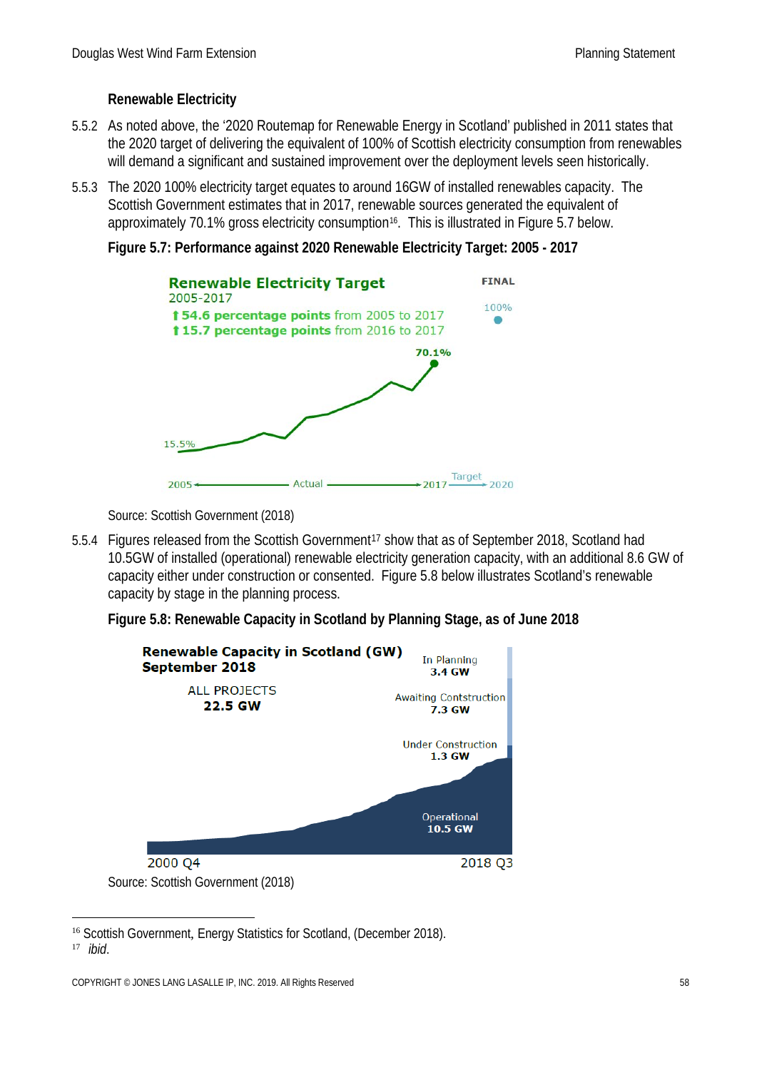### Renewable Electricity

5.5.2 As noted above, the '2020 Routemap for Renewable Energy in Scotland' published in 2011 states that the 2020 target of delivering the equivalent of 100% of Scottish electricity consumption from renewables will demand a significant and sustained improvement over the deployment levels seen historically.

5.5.3 The 2020 100% electricity target equates to around 16GW of installed renewables capacity. The Scottish Government estimates that in 2017, renewable sources generated the equivalent of approximately 70.1% gross electricity consumption[16]. This is illustrated in Figure 5.7 below.

**Figure 5.7: Performance against 2020 Renewable Electricity Target: 2005 - 2017**

Renewable Electricity Target
2005-2017
⬆54.6 percentage points from 2005 to 2017
⬆15.7 percentage points from 2016 to 2017

FINAL

100%

70.1%

15.5%

2005 ← Actual → 2017 Target → 2020

Source: Scottish Government (2018)

5.5.4 Figures released from the Scottish Government[17] show that as of September 2018, Scotland had 10.5GW of installed (operational) renewable electricity generation capacity, with an additional 8.6 GW of capacity either under construction or consented. Figure 5.8 below illustrates Scotland's renewable capacity by stage in the planning process.

**Figure 5.8: Renewable Capacity in Scotland by Planning Stage, as of June 2018**

Renewable Capacity in Scotland (GW)
September 2018

ALL PROJECTS
22.5 GW

In Planning
3.4 GW

Awaiting Contstruction
7.3 GW

Under Construction
1.3 GW

Operational
10.5 GW

2000 Q4 2018 Q3

Source: Scottish Government (2018)

---

[16] Scottish Government, Energy Statistics for Scotland, (December 2018).

[17] *ibid*.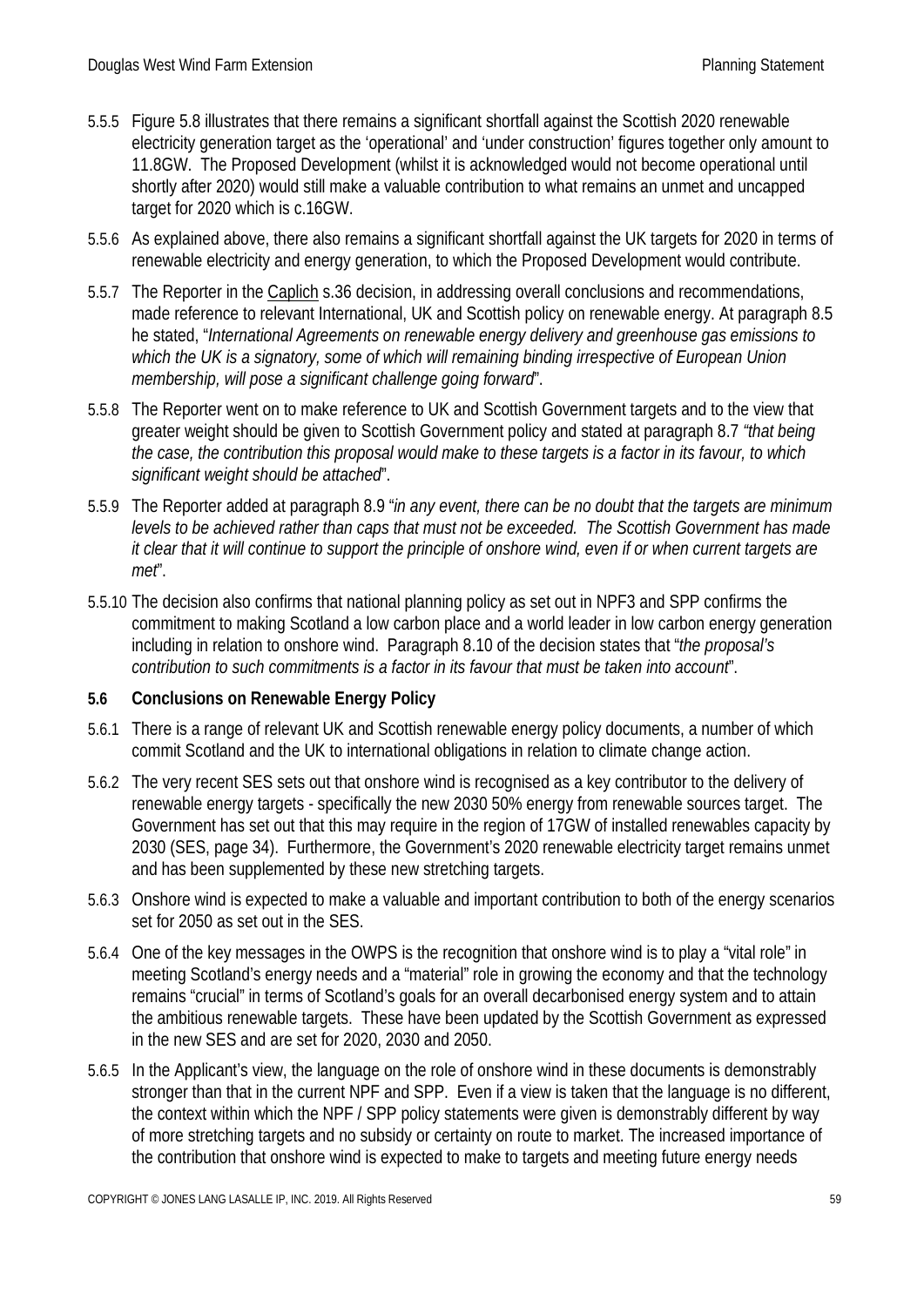5.5.5 Figure 5.8 illustrates that there remains a significant shortfall against the Scottish 2020 renewable electricity generation target as the 'operational' and 'under construction' figures together only amount to 11.8GW. The Proposed Development (whilst it is acknowledged would not become operational until shortly after 2020) would still make a valuable contribution to what remains an unmet and uncapped target for 2020 which is c.16GW.

5.5.6 As explained above, there also remains a significant shortfall against the UK targets for 2020 in terms of renewable electricity and energy generation, to which the Proposed Development would contribute.

5.5.7 The Reporter in the Caplich s.36 decision, in addressing overall conclusions and recommendations, made reference to relevant International, UK and Scottish policy on renewable energy. At paragraph 8.5 he stated, "*International Agreements on renewable energy delivery and greenhouse gas emissions to which the UK is a signatory, some of which will remaining binding irrespective of European Union membership, will pose a significant challenge going forward*".

5.5.8 The Reporter went on to make reference to UK and Scottish Government targets and to the view that greater weight should be given to Scottish Government policy and stated at paragraph 8.7 *"that being the case, the contribution this proposal would make to these targets is a factor in its favour, to which significant weight should be attached*".

5.5.9 The Reporter added at paragraph 8.9 "*in any event, there can be no doubt that the targets are minimum levels to be achieved rather than caps that must not be exceeded. The Scottish Government has made it clear that it will continue to support the principle of onshore wind, even if or when current targets are met*".

5.5.10 The decision also confirms that national planning policy as set out in NPF3 and SPP confirms the commitment to making Scotland a low carbon place and a world leader in low carbon energy generation including in relation to onshore wind. Paragraph 8.10 of the decision states that "*the proposal's contribution to such commitments is a factor in its favour that must be taken into account*".

## 5.6 Conclusions on Renewable Energy Policy

5.6.1 There is a range of relevant UK and Scottish renewable energy policy documents, a number of which commit Scotland and the UK to international obligations in relation to climate change action.

5.6.2 The very recent SES sets out that onshore wind is recognised as a key contributor to the delivery of renewable energy targets - specifically the new 2030 50% energy from renewable sources target. The Government has set out that this may require in the region of 17GW of installed renewables capacity by 2030 (SES, page 34). Furthermore, the Government's 2020 renewable electricity target remains unmet and has been supplemented by these new stretching targets.

5.6.3 Onshore wind is expected to make a valuable and important contribution to both of the energy scenarios set for 2050 as set out in the SES.

5.6.4 One of the key messages in the OWPS is the recognition that onshore wind is to play a "vital role" in meeting Scotland's energy needs and a "material" role in growing the economy and that the technology remains "crucial" in terms of Scotland's goals for an overall decarbonised energy system and to attain the ambitious renewable targets. These have been updated by the Scottish Government as expressed in the new SES and are set for 2020, 2030 and 2050.

5.6.5 In the Applicant's view, the language on the role of onshore wind in these documents is demonstrably stronger than that in the current NPF and SPP. Even if a view is taken that the language is no different, the context within which the NPF / SPP policy statements were given is demonstrably different by way of more stretching targets and no subsidy or certainty on route to market. The increased importance of the contribution that onshore wind is expected to make to targets and meeting future energy needs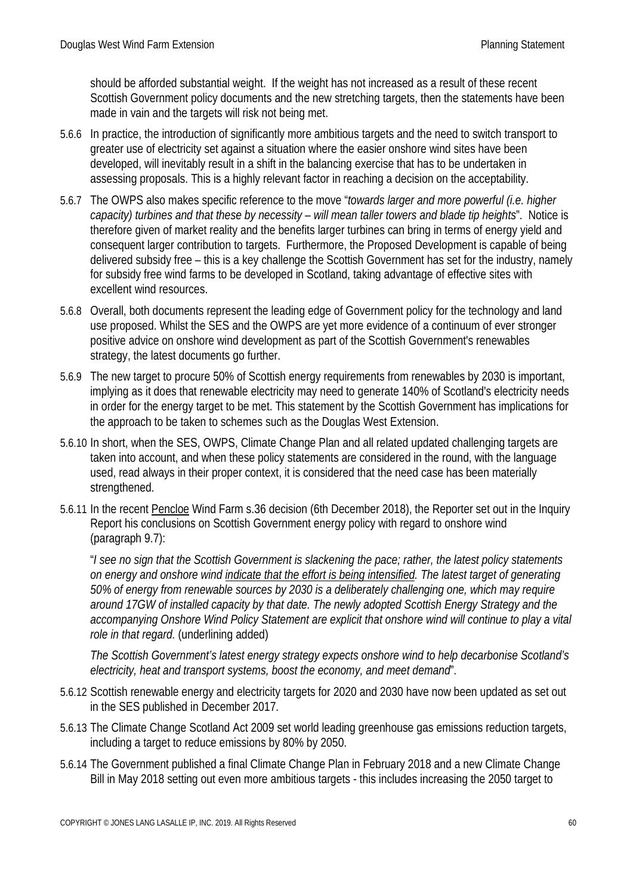should be afforded substantial weight. If the weight has not increased as a result of these recent Scottish Government policy documents and the new stretching targets, then the statements have been made in vain and the targets will risk not being met.

5.6.6 In practice, the introduction of significantly more ambitious targets and the need to switch transport to greater use of electricity set against a situation where the easier onshore wind sites have been developed, will inevitably result in a shift in the balancing exercise that has to be undertaken in assessing proposals. This is a highly relevant factor in reaching a decision on the acceptability.

5.6.7 The OWPS also makes specific reference to the move "*towards larger and more powerful (i.e. higher capacity) turbines and that these by necessity – will mean taller towers and blade tip heights*". Notice is therefore given of market reality and the benefits larger turbines can bring in terms of energy yield and consequent larger contribution to targets. Furthermore, the Proposed Development is capable of being delivered subsidy free – this is a key challenge the Scottish Government has set for the industry, namely for subsidy free wind farms to be developed in Scotland, taking advantage of effective sites with excellent wind resources.

5.6.8 Overall, both documents represent the leading edge of Government policy for the technology and land use proposed. Whilst the SES and the OWPS are yet more evidence of a continuum of ever stronger positive advice on onshore wind development as part of the Scottish Government's renewables strategy, the latest documents go further.

5.6.9 The new target to procure 50% of Scottish energy requirements from renewables by 2030 is important, implying as it does that renewable electricity may need to generate 140% of Scotland's electricity needs in order for the energy target to be met. This statement by the Scottish Government has implications for the approach to be taken to schemes such as the Douglas West Extension.

5.6.10 In short, when the SES, OWPS, Climate Change Plan and all related updated challenging targets are taken into account, and when these policy statements are considered in the round, with the language used, read always in their proper context, it is considered that the need case has been materially strengthened.

5.6.11 In the recent Pencloe Wind Farm s.36 decision (6th December 2018), the Reporter set out in the Inquiry Report his conclusions on Scottish Government energy policy with regard to onshore wind (paragraph 9.7):

"*I see no sign that the Scottish Government is slackening the pace; rather, the latest policy statements on energy and onshore wind indicate that the effort is being intensified. The latest target of generating 50% of energy from renewable sources by 2030 is a deliberately challenging one, which may require around 17GW of installed capacity by that date. The newly adopted Scottish Energy Strategy and the accompanying Onshore Wind Policy Statement are explicit that onshore wind will continue to play a vital role in that regard.* (underlining added)

*The Scottish Government's latest energy strategy expects onshore wind to help decarbonise Scotland's electricity, heat and transport systems, boost the economy, and meet demand*".

5.6.12 Scottish renewable energy and electricity targets for 2020 and 2030 have now been updated as set out in the SES published in December 2017.

5.6.13 The Climate Change Scotland Act 2009 set world leading greenhouse gas emissions reduction targets, including a target to reduce emissions by 80% by 2050.

5.6.14 The Government published a final Climate Change Plan in February 2018 and a new Climate Change Bill in May 2018 setting out even more ambitious targets - this includes increasing the 2050 target to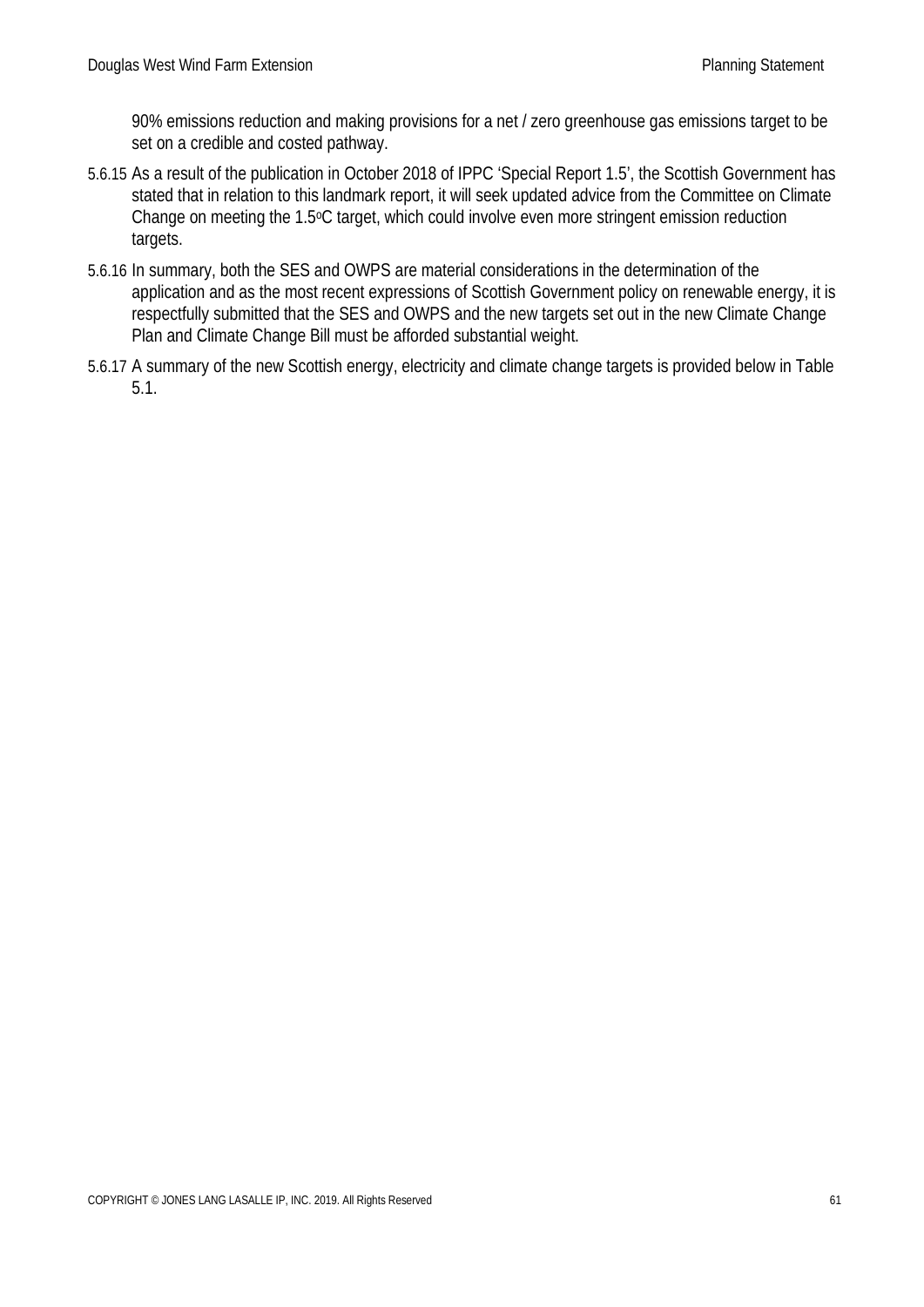90% emissions reduction and making provisions for a net / zero greenhouse gas emissions target to be set on a credible and costed pathway.

5.6.15 As a result of the publication in October 2018 of IPPC 'Special Report 1.5', the Scottish Government has stated that in relation to this landmark report, it will seek updated advice from the Committee on Climate Change on meeting the 1.5$^{o}$C target, which could involve even more stringent emission reduction targets.

5.6.16 In summary, both the SES and OWPS are material considerations in the determination of the application and as the most recent expressions of Scottish Government policy on renewable energy, it is respectfully submitted that the SES and OWPS and the new targets set out in the new Climate Change Plan and Climate Change Bill must be afforded substantial weight.

5.6.17 A summary of the new Scottish energy, electricity and climate change targets is provided below in Table 5.1.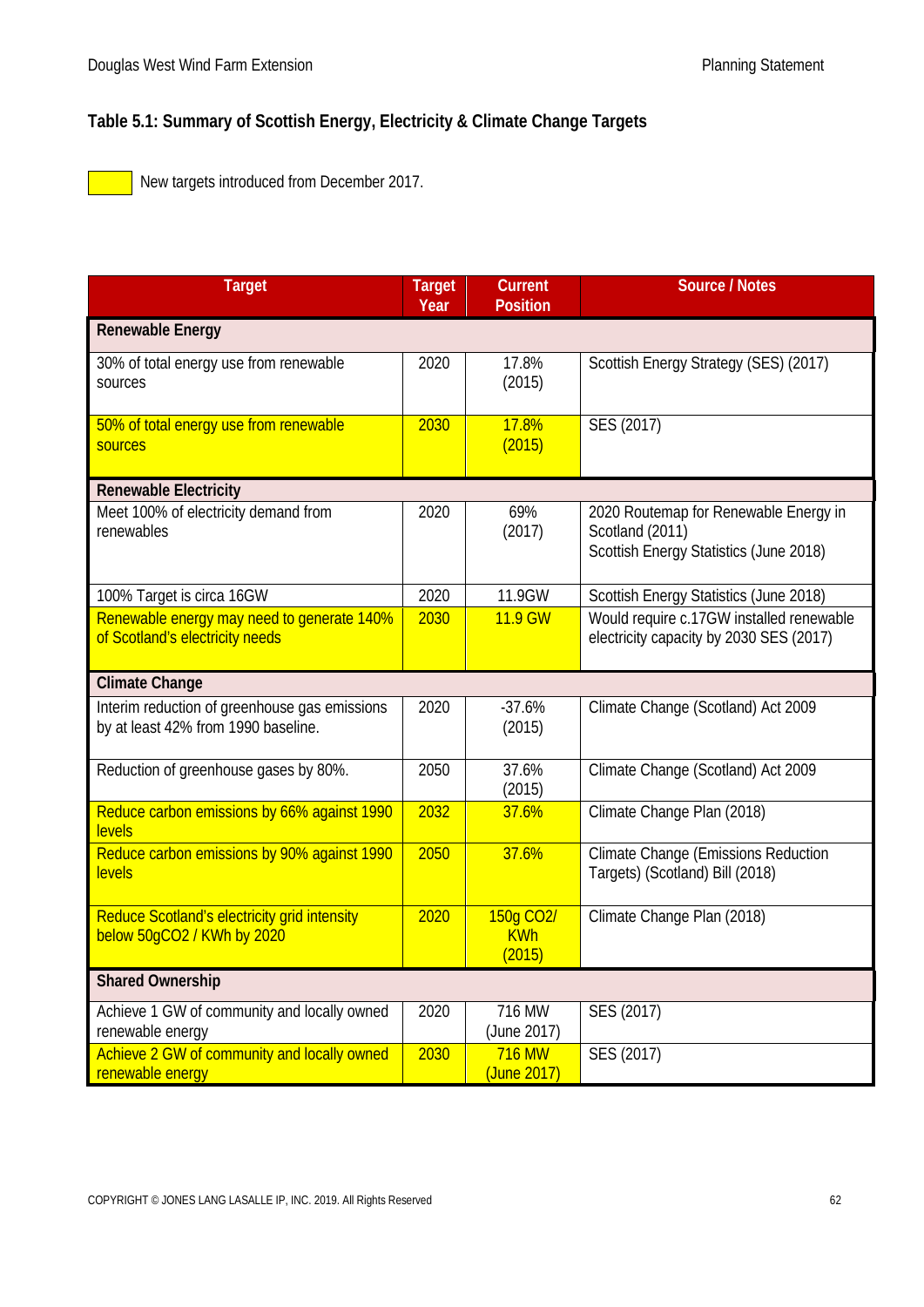### Table 5.1: Summary of Scottish Energy, Electricity & Climate Change Targets

(Yellow highlight) New targets introduced from December 2017.

| Target | Target Year | Current Position | Source / Notes |
|---|---|---|---|
| **Renewable Energy** | | | |
| 30% of total energy use from renewable sources | 2020 | 17.8% (2015) | Scottish Energy Strategy (SES) (2017) |
| 50% of total energy use from renewable sources | 2030 | 17.8% (2015) | SES (2017) |
| **Renewable Electricity** | | | |
| Meet 100% of electricity demand from renewables | 2020 | 69% (2017) | 2020 Routemap for Renewable Energy in Scotland (2011)<br>Scottish Energy Statistics (June 2018) |
| 100% Target is circa 16GW | 2020 | 11.9GW | Scottish Energy Statistics (June 2018) |
| Renewable energy may need to generate 140% of Scotland's electricity needs | 2030 | 11.9 GW | Would require c.17GW installed renewable electricity capacity by 2030 SES (2017) |
| **Climate Change** | | | |
| Interim reduction of greenhouse gas emissions by at least 42% from 1990 baseline. | 2020 | -37.6% (2015) | Climate Change (Scotland) Act 2009 |
| Reduction of greenhouse gases by 80%. | 2050 | 37.6% (2015) | Climate Change (Scotland) Act 2009 |
| Reduce carbon emissions by 66% against 1990 levels | 2032 | 37.6% | Climate Change Plan (2018) |
| Reduce carbon emissions by 90% against 1990 levels | 2050 | 37.6% | Climate Change (Emissions Reduction Targets) (Scotland) Bill (2018) |
| Reduce Scotland's electricity grid intensity below 50g$CO_2$ / KWh by 2020 | 2020 | 150g $CO_2$/ KWh (2015) | Climate Change Plan (2018) |
| **Shared Ownership** | | | |
| Achieve 1 GW of community and locally owned renewable energy | 2020 | 716 MW (June 2017) | SES (2017) |
| Achieve 2 GW of community and locally owned renewable energy | 2030 | 716 MW (June 2017) | SES (2017) |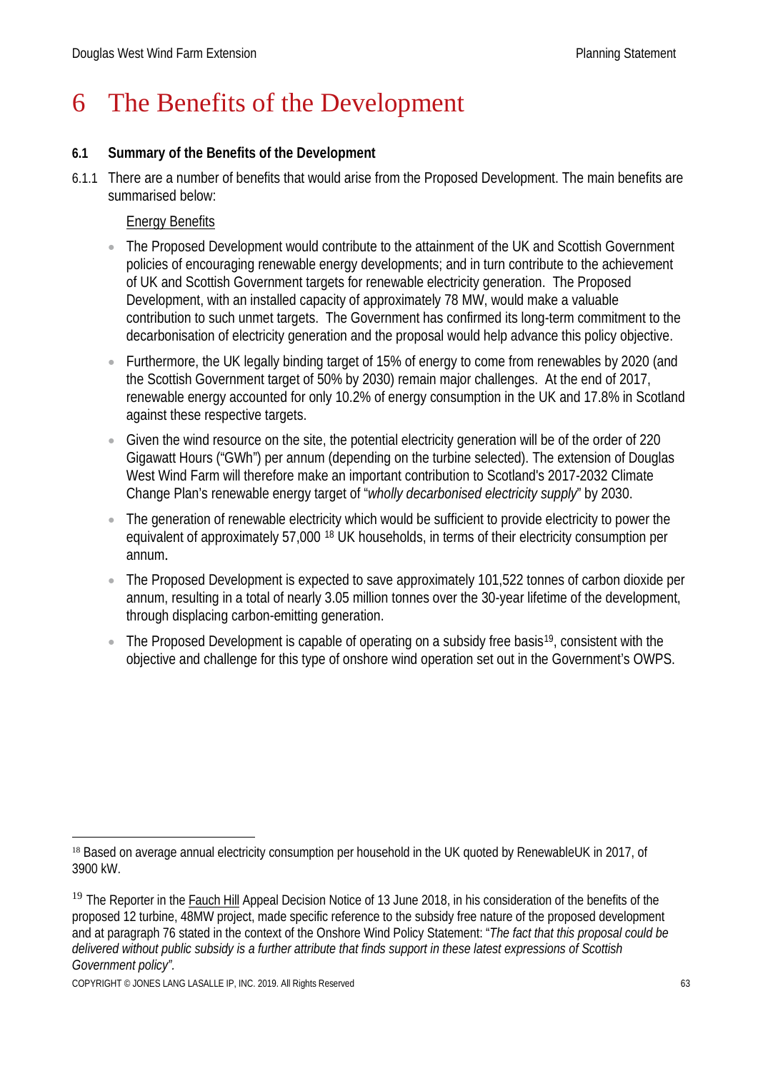# 6 The Benefits of the Development

## 6.1 Summary of the Benefits of the Development

6.1.1 There are a number of benefits that would arise from the Proposed Development. The main benefits are summarised below:

Energy Benefits

- The Proposed Development would contribute to the attainment of the UK and Scottish Government policies of encouraging renewable energy developments; and in turn contribute to the achievement of UK and Scottish Government targets for renewable electricity generation. The Proposed Development, with an installed capacity of approximately 78 MW, would make a valuable contribution to such unmet targets. The Government has confirmed its long-term commitment to the decarbonisation of electricity generation and the proposal would help advance this policy objective.
- Furthermore, the UK legally binding target of 15% of energy to come from renewables by 2020 (and the Scottish Government target of 50% by 2030) remain major challenges. At the end of 2017, renewable energy accounted for only 10.2% of energy consumption in the UK and 17.8% in Scotland against these respective targets.
- Given the wind resource on the site, the potential electricity generation will be of the order of 220 Gigawatt Hours ("GWh") per annum (depending on the turbine selected). The extension of Douglas West Wind Farm will therefore make an important contribution to Scotland's 2017-2032 Climate Change Plan's renewable energy target of "*wholly decarbonised electricity supply*" by 2030.
- The generation of renewable electricity which would be sufficient to provide electricity to power the equivalent of approximately 57,000 [18] UK households, in terms of their electricity consumption per annum.
- The Proposed Development is expected to save approximately 101,522 tonnes of carbon dioxide per annum, resulting in a total of nearly 3.05 million tonnes over the 30-year lifetime of the development, through displacing carbon-emitting generation.
- The Proposed Development is capable of operating on a subsidy free basis[19], consistent with the objective and challenge for this type of onshore wind operation set out in the Government's OWPS.

---

[18] Based on average annual electricity consumption per household in the UK quoted by RenewableUK in 2017, of 3900 kW.

[19] The Reporter in the Fauch Hill Appeal Decision Notice of 13 June 2018, in his consideration of the benefits of the proposed 12 turbine, 48MW project, made specific reference to the subsidy free nature of the proposed development and at paragraph 76 stated in the context of the Onshore Wind Policy Statement: "*The fact that this proposal could be delivered without public subsidy is a further attribute that finds support in these latest expressions of Scottish Government policy*".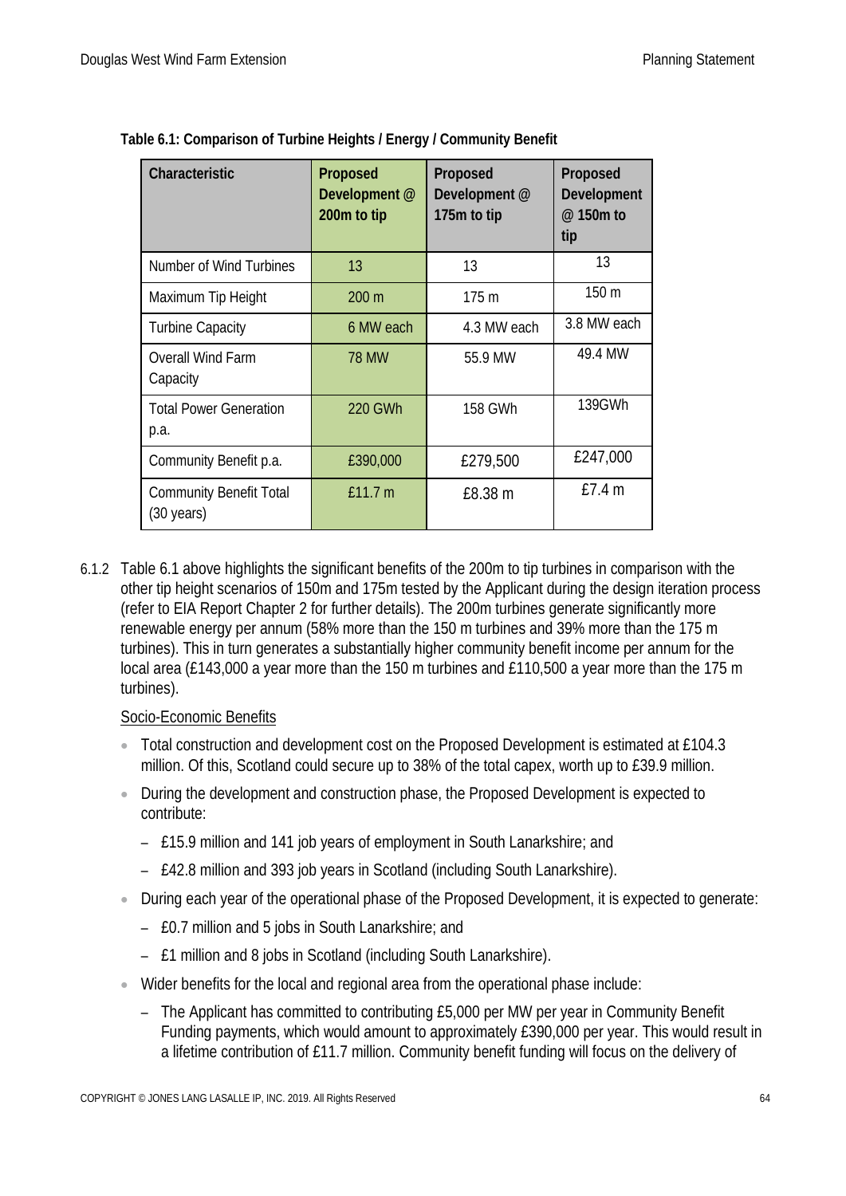**Table 6.1: Comparison of Turbine Heights / Energy / Community Benefit**

| Characteristic | Proposed Development @ 200m to tip | Proposed Development @ 175m to tip | Proposed Development @ 150m to tip |
|---|---|---|---|
| Number of Wind Turbines | 13 | 13 | 13 |
| Maximum Tip Height | 200 m | 175 m | 150 m |
| Turbine Capacity | 6 MW each | 4.3 MW each | 3.8 MW each |
| Overall Wind Farm Capacity | 78 MW | 55.9 MW | 49.4 MW |
| Total Power Generation p.a. | 220 GWh | 158 GWh | 139GWh |
| Community Benefit p.a. | £390,000 | £279,500 | £247,000 |
| Community Benefit Total (30 years) | £11.7 m | £8.38 m | £7.4 m |

6.1.2 Table 6.1 above highlights the significant benefits of the 200m to tip turbines in comparison with the other tip height scenarios of 150m and 175m tested by the Applicant during the design iteration process (refer to EIA Report Chapter 2 for further details). The 200m turbines generate significantly more renewable energy per annum (58% more than the 150 m turbines and 39% more than the 175 m turbines). This in turn generates a substantially higher community benefit income per annum for the local area (£143,000 a year more than the 150 m turbines and £110,500 a year more than the 175 m turbines).

Socio-Economic Benefits

- Total construction and development cost on the Proposed Development is estimated at £104.3 million. Of this, Scotland could secure up to 38% of the total capex, worth up to £39.9 million.
- During the development and construction phase, the Proposed Development is expected to contribute:
  - £15.9 million and 141 job years of employment in South Lanarkshire; and
  - £42.8 million and 393 job years in Scotland (including South Lanarkshire).
- During each year of the operational phase of the Proposed Development, it is expected to generate:
  - £0.7 million and 5 jobs in South Lanarkshire; and
  - £1 million and 8 jobs in Scotland (including South Lanarkshire).
- Wider benefits for the local and regional area from the operational phase include:
  - The Applicant has committed to contributing £5,000 per MW per year in Community Benefit Funding payments, which would amount to approximately £390,000 per year. This would result in a lifetime contribution of £11.7 million. Community benefit funding will focus on the delivery of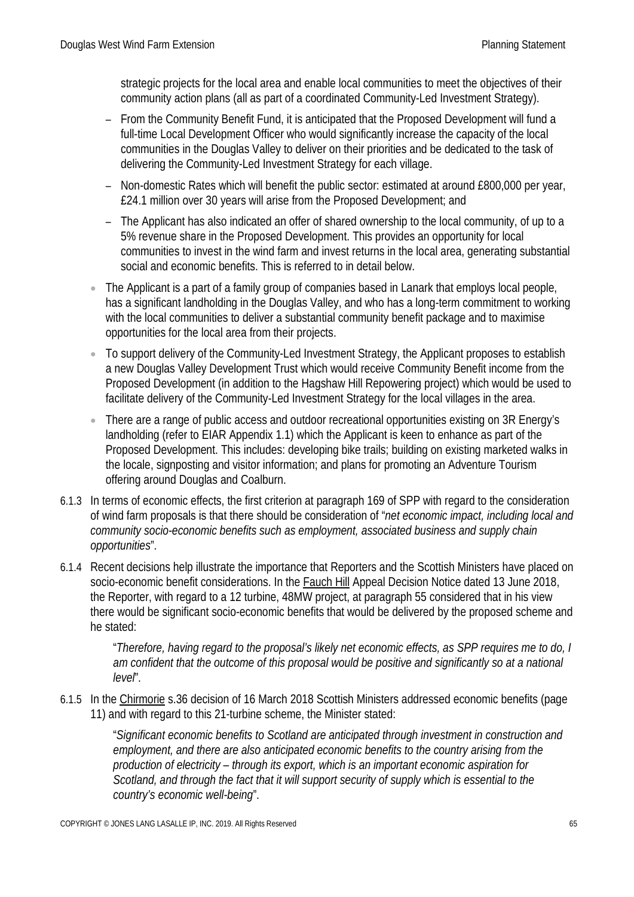strategic projects for the local area and enable local communities to meet the objectives of their community action plans (all as part of a coordinated Community-Led Investment Strategy).

  - From the Community Benefit Fund, it is anticipated that the Proposed Development will fund a full-time Local Development Officer who would significantly increase the capacity of the local communities in the Douglas Valley to deliver on their priorities and be dedicated to the task of delivering the Community-Led Investment Strategy for each village.
  - Non-domestic Rates which will benefit the public sector: estimated at around £800,000 per year, £24.1 million over 30 years will arise from the Proposed Development; and
  - The Applicant has also indicated an offer of shared ownership to the local community, of up to a 5% revenue share in the Proposed Development. This provides an opportunity for local communities to invest in the wind farm and invest returns in the local area, generating substantial social and economic benefits. This is referred to in detail below.

- The Applicant is a part of a family group of companies based in Lanark that employs local people, has a significant landholding in the Douglas Valley, and who has a long-term commitment to working with the local communities to deliver a substantial community benefit package and to maximise opportunities for the local area from their projects.
- To support delivery of the Community-Led Investment Strategy, the Applicant proposes to establish a new Douglas Valley Development Trust which would receive Community Benefit income from the Proposed Development (in addition to the Hagshaw Hill Repowering project) which would be used to facilitate delivery of the Community-Led Investment Strategy for the local villages in the area.
- There are a range of public access and outdoor recreational opportunities existing on 3R Energy's landholding (refer to EIAR Appendix 1.1) which the Applicant is keen to enhance as part of the Proposed Development. This includes: developing bike trails; building on existing marketed walks in the locale, signposting and visitor information; and plans for promoting an Adventure Tourism offering around Douglas and Coalburn.

6.1.3 In terms of economic effects, the first criterion at paragraph 169 of SPP with regard to the consideration of wind farm proposals is that there should be consideration of "*net economic impact, including local and community socio-economic benefits such as employment, associated business and supply chain opportunities*".

6.1.4 Recent decisions help illustrate the importance that Reporters and the Scottish Ministers have placed on socio-economic benefit considerations. In the Fauch Hill Appeal Decision Notice dated 13 June 2018, the Reporter, with regard to a 12 turbine, 48MW project, at paragraph 55 considered that in his view there would be significant socio-economic benefits that would be delivered by the proposed scheme and he stated:

> "*Therefore, having regard to the proposal's likely net economic effects, as SPP requires me to do, I am confident that the outcome of this proposal would be positive and significantly so at a national level*".

6.1.5 In the Chirmorie s.36 decision of 16 March 2018 Scottish Ministers addressed economic benefits (page 11) and with regard to this 21-turbine scheme, the Minister stated:

> "*Significant economic benefits to Scotland are anticipated through investment in construction and employment, and there are also anticipated economic benefits to the country arising from the production of electricity – through its export, which is an important economic aspiration for Scotland, and through the fact that it will support security of supply which is essential to the country's economic well-being*".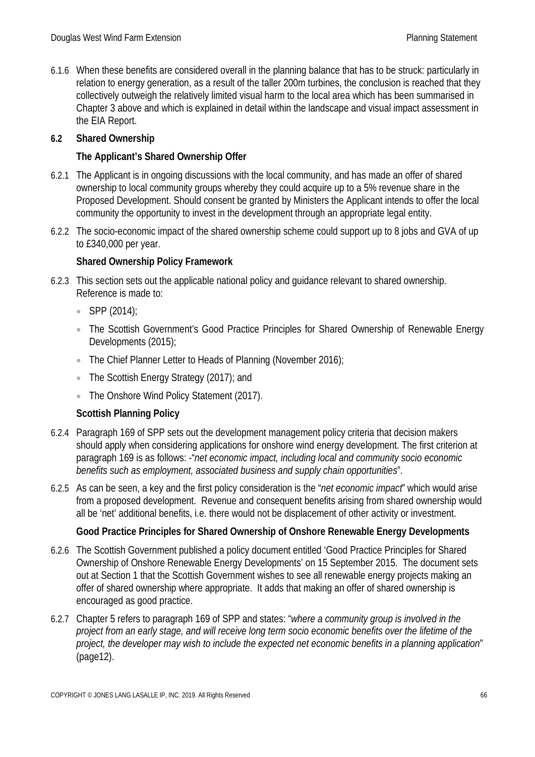6.1.6 When these benefits are considered overall in the planning balance that has to be struck: particularly in relation to energy generation, as a result of the taller 200m turbines, the conclusion is reached that they collectively outweigh the relatively limited visual harm to the local area which has been summarised in Chapter 3 above and which is explained in detail within the landscape and visual impact assessment in the EIA Report.

## 6.2 Shared Ownership

### The Applicant's Shared Ownership Offer

6.2.1 The Applicant is in ongoing discussions with the local community, and has made an offer of shared ownership to local community groups whereby they could acquire up to a 5% revenue share in the Proposed Development. Should consent be granted by Ministers the Applicant intends to offer the local community the opportunity to invest in the development through an appropriate legal entity.

6.2.2 The socio-economic impact of the shared ownership scheme could support up to 8 jobs and GVA of up to £340,000 per year.

### Shared Ownership Policy Framework

6.2.3 This section sets out the applicable national policy and guidance relevant to shared ownership. Reference is made to:

- SPP (2014);
- The Scottish Government's Good Practice Principles for Shared Ownership of Renewable Energy Developments (2015);
- The Chief Planner Letter to Heads of Planning (November 2016);
- The Scottish Energy Strategy (2017); and
- The Onshore Wind Policy Statement (2017).

### Scottish Planning Policy

6.2.4 Paragraph 169 of SPP sets out the development management policy criteria that decision makers should apply when considering applications for onshore wind energy development. The first criterion at paragraph 169 is as follows: -"*net economic impact, including local and community socio economic benefits such as employment, associated business and supply chain opportunities*".

6.2.5 As can be seen, a key and the first policy consideration is the "*net economic impact*" which would arise from a proposed development. Revenue and consequent benefits arising from shared ownership would all be 'net' additional benefits, i.e. there would not be displacement of other activity or investment.

### Good Practice Principles for Shared Ownership of Onshore Renewable Energy Developments

6.2.6 The Scottish Government published a policy document entitled 'Good Practice Principles for Shared Ownership of Onshore Renewable Energy Developments' on 15 September 2015. The document sets out at Section 1 that the Scottish Government wishes to see all renewable energy projects making an offer of shared ownership where appropriate. It adds that making an offer of shared ownership is encouraged as good practice.

6.2.7 Chapter 5 refers to paragraph 169 of SPP and states: "*where a community group is involved in the project from an early stage, and will receive long term socio economic benefits over the lifetime of the project, the developer may wish to include the expected net economic benefits in a planning application*" (page12).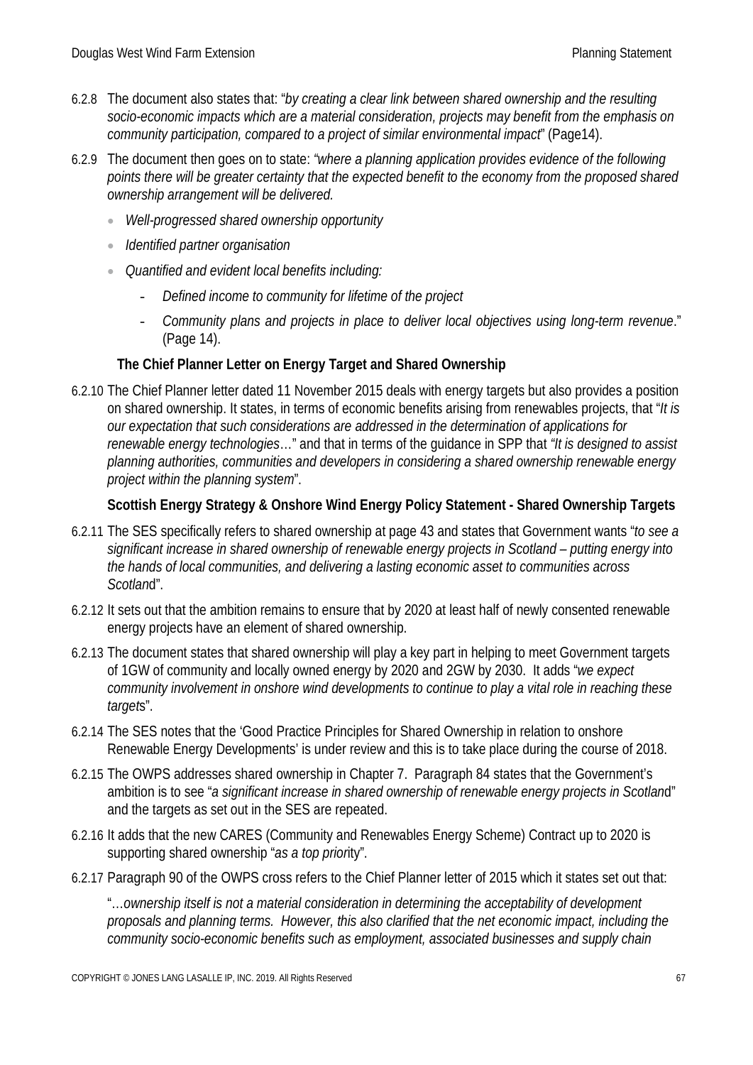6.2.8 The document also states that: "*by creating a clear link between shared ownership and the resulting socio-economic impacts which are a material consideration, projects may benefit from the emphasis on community participation, compared to a project of similar environmental impact*" (Page14).

6.2.9 The document then goes on to state: *"where a planning application provides evidence of the following points there will be greater certainty that the expected benefit to the economy from the proposed shared ownership arrangement will be delivered.*

- *Well-progressed shared ownership opportunity*
- *Identified partner organisation*
- *Quantified and evident local benefits including:*
  - *Defined income to community for lifetime of the project*
  - *Community plans and projects in place to deliver local objectives using long-term revenue*." (Page 14).

**The Chief Planner Letter on Energy Target and Shared Ownership**

6.2.10 The Chief Planner letter dated 11 November 2015 deals with energy targets but also provides a position on shared ownership. It states, in terms of economic benefits arising from renewables projects, that "*It is our expectation that such considerations are addressed in the determination of applications for renewable energy technologies*…" and that in terms of the guidance in SPP that *"It is designed to assist planning authorities, communities and developers in considering a shared ownership renewable energy project within the planning system*".

**Scottish Energy Strategy & Onshore Wind Energy Policy Statement - Shared Ownership Targets**

6.2.11 The SES specifically refers to shared ownership at page 43 and states that Government wants "*to see a significant increase in shared ownership of renewable energy projects in Scotland – putting energy into the hands of local communities, and delivering a lasting economic asset to communities across Scotlan*d".

6.2.12 It sets out that the ambition remains to ensure that by 2020 at least half of newly consented renewable energy projects have an element of shared ownership.

6.2.13 The document states that shared ownership will play a key part in helping to meet Government targets of 1GW of community and locally owned energy by 2020 and 2GW by 2030. It adds "*we expect community involvement in onshore wind developments to continue to play a vital role in reaching these target*s".

6.2.14 The SES notes that the 'Good Practice Principles for Shared Ownership in relation to onshore Renewable Energy Developments' is under review and this is to take place during the course of 2018.

6.2.15 The OWPS addresses shared ownership in Chapter 7. Paragraph 84 states that the Government's ambition is to see "*a significant increase in shared ownership of renewable energy projects in Scotlan*d" and the targets as set out in the SES are repeated.

6.2.16 It adds that the new CARES (Community and Renewables Energy Scheme) Contract up to 2020 is supporting shared ownership "*as a top prior*ity".

6.2.17 Paragraph 90 of the OWPS cross refers to the Chief Planner letter of 2015 which it states set out that:

"…*ownership itself is not a material consideration in determining the acceptability of development proposals and planning terms. However, this also clarified that the net economic impact, including the community socio-economic benefits such as employment, associated businesses and supply chain*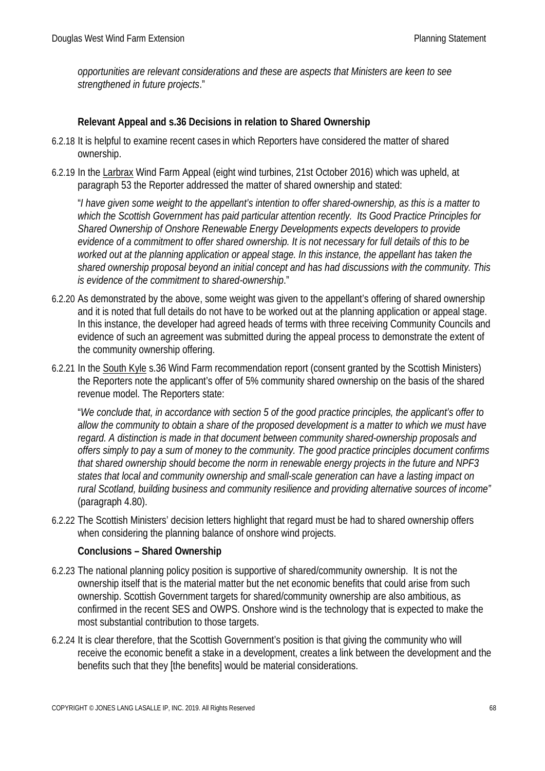*opportunities are relevant considerations and these are aspects that Ministers are keen to see strengthened in future projects*."

**Relevant Appeal and s.36 Decisions in relation to Shared Ownership**

6.2.18 It is helpful to examine recent cases in which Reporters have considered the matter of shared ownership.

6.2.19 In the Larbrax Wind Farm Appeal (eight wind turbines, 21st October 2016) which was upheld, at paragraph 53 the Reporter addressed the matter of shared ownership and stated:

"*I have given some weight to the appellant's intention to offer shared-ownership, as this is a matter to which the Scottish Government has paid particular attention recently. Its Good Practice Principles for Shared Ownership of Onshore Renewable Energy Developments expects developers to provide evidence of a commitment to offer shared ownership. It is not necessary for full details of this to be worked out at the planning application or appeal stage. In this instance, the appellant has taken the shared ownership proposal beyond an initial concept and has had discussions with the community. This is evidence of the commitment to shared-ownership*."

6.2.20 As demonstrated by the above, some weight was given to the appellant's offering of shared ownership and it is noted that full details do not have to be worked out at the planning application or appeal stage. In this instance, the developer had agreed heads of terms with three receiving Community Councils and evidence of such an agreement was submitted during the appeal process to demonstrate the extent of the community ownership offering.

6.2.21 In the South Kyle s.36 Wind Farm recommendation report (consent granted by the Scottish Ministers) the Reporters note the applicant's offer of 5% community shared ownership on the basis of the shared revenue model. The Reporters state:

"*We conclude that, in accordance with section 5 of the good practice principles, the applicant's offer to allow the community to obtain a share of the proposed development is a matter to which we must have regard. A distinction is made in that document between community shared-ownership proposals and offers simply to pay a sum of money to the community. The good practice principles document confirms that shared ownership should become the norm in renewable energy projects in the future and NPF3 states that local and community ownership and small-scale generation can have a lasting impact on rural Scotland, building business and community resilience and providing alternative sources of income*" (paragraph 4.80).

6.2.22 The Scottish Ministers' decision letters highlight that regard must be had to shared ownership offers when considering the planning balance of onshore wind projects.

**Conclusions – Shared Ownership**

6.2.23 The national planning policy position is supportive of shared/community ownership. It is not the ownership itself that is the material matter but the net economic benefits that could arise from such ownership. Scottish Government targets for shared/community ownership are also ambitious, as confirmed in the recent SES and OWPS. Onshore wind is the technology that is expected to make the most substantial contribution to those targets.

6.2.24 It is clear therefore, that the Scottish Government's position is that giving the community who will receive the economic benefit a stake in a development, creates a link between the development and the benefits such that they [the benefits] would be material considerations.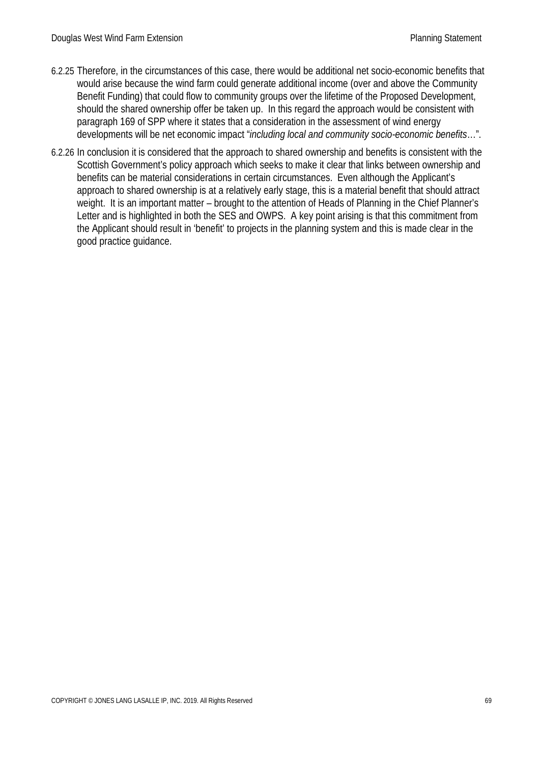6.2.25 Therefore, in the circumstances of this case, there would be additional net socio-economic benefits that would arise because the wind farm could generate additional income (over and above the Community Benefit Funding) that could flow to community groups over the lifetime of the Proposed Development, should the shared ownership offer be taken up. In this regard the approach would be consistent with paragraph 169 of SPP where it states that a consideration in the assessment of wind energy developments will be net economic impact "*including local and community socio-economic benefits*…".

6.2.26 In conclusion it is considered that the approach to shared ownership and benefits is consistent with the Scottish Government's policy approach which seeks to make it clear that links between ownership and benefits can be material considerations in certain circumstances. Even although the Applicant's approach to shared ownership is at a relatively early stage, this is a material benefit that should attract weight. It is an important matter – brought to the attention of Heads of Planning in the Chief Planner's Letter and is highlighted in both the SES and OWPS. A key point arising is that this commitment from the Applicant should result in 'benefit' to projects in the planning system and this is made clear in the good practice guidance.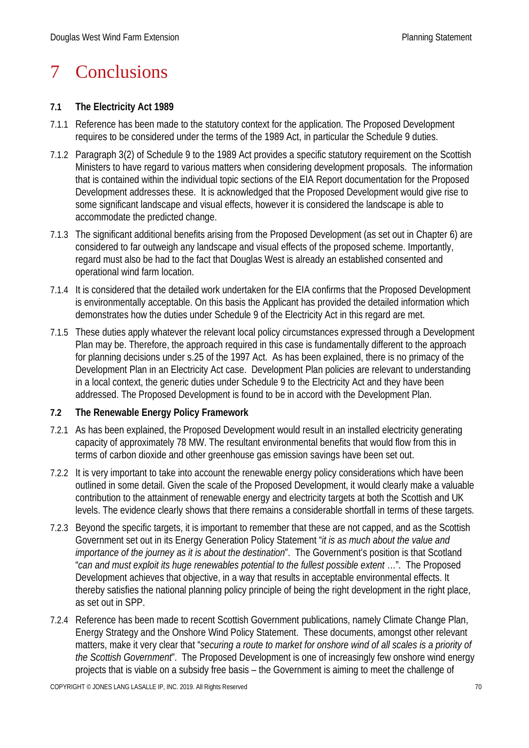# 7 Conclusions

### 7.1 The Electricity Act 1989

7.1.1 Reference has been made to the statutory context for the application. The Proposed Development requires to be considered under the terms of the 1989 Act, in particular the Schedule 9 duties.

7.1.2 Paragraph 3(2) of Schedule 9 to the 1989 Act provides a specific statutory requirement on the Scottish Ministers to have regard to various matters when considering development proposals. The information that is contained within the individual topic sections of the EIA Report documentation for the Proposed Development addresses these. It is acknowledged that the Proposed Development would give rise to some significant landscape and visual effects, however it is considered the landscape is able to accommodate the predicted change.

7.1.3 The significant additional benefits arising from the Proposed Development (as set out in Chapter 6) are considered to far outweigh any landscape and visual effects of the proposed scheme. Importantly, regard must also be had to the fact that Douglas West is already an established consented and operational wind farm location.

7.1.4 It is considered that the detailed work undertaken for the EIA confirms that the Proposed Development is environmentally acceptable. On this basis the Applicant has provided the detailed information which demonstrates how the duties under Schedule 9 of the Electricity Act in this regard are met.

7.1.5 These duties apply whatever the relevant local policy circumstances expressed through a Development Plan may be. Therefore, the approach required in this case is fundamentally different to the approach for planning decisions under s.25 of the 1997 Act. As has been explained, there is no primacy of the Development Plan in an Electricity Act case. Development Plan policies are relevant to understanding in a local context, the generic duties under Schedule 9 to the Electricity Act and they have been addressed. The Proposed Development is found to be in accord with the Development Plan.

### 7.2 The Renewable Energy Policy Framework

7.2.1 As has been explained, the Proposed Development would result in an installed electricity generating capacity of approximately 78 MW. The resultant environmental benefits that would flow from this in terms of carbon dioxide and other greenhouse gas emission savings have been set out.

7.2.2 It is very important to take into account the renewable energy policy considerations which have been outlined in some detail. Given the scale of the Proposed Development, it would clearly make a valuable contribution to the attainment of renewable energy and electricity targets at both the Scottish and UK levels. The evidence clearly shows that there remains a considerable shortfall in terms of these targets.

7.2.3 Beyond the specific targets, it is important to remember that these are not capped, and as the Scottish Government set out in its Energy Generation Policy Statement "*it is as much about the value and importance of the journey as it is about the destination*". The Government's position is that Scotland "*can and must exploit its huge renewables potential to the fullest possible extent …*". The Proposed Development achieves that objective, in a way that results in acceptable environmental effects. It thereby satisfies the national planning policy principle of being the right development in the right place, as set out in SPP.

7.2.4 Reference has been made to recent Scottish Government publications, namely Climate Change Plan, Energy Strategy and the Onshore Wind Policy Statement. These documents, amongst other relevant matters, make it very clear that "*securing a route to market for onshore wind of all scales is a priority of the Scottish Government*". The Proposed Development is one of increasingly few onshore wind energy projects that is viable on a subsidy free basis – the Government is aiming to meet the challenge of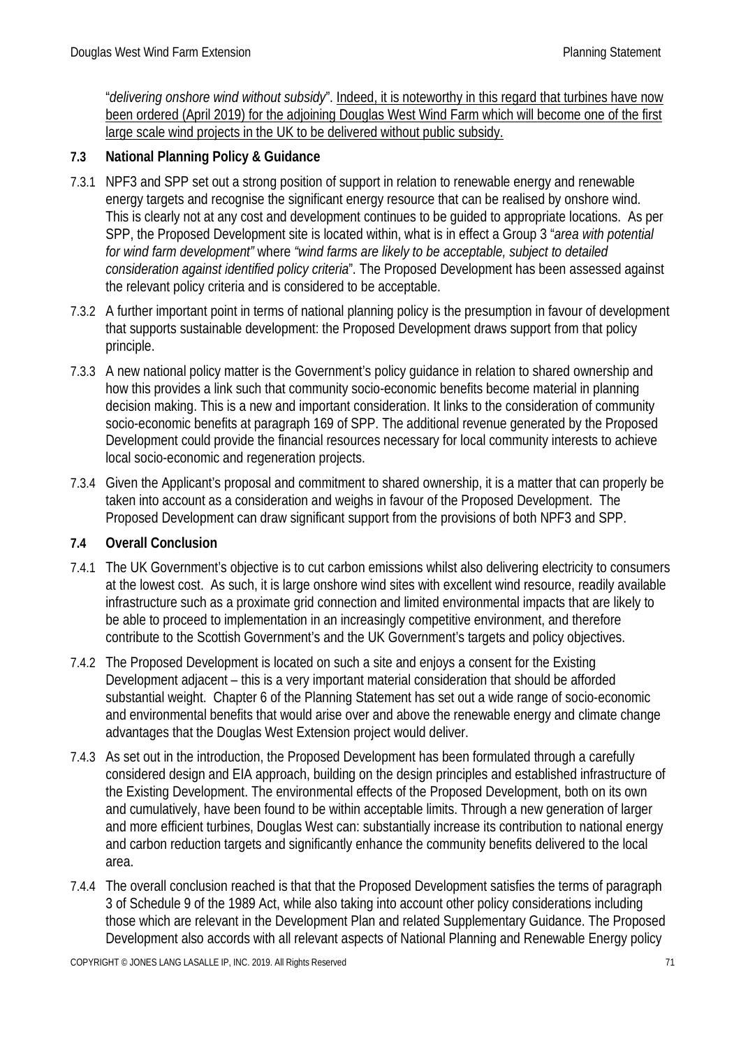"*delivering onshore wind without subsidy*". Indeed, it is noteworthy in this regard that turbines have now been ordered (April 2019) for the adjoining Douglas West Wind Farm which will become one of the first large scale wind projects in the UK to be delivered without public subsidy.

### 7.3 National Planning Policy & Guidance

7.3.1 NPF3 and SPP set out a strong position of support in relation to renewable energy and renewable energy targets and recognise the significant energy resource that can be realised by onshore wind. This is clearly not at any cost and development continues to be guided to appropriate locations. As per SPP, the Proposed Development site is located within, what is in effect a Group 3 "*area with potential for wind farm development"* where *"wind farms are likely to be acceptable, subject to detailed consideration against identified policy criteria*". The Proposed Development has been assessed against the relevant policy criteria and is considered to be acceptable.

7.3.2 A further important point in terms of national planning policy is the presumption in favour of development that supports sustainable development: the Proposed Development draws support from that policy principle.

7.3.3 A new national policy matter is the Government's policy guidance in relation to shared ownership and how this provides a link such that community socio-economic benefits become material in planning decision making. This is a new and important consideration. It links to the consideration of community socio-economic benefits at paragraph 169 of SPP. The additional revenue generated by the Proposed Development could provide the financial resources necessary for local community interests to achieve local socio-economic and regeneration projects.

7.3.4 Given the Applicant's proposal and commitment to shared ownership, it is a matter that can properly be taken into account as a consideration and weighs in favour of the Proposed Development. The Proposed Development can draw significant support from the provisions of both NPF3 and SPP.

### 7.4 Overall Conclusion

7.4.1 The UK Government's objective is to cut carbon emissions whilst also delivering electricity to consumers at the lowest cost. As such, it is large onshore wind sites with excellent wind resource, readily available infrastructure such as a proximate grid connection and limited environmental impacts that are likely to be able to proceed to implementation in an increasingly competitive environment, and therefore contribute to the Scottish Government's and the UK Government's targets and policy objectives.

7.4.2 The Proposed Development is located on such a site and enjoys a consent for the Existing Development adjacent – this is a very important material consideration that should be afforded substantial weight. Chapter 6 of the Planning Statement has set out a wide range of socio-economic and environmental benefits that would arise over and above the renewable energy and climate change advantages that the Douglas West Extension project would deliver.

7.4.3 As set out in the introduction, the Proposed Development has been formulated through a carefully considered design and EIA approach, building on the design principles and established infrastructure of the Existing Development. The environmental effects of the Proposed Development, both on its own and cumulatively, have been found to be within acceptable limits. Through a new generation of larger and more efficient turbines, Douglas West can: substantially increase its contribution to national energy and carbon reduction targets and significantly enhance the community benefits delivered to the local area.

7.4.4 The overall conclusion reached is that that the Proposed Development satisfies the terms of paragraph 3 of Schedule 9 of the 1989 Act, while also taking into account other policy considerations including those which are relevant in the Development Plan and related Supplementary Guidance. The Proposed Development also accords with all relevant aspects of National Planning and Renewable Energy policy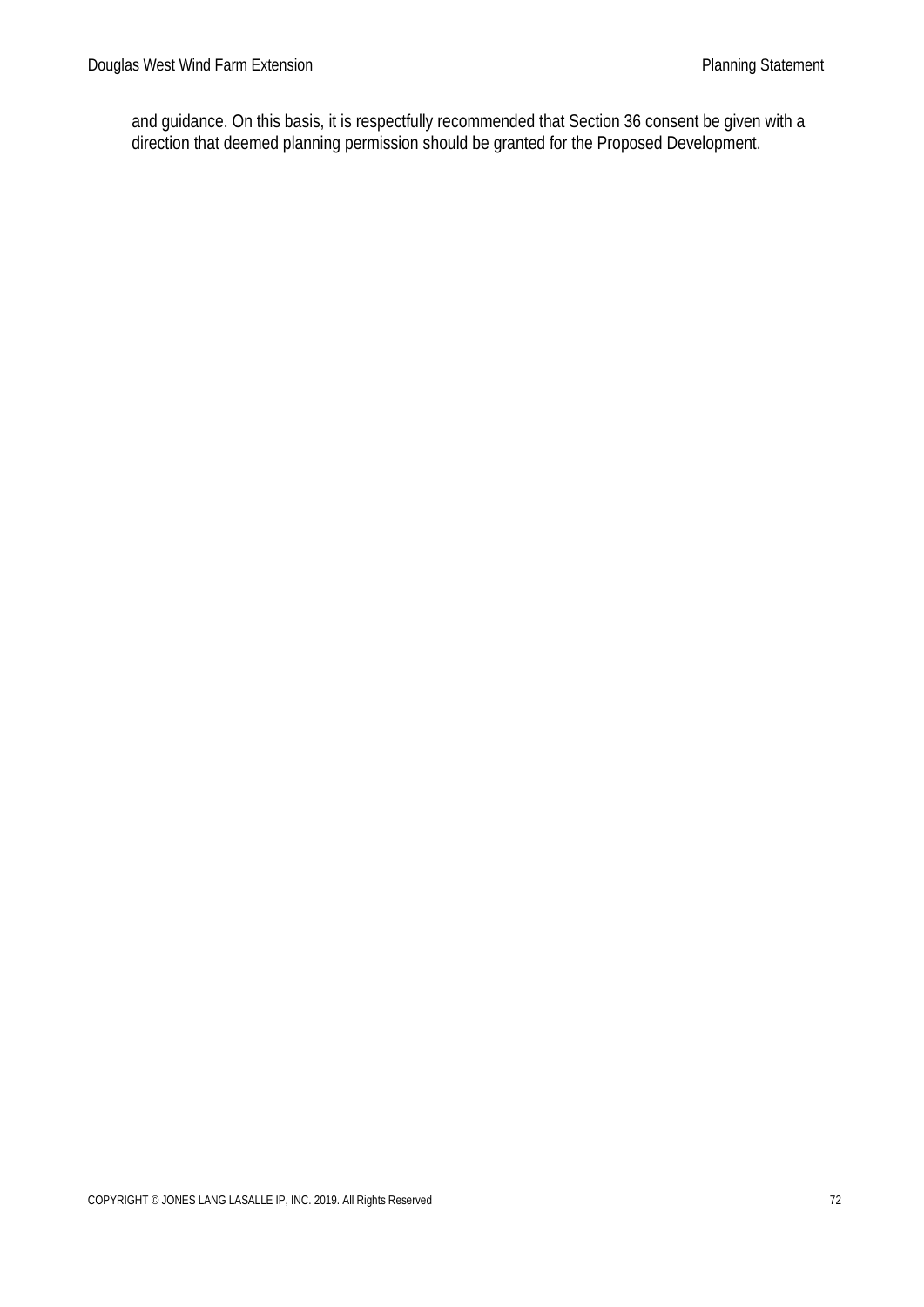and guidance. On this basis, it is respectfully recommended that Section 36 consent be given with a direction that deemed planning permission should be granted for the Proposed Development.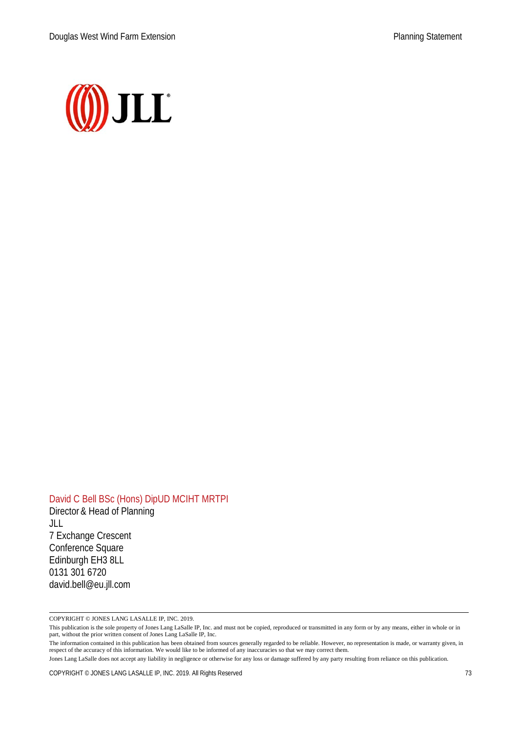David C Bell BSc (Hons) DipUD MCIHT MRTPI
Director & Head of Planning
JLL
7 Exchange Crescent
Conference Square
Edinburgh EH3 8LL
0131 301 6720
david.bell@eu.jll.com

---

COPYRIGHT © JONES LANG LASALLE IP, INC. 2019.

This publication is the sole property of Jones Lang LaSalle IP, Inc. and must not be copied, reproduced or transmitted in any form or by any means, either in whole or in part, without the prior written consent of Jones Lang LaSalle IP, Inc.

The information contained in this publication has been obtained from sources generally regarded to be reliable. However, no representation is made, or warranty given, in respect of the accuracy of this information. We would like to be informed of any inaccuracies so that we may correct them.

Jones Lang LaSalle does not accept any liability in negligence or otherwise for any loss or damage suffered by any party resulting from reliance on this publication.